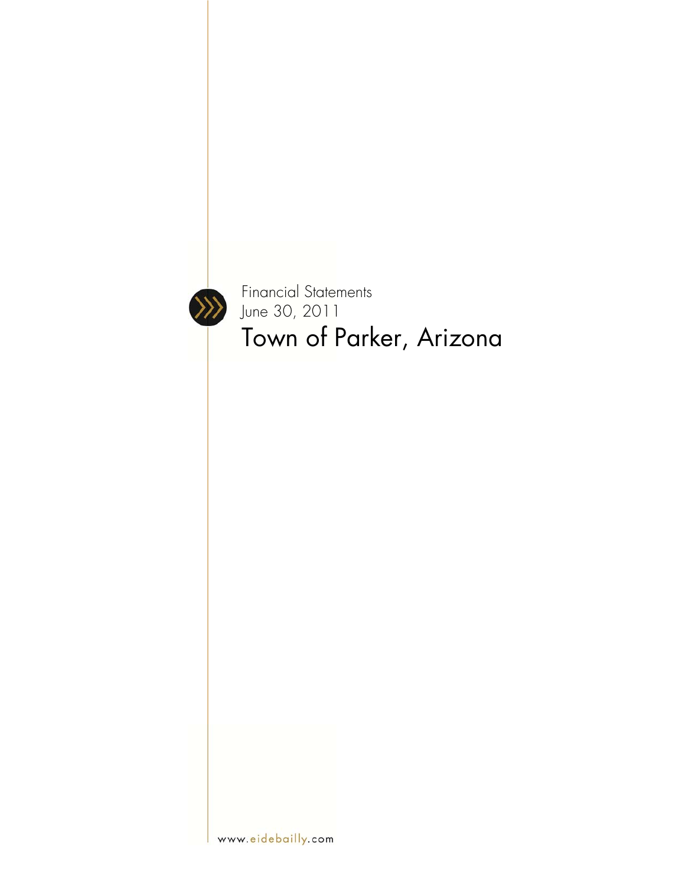Financial Statements

June 30, 2011

# Town of Parker, Arizona

www.eidebailly.com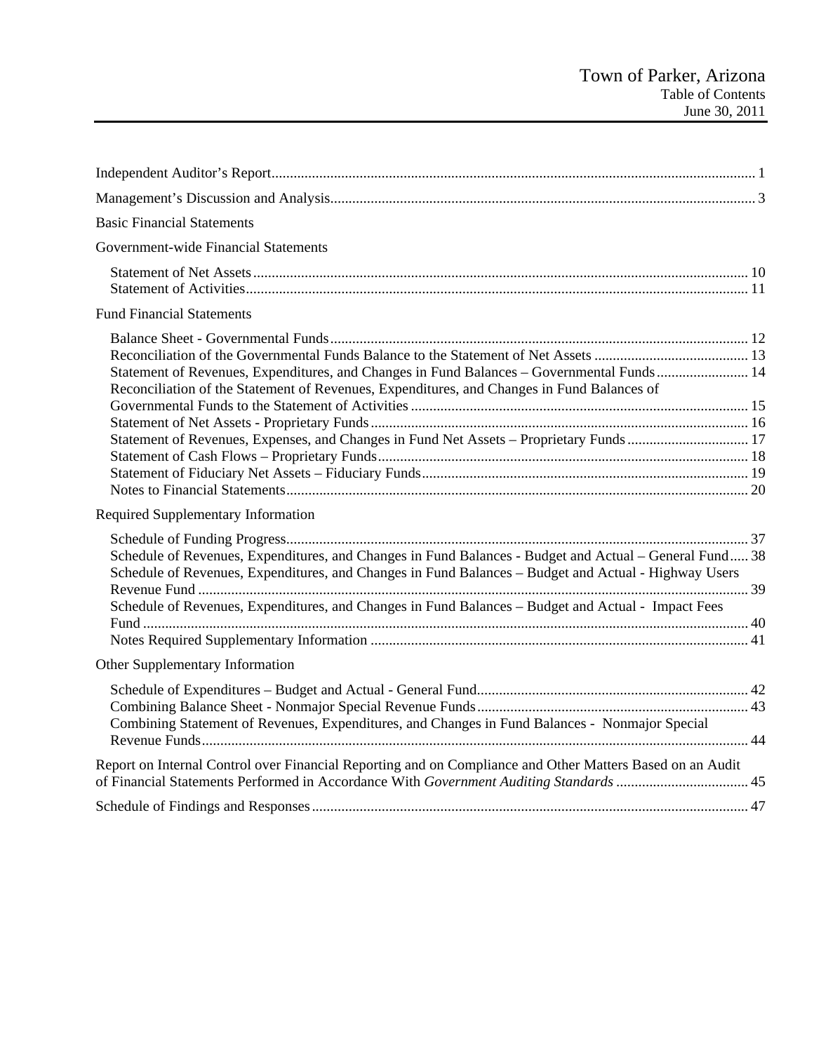# Town of Parker, Arizona
## Table of Contents
### June 30, 2011

| | |
|---|---|
| Independent Auditor's Report | 1 |
| Management's Discussion and Analysis | 3 |
| **Basic Financial Statements** | |
| **Government-wide Financial Statements** | |
| Statement of Net Assets | 10 |
| Statement of Activities | 11 |
| **Fund Financial Statements** | |
| Balance Sheet - Governmental Funds | 12 |
| Reconciliation of the Governmental Funds Balance to the Statement of Net Assets | 13 |
| Statement of Revenues, Expenditures, and Changes in Fund Balances – Governmental Funds | 14 |
| Reconciliation of the Statement of Revenues, Expenditures, and Changes in Fund Balances of Governmental Funds to the Statement of Activities | 15 |
| Statement of Net Assets - Proprietary Funds | 16 |
| Statement of Revenues, Expenses, and Changes in Fund Net Assets – Proprietary Funds | 17 |
| Statement of Cash Flows – Proprietary Funds | 18 |
| Statement of Fiduciary Net Assets – Fiduciary Funds | 19 |
| Notes to Financial Statements | 20 |
| **Required Supplementary Information** | |
| Schedule of Funding Progress | 37 |
| Schedule of Revenues, Expenditures, and Changes in Fund Balances - Budget and Actual – General Fund | 38 |
| Schedule of Revenues, Expenditures, and Changes in Fund Balances – Budget and Actual - Highway Users Revenue Fund | 39 |
| Schedule of Revenues, Expenditures, and Changes in Fund Balances – Budget and Actual - Impact Fees Fund | 40 |
| Notes Required Supplementary Information | 41 |
| **Other Supplementary Information** | |
| Schedule of Expenditures – Budget and Actual - General Fund | 42 |
| Combining Balance Sheet - Nonmajor Special Revenue Funds | 43 |
| Combining Statement of Revenues, Expenditures, and Changes in Fund Balances - Nonmajor Special Revenue Funds | 44 |
| Report on Internal Control over Financial Reporting and on Compliance and Other Matters Based on an Audit of Financial Statements Performed in Accordance With *Government Auditing Standards* | 45 |
| Schedule of Findings and Responses | 47 |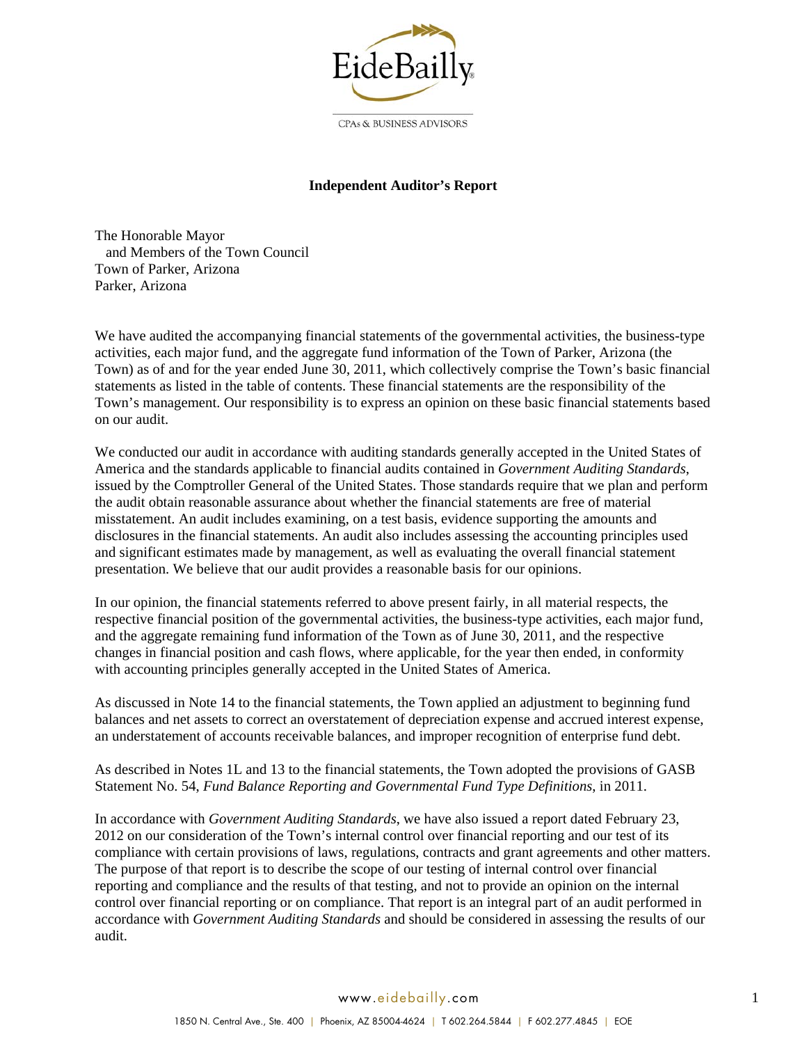EideBailly

CPAs & BUSINESS ADVISORS

## Independent Auditor's Report

The Honorable Mayor
and Members of the Town Council
Town of Parker, Arizona
Parker, Arizona

We have audited the accompanying financial statements of the governmental activities, the business-type activities, each major fund, and the aggregate fund information of the Town of Parker, Arizona (the Town) as of and for the year ended June 30, 2011, which collectively comprise the Town's basic financial statements as listed in the table of contents. These financial statements are the responsibility of the Town's management. Our responsibility is to express an opinion on these basic financial statements based on our audit.

We conducted our audit in accordance with auditing standards generally accepted in the United States of America and the standards applicable to financial audits contained in *Government Auditing Standards*, issued by the Comptroller General of the United States. Those standards require that we plan and perform the audit obtain reasonable assurance about whether the financial statements are free of material misstatement. An audit includes examining, on a test basis, evidence supporting the amounts and disclosures in the financial statements. An audit also includes assessing the accounting principles used and significant estimates made by management, as well as evaluating the overall financial statement presentation. We believe that our audit provides a reasonable basis for our opinions.

In our opinion, the financial statements referred to above present fairly, in all material respects, the respective financial position of the governmental activities, the business-type activities, each major fund, and the aggregate remaining fund information of the Town as of June 30, 2011, and the respective changes in financial position and cash flows, where applicable, for the year then ended, in conformity with accounting principles generally accepted in the United States of America.

As discussed in Note 14 to the financial statements, the Town applied an adjustment to beginning fund balances and net assets to correct an overstatement of depreciation expense and accrued interest expense, an understatement of accounts receivable balances, and improper recognition of enterprise fund debt.

As described in Notes 1L and 13 to the financial statements, the Town adopted the provisions of GASB Statement No. 54, *Fund Balance Reporting and Governmental Fund Type Definitions*, in 2011.

In accordance with *Government Auditing Standards*, we have also issued a report dated February 23, 2012 on our consideration of the Town's internal control over financial reporting and our test of its compliance with certain provisions of laws, regulations, contracts and grant agreements and other matters. The purpose of that report is to describe the scope of our testing of internal control over financial reporting and compliance and the results of that testing, and not to provide an opinion on the internal control over financial reporting or on compliance. That report is an integral part of an audit performed in accordance with *Government Auditing Standards* and should be considered in assessing the results of our audit.

www.eidebailly.com

1850 N. Central Ave., Ste. 400 | Phoenix, AZ 85004-4624 | T 602.264.5844 | F 602.277.4845 | EOE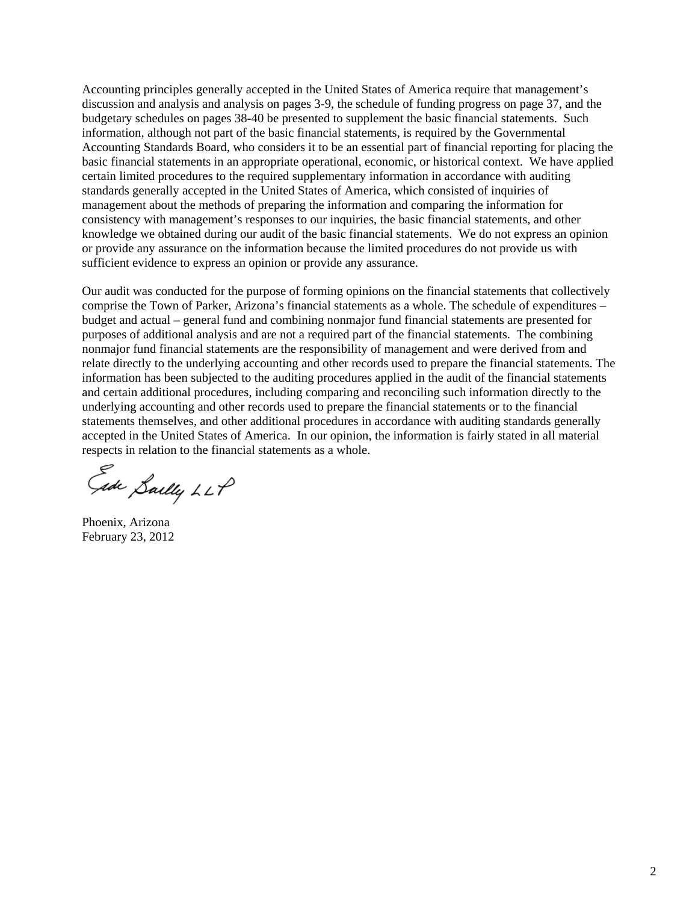Accounting principles generally accepted in the United States of America require that management's discussion and analysis and analysis on pages 3-9, the schedule of funding progress on page 37, and the budgetary schedules on pages 38-40 be presented to supplement the basic financial statements. Such information, although not part of the basic financial statements, is required by the Governmental Accounting Standards Board, who considers it to be an essential part of financial reporting for placing the basic financial statements in an appropriate operational, economic, or historical context. We have applied certain limited procedures to the required supplementary information in accordance with auditing standards generally accepted in the United States of America, which consisted of inquiries of management about the methods of preparing the information and comparing the information for consistency with management's responses to our inquiries, the basic financial statements, and other knowledge we obtained during our audit of the basic financial statements. We do not express an opinion or provide any assurance on the information because the limited procedures do not provide us with sufficient evidence to express an opinion or provide any assurance.

Our audit was conducted for the purpose of forming opinions on the financial statements that collectively comprise the Town of Parker, Arizona's financial statements as a whole. The schedule of expenditures – budget and actual – general fund and combining nonmajor fund financial statements are presented for purposes of additional analysis and are not a required part of the financial statements. The combining nonmajor fund financial statements are the responsibility of management and were derived from and relate directly to the underlying accounting and other records used to prepare the financial statements. The information has been subjected to the auditing procedures applied in the audit of the financial statements and certain additional procedures, including comparing and reconciling such information directly to the underlying accounting and other records used to prepare the financial statements or to the financial statements themselves, and other additional procedures in accordance with auditing standards generally accepted in the United States of America. In our opinion, the information is fairly stated in all material respects in relation to the financial statements as a whole.

Eide Bailly LLP

Phoenix, Arizona
February 23, 2012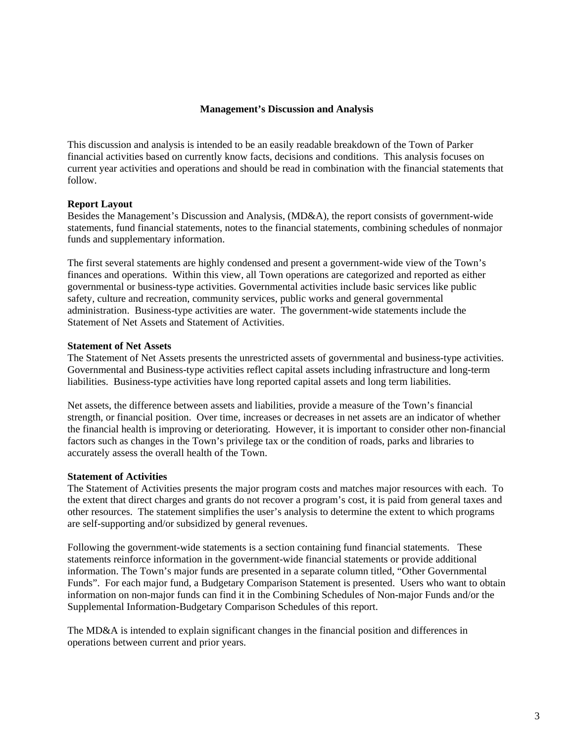## Management's Discussion and Analysis

This discussion and analysis is intended to be an easily readable breakdown of the Town of Parker financial activities based on currently know facts, decisions and conditions. This analysis focuses on current year activities and operations and should be read in combination with the financial statements that follow.

**Report Layout**
Besides the Management's Discussion and Analysis, (MD&A), the report consists of government-wide statements, fund financial statements, notes to the financial statements, combining schedules of nonmajor funds and supplementary information.

The first several statements are highly condensed and present a government-wide view of the Town's finances and operations. Within this view, all Town operations are categorized and reported as either governmental or business-type activities. Governmental activities include basic services like public safety, culture and recreation, community services, public works and general governmental administration. Business-type activities are water. The government-wide statements include the Statement of Net Assets and Statement of Activities.

**Statement of Net Assets**
The Statement of Net Assets presents the unrestricted assets of governmental and business-type activities. Governmental and Business-type activities reflect capital assets including infrastructure and long-term liabilities. Business-type activities have long reported capital assets and long term liabilities.

Net assets, the difference between assets and liabilities, provide a measure of the Town's financial strength, or financial position. Over time, increases or decreases in net assets are an indicator of whether the financial health is improving or deteriorating. However, it is important to consider other non-financial factors such as changes in the Town's privilege tax or the condition of roads, parks and libraries to accurately assess the overall health of the Town.

**Statement of Activities**
The Statement of Activities presents the major program costs and matches major resources with each. To the extent that direct charges and grants do not recover a program's cost, it is paid from general taxes and other resources. The statement simplifies the user's analysis to determine the extent to which programs are self-supporting and/or subsidized by general revenues.

Following the government-wide statements is a section containing fund financial statements. These statements reinforce information in the government-wide financial statements or provide additional information. The Town's major funds are presented in a separate column titled, "Other Governmental Funds". For each major fund, a Budgetary Comparison Statement is presented. Users who want to obtain information on non-major funds can find it in the Combining Schedules of Non-major Funds and/or the Supplemental Information-Budgetary Comparison Schedules of this report.

The MD&A is intended to explain significant changes in the financial position and differences in operations between current and prior years.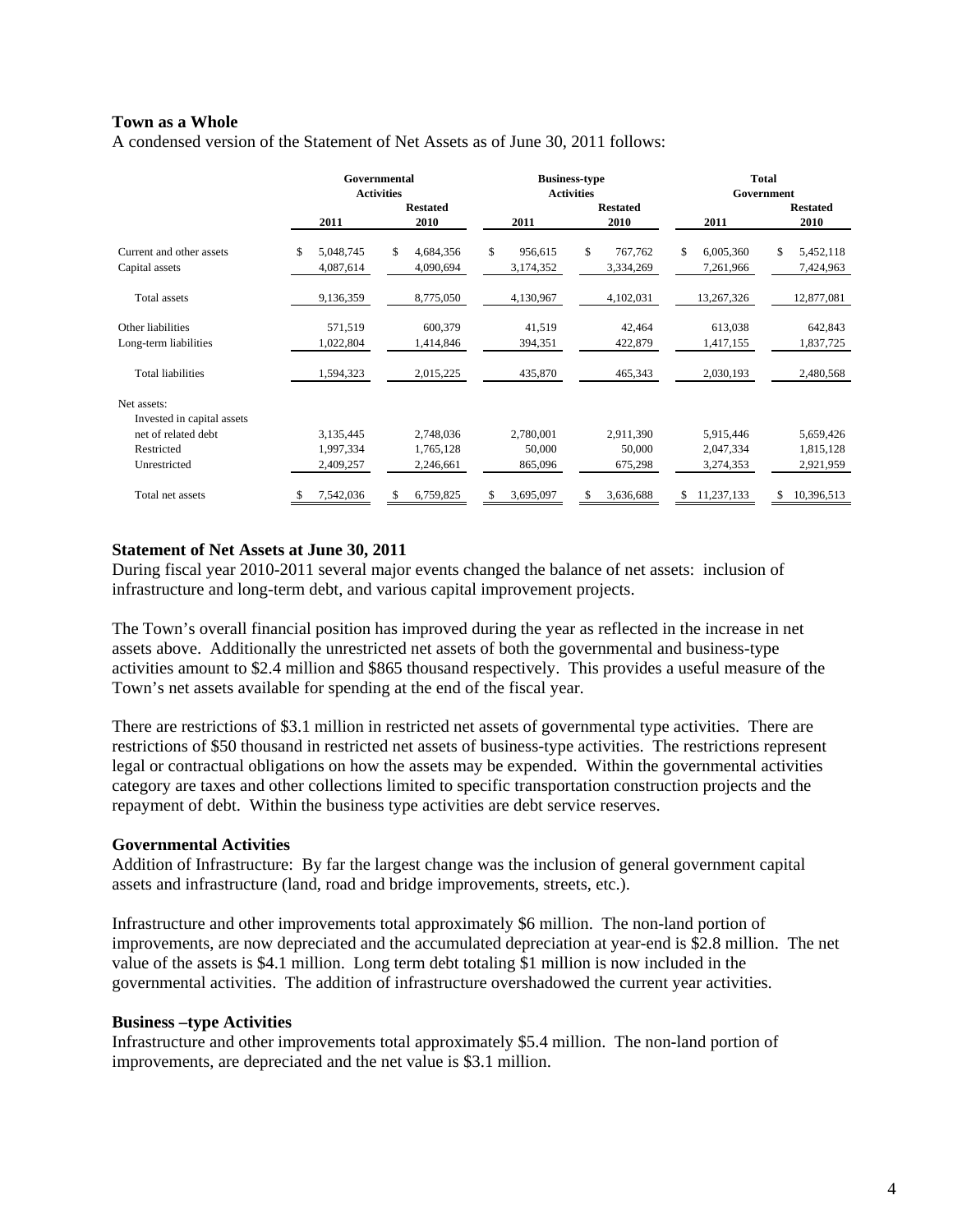**Town as a Whole**

A condensed version of the Statement of Net Assets as of June 30, 2011 follows:

| | Governmental Activities | | Business-type Activities | | Total Government | |
|---|---|---|---|---|---|---|
| | 2011 | Restated 2010 | 2011 | Restated 2010 | 2011 | Restated 2010 |
| Current and other assets | $ 5,048,745 | $ 4,684,356 | $ 956,615 | $ 767,762 | $ 6,005,360 | $ 5,452,118 |
| Capital assets | 4,087,614 | 4,090,694 | 3,174,352 | 3,334,269 | 7,261,966 | 7,424,963 |
| Total assets | 9,136,359 | 8,775,050 | 4,130,967 | 4,102,031 | 13,267,326 | 12,877,081 |
| Other liabilities | 571,519 | 600,379 | 41,519 | 42,464 | 613,038 | 642,843 |
| Long-term liabilities | 1,022,804 | 1,414,846 | 394,351 | 422,879 | 1,417,155 | 1,837,725 |
| Total liabilities | 1,594,323 | 2,015,225 | 435,870 | 465,343 | 2,030,193 | 2,480,568 |
| Net assets: | | | | | | |
| Invested in capital assets net of related debt | 3,135,445 | 2,748,036 | 2,780,001 | 2,911,390 | 5,915,446 | 5,659,426 |
| Restricted | 1,997,334 | 1,765,128 | 50,000 | 50,000 | 2,047,334 | 1,815,128 |
| Unrestricted | 2,409,257 | 2,246,661 | 865,096 | 675,298 | 3,274,353 | 2,921,959 |
| Total net assets | $ 7,542,036 | $ 6,759,825 | $ 3,695,097 | $ 3,636,688 | $ 11,237,133 | $ 10,396,513 |

**Statement of Net Assets at June 30, 2011**

During fiscal year 2010-2011 several major events changed the balance of net assets: inclusion of infrastructure and long-term debt, and various capital improvement projects.

The Town's overall financial position has improved during the year as reflected in the increase in net assets above. Additionally the unrestricted net assets of both the governmental and business-type activities amount to $2.4 million and $865 thousand respectively. This provides a useful measure of the Town's net assets available for spending at the end of the fiscal year.

There are restrictions of $3.1 million in restricted net assets of governmental type activities. There are restrictions of $50 thousand in restricted net assets of business-type activities. The restrictions represent legal or contractual obligations on how the assets may be expended. Within the governmental activities category are taxes and other collections limited to specific transportation construction projects and the repayment of debt. Within the business type activities are debt service reserves.

**Governmental Activities**

Addition of Infrastructure: By far the largest change was the inclusion of general government capital assets and infrastructure (land, road and bridge improvements, streets, etc.).

Infrastructure and other improvements total approximately $6 million. The non-land portion of improvements, are now depreciated and the accumulated depreciation at year-end is $2.8 million. The net value of the assets is $4.1 million. Long term debt totaling $1 million is now included in the governmental activities. The addition of infrastructure overshadowed the current year activities.

**Business –type Activities**

Infrastructure and other improvements total approximately $5.4 million. The non-land portion of improvements, are depreciated and the net value is $3.1 million.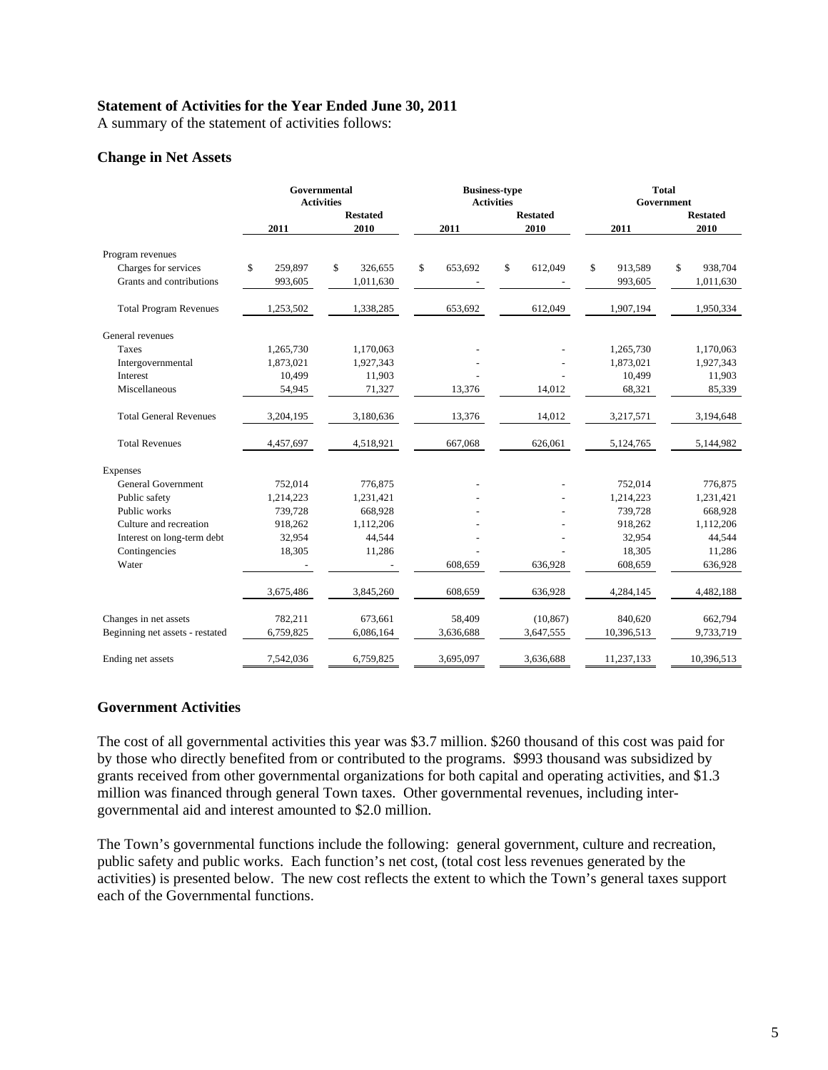**Statement of Activities for the Year Ended June 30, 2011**

A summary of the statement of activities follows:

### Change in Net Assets

| | Governmental Activities | | Business-type Activities | | Total Government | |
|---|---|---|---|---|---|---|
| | 2011 | Restated 2010 | 2011 | Restated 2010 | 2011 | Restated 2010 |
| Program revenues | | | | | | |
| Charges for services | $ 259,897 | $ 326,655 | $ 653,692 | $ 612,049 | $ 913,589 | $ 938,704 |
| Grants and contributions | 993,605 | 1,011,630 | - | - | 993,605 | 1,011,630 |
| Total Program Revenues | 1,253,502 | 1,338,285 | 653,692 | 612,049 | 1,907,194 | 1,950,334 |
| General revenues | | | | | | |
| Taxes | 1,265,730 | 1,170,063 | - | - | 1,265,730 | 1,170,063 |
| Intergovernmental | 1,873,021 | 1,927,343 | - | - | 1,873,021 | 1,927,343 |
| Interest | 10,499 | 11,903 | - | - | 10,499 | 11,903 |
| Miscellaneous | 54,945 | 71,327 | 13,376 | 14,012 | 68,321 | 85,339 |
| Total General Revenues | 3,204,195 | 3,180,636 | 13,376 | 14,012 | 3,217,571 | 3,194,648 |
| Total Revenues | 4,457,697 | 4,518,921 | 667,068 | 626,061 | 5,124,765 | 5,144,982 |
| Expenses | | | | | | |
| General Government | 752,014 | 776,875 | - | - | 752,014 | 776,875 |
| Public safety | 1,214,223 | 1,231,421 | - | - | 1,214,223 | 1,231,421 |
| Public works | 739,728 | 668,928 | - | - | 739,728 | 668,928 |
| Culture and recreation | 918,262 | 1,112,206 | - | - | 918,262 | 1,112,206 |
| Interest on long-term debt | 32,954 | 44,544 | - | - | 32,954 | 44,544 |
| Contingencies | 18,305 | 11,286 | - | - | 18,305 | 11,286 |
| Water | - | - | 608,659 | 636,928 | 608,659 | 636,928 |
| | 3,675,486 | 3,845,260 | 608,659 | 636,928 | 4,284,145 | 4,482,188 |
| Changes in net assets | 782,211 | 673,661 | 58,409 | (10,867) | 840,620 | 662,794 |
| Beginning net assets - restated | 6,759,825 | 6,086,164 | 3,636,688 | 3,647,555 | 10,396,513 | 9,733,719 |
| Ending net assets | 7,542,036 | 6,759,825 | 3,695,097 | 3,636,688 | 11,237,133 | 10,396,513 |

### Government Activities

The cost of all governmental activities this year was $3.7 million. $260 thousand of this cost was paid for by those who directly benefited from or contributed to the programs. $993 thousand was subsidized by grants received from other governmental organizations for both capital and operating activities, and $1.3 million was financed through general Town taxes. Other governmental revenues, including inter-governmental aid and interest amounted to $2.0 million.

The Town's governmental functions include the following: general government, culture and recreation, public safety and public works. Each function's net cost, (total cost less revenues generated by the activities) is presented below. The new cost reflects the extent to which the Town's general taxes support each of the Governmental functions.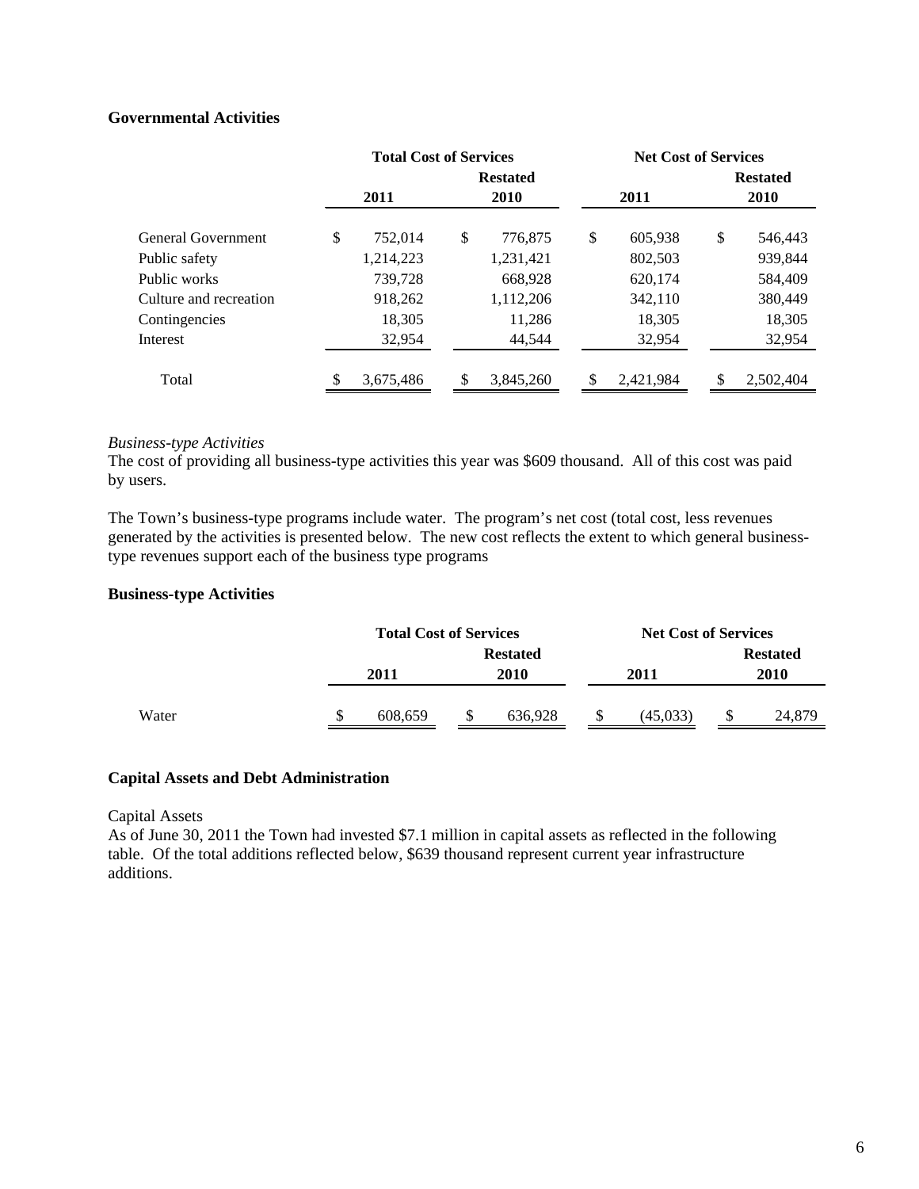**Governmental Activities**

| | Total Cost of Services | | Net Cost of Services | |
|---|---|---|---|---|
| | 2011 | Restated 2010 | 2011 | Restated 2010 |
| General Government | $ 752,014 | $ 776,875 | $ 605,938 | $ 546,443 |
| Public safety | 1,214,223 | 1,231,421 | 802,503 | 939,844 |
| Public works | 739,728 | 668,928 | 620,174 | 584,409 |
| Culture and recreation | 918,262 | 1,112,206 | 342,110 | 380,449 |
| Contingencies | 18,305 | 11,286 | 18,305 | 18,305 |
| Interest | 32,954 | 44,544 | 32,954 | 32,954 |
| Total | $ 3,675,486 | $ 3,845,260 | $ 2,421,984 | $ 2,502,404 |

*Business-type Activities*

The cost of providing all business-type activities this year was $609 thousand. All of this cost was paid by users.

The Town's business-type programs include water. The program's net cost (total cost, less revenues generated by the activities is presented below. The new cost reflects the extent to which general business-type revenues support each of the business type programs

**Business-type Activities**

| | Total Cost of Services | | Net Cost of Services | |
|---|---|---|---|---|
| | 2011 | Restated 2010 | 2011 | Restated 2010 |
| Water | $ 608,659 | $ 636,928 | $ (45,033) | $ 24,879 |

**Capital Assets and Debt Administration**

Capital Assets

As of June 30, 2011 the Town had invested $7.1 million in capital assets as reflected in the following table. Of the total additions reflected below, $639 thousand represent current year infrastructure additions.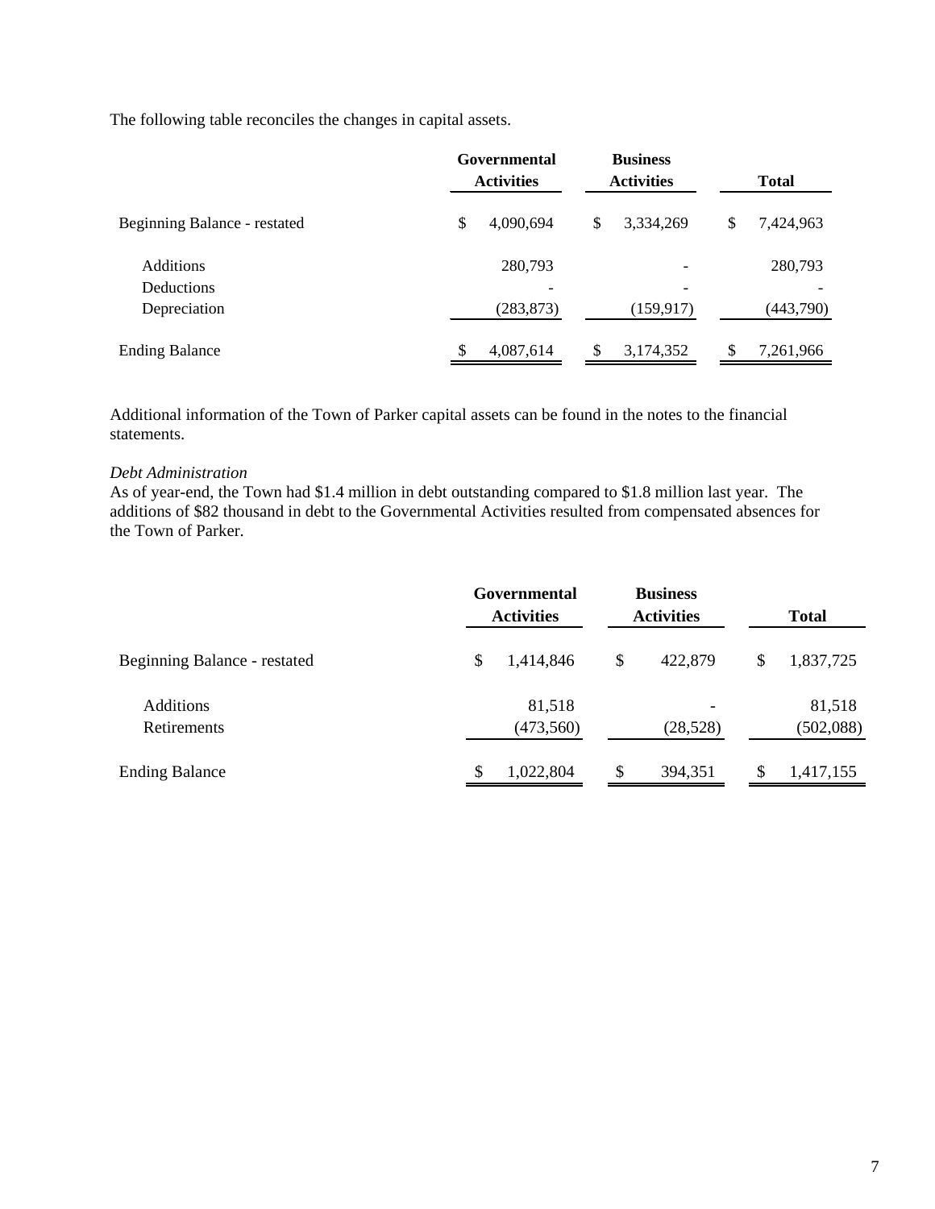The following table reconciles the changes in capital assets.

| | Governmental Activities | Business Activities | Total |
|---|---|---|---|
| Beginning Balance - restated | $ 4,090,694 | $ 3,334,269 | $ 7,424,963 |
| Additions | 280,793 | - | 280,793 |
| Deductions | - | - | - |
| Depreciation | (283,873) | (159,917) | (443,790) |
| Ending Balance | $ 4,087,614 | $ 3,174,352 | $ 7,261,966 |

Additional information of the Town of Parker capital assets can be found in the notes to the financial statements.

*Debt Administration*

As of year-end, the Town had $1.4 million in debt outstanding compared to $1.8 million last year. The additions of $82 thousand in debt to the Governmental Activities resulted from compensated absences for the Town of Parker.

| | Governmental Activities | Business Activities | Total |
|---|---|---|---|
| Beginning Balance - restated | $ 1,414,846 | $ 422,879 | $ 1,837,725 |
| Additions | 81,518 | - | 81,518 |
| Retirements | (473,560) | (28,528) | (502,088) |
| Ending Balance | $ 1,022,804 | $ 394,351 | $ 1,417,155 |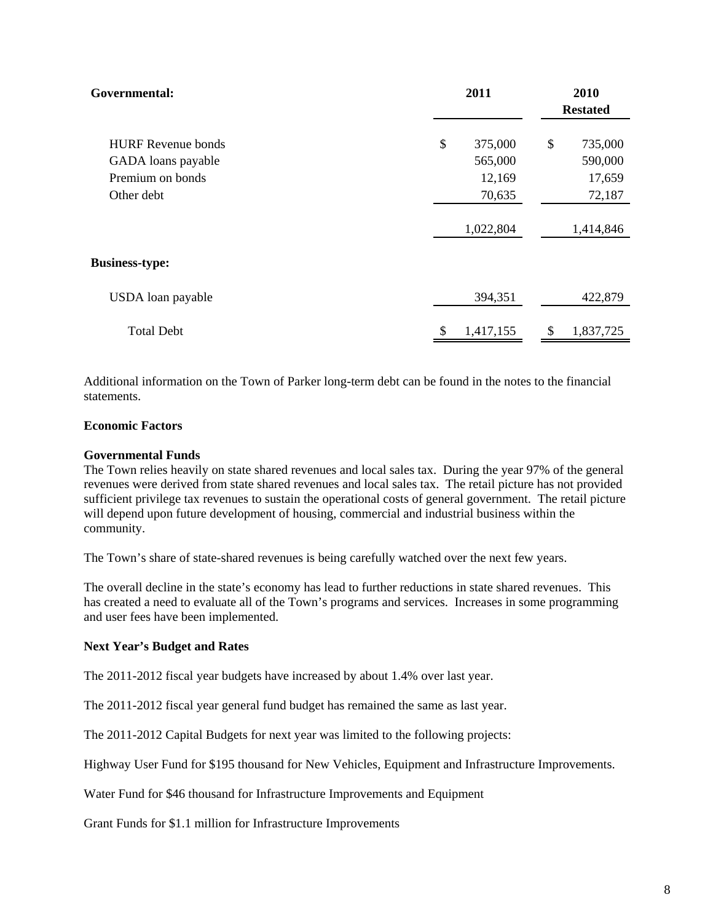| Governmental: | 2011 | 2010 Restated |
|---|---|---|
| HURF Revenue bonds | $ 375,000 | $ 735,000 |
| GADA loans payable | 565,000 | 590,000 |
| Premium on bonds | 12,169 | 17,659 |
| Other debt | 70,635 | 72,187 |
| | 1,022,804 | 1,414,846 |
| **Business-type:** | | |
| USDA loan payable | 394,351 | 422,879 |
| Total Debt | $ 1,417,155 | $ 1,837,725 |

Additional information on the Town of Parker long-term debt can be found in the notes to the financial statements.

**Economic Factors**

**Governmental Funds**

The Town relies heavily on state shared revenues and local sales tax. During the year 97% of the general revenues were derived from state shared revenues and local sales tax. The retail picture has not provided sufficient privilege tax revenues to sustain the operational costs of general government. The retail picture will depend upon future development of housing, commercial and industrial business within the community.

The Town's share of state-shared revenues is being carefully watched over the next few years.

The overall decline in the state's economy has lead to further reductions in state shared revenues. This has created a need to evaluate all of the Town's programs and services. Increases in some programming and user fees have been implemented.

**Next Year's Budget and Rates**

The 2011-2012 fiscal year budgets have increased by about 1.4% over last year.

The 2011-2012 fiscal year general fund budget has remained the same as last year.

The 2011-2012 Capital Budgets for next year was limited to the following projects:

Highway User Fund for $195 thousand for New Vehicles, Equipment and Infrastructure Improvements.

Water Fund for $46 thousand for Infrastructure Improvements and Equipment

Grant Funds for $1.1 million for Infrastructure Improvements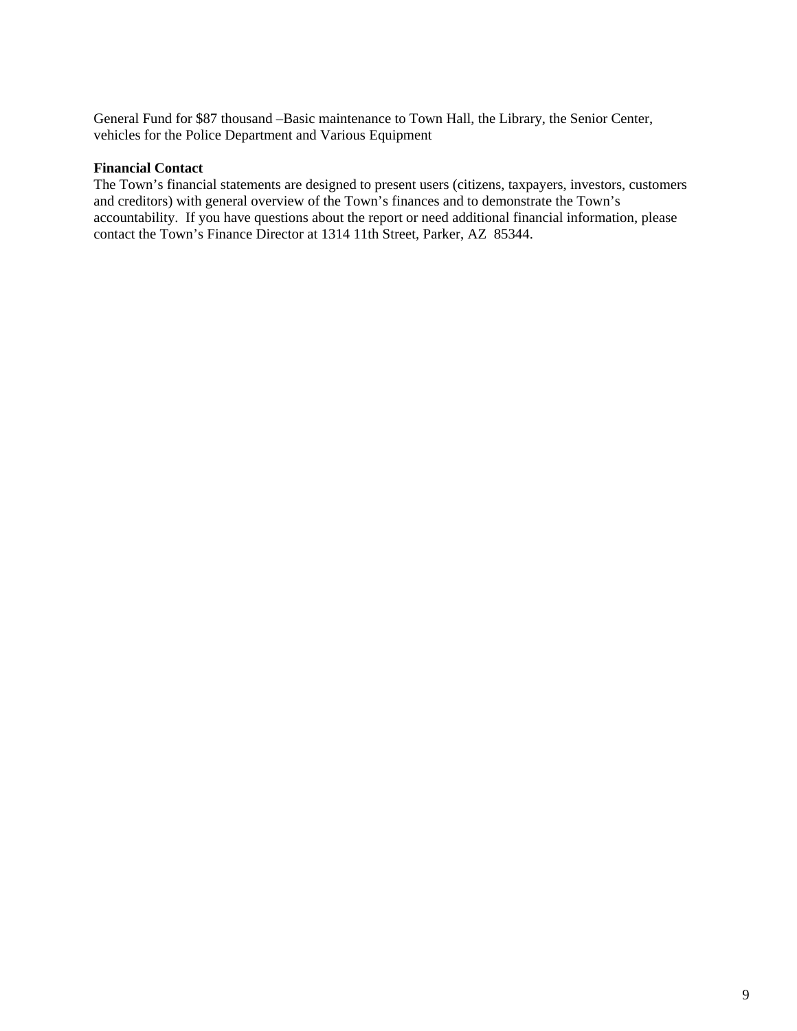General Fund for $87 thousand –Basic maintenance to Town Hall, the Library, the Senior Center, vehicles for the Police Department and Various Equipment

**Financial Contact**

The Town's financial statements are designed to present users (citizens, taxpayers, investors, customers and creditors) with general overview of the Town's finances and to demonstrate the Town's accountability. If you have questions about the report or need additional financial information, please contact the Town's Finance Director at 1314 11th Street, Parker, AZ 85344.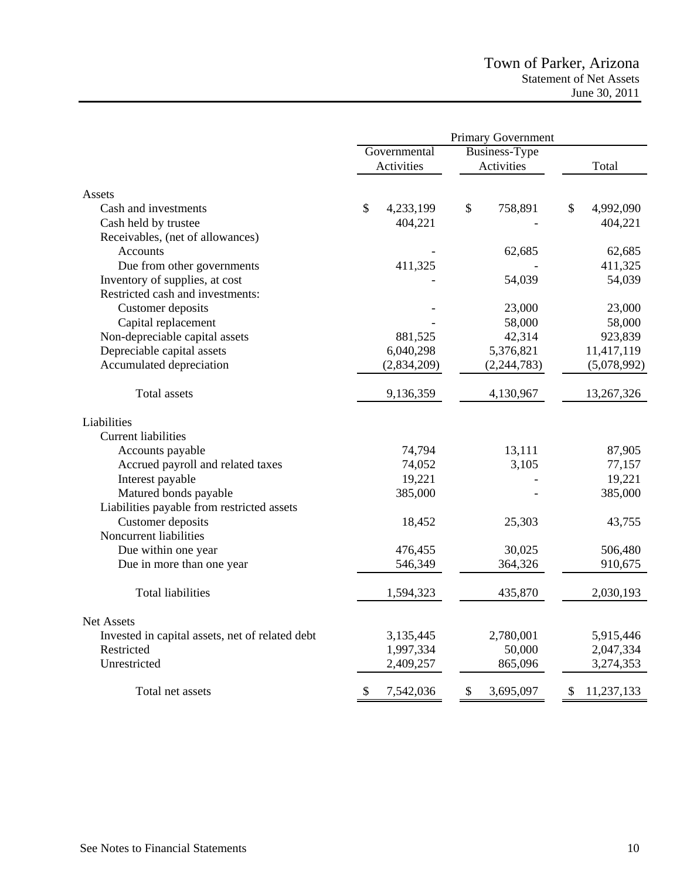# Town of Parker, Arizona

## Statement of Net Assets

### June 30, 2011

| | Primary Government | | |
|---|---|---|---|
| | Governmental Activities | Business-Type Activities | Total |
| **Assets** | | | |
| Cash and investments | $ 4,233,199 | $ 758,891 | $ 4,992,090 |
| Cash held by trustee | 404,221 | - | 404,221 |
| Receivables, (net of allowances) | | | |
| Accounts | - | 62,685 | 62,685 |
| Due from other governments | 411,325 | - | 411,325 |
| Inventory of supplies, at cost | - | 54,039 | 54,039 |
| Restricted cash and investments: | | | |
| Customer deposits | - | 23,000 | 23,000 |
| Capital replacement | - | 58,000 | 58,000 |
| Non-depreciable capital assets | 881,525 | 42,314 | 923,839 |
| Depreciable capital assets | 6,040,298 | 5,376,821 | 11,417,119 |
| Accumulated depreciation | (2,834,209) | (2,244,783) | (5,078,992) |
| Total assets | 9,136,359 | 4,130,967 | 13,267,326 |
| **Liabilities** | | | |
| Current liabilities | | | |
| Accounts payable | 74,794 | 13,111 | 87,905 |
| Accrued payroll and related taxes | 74,052 | 3,105 | 77,157 |
| Interest payable | 19,221 | - | 19,221 |
| Matured bonds payable | 385,000 | - | 385,000 |
| Liabilities payable from restricted assets | | | |
| Customer deposits | 18,452 | 25,303 | 43,755 |
| Noncurrent liabilities | | | |
| Due within one year | 476,455 | 30,025 | 506,480 |
| Due in more than one year | 546,349 | 364,326 | 910,675 |
| Total liabilities | 1,594,323 | 435,870 | 2,030,193 |
| **Net Assets** | | | |
| Invested in capital assets, net of related debt | 3,135,445 | 2,780,001 | 5,915,446 |
| Restricted | 1,997,334 | 50,000 | 2,047,334 |
| Unrestricted | 2,409,257 | 865,096 | 3,274,353 |
| Total net assets | $ 7,542,036 | $ 3,695,097 | $ 11,237,133 |

See Notes to Financial Statements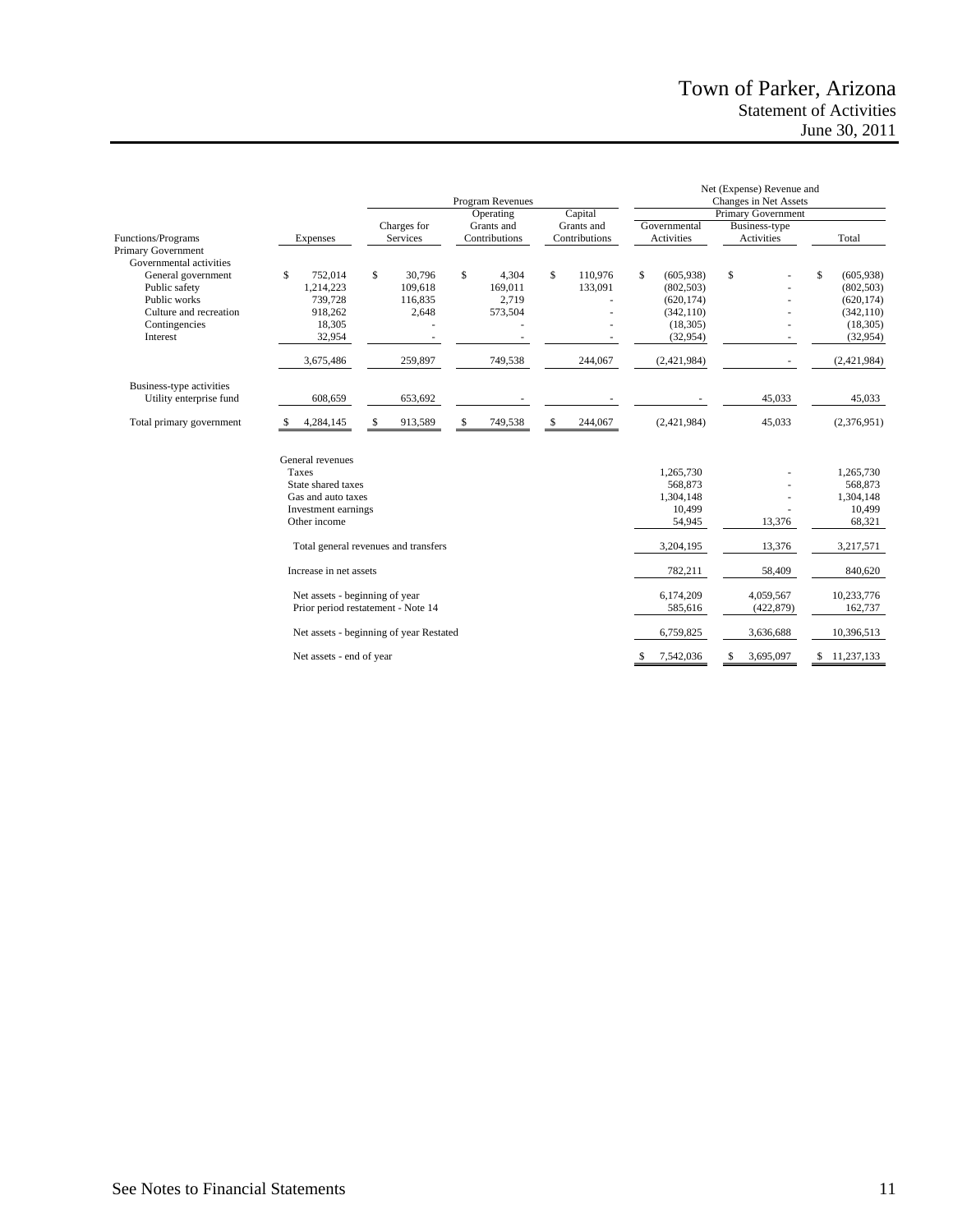# Town of Parker, Arizona
## Statement of Activities
### June 30, 2011

| | | Program Revenues | | | Net (Expense) Revenue and Changes in Net Assets | | |
|---|---|---|---|---|---|---|---|
| | | | | | Primary Government | | |
| Functions/Programs | Expenses | Charges for Services | Operating Grants and Contributions | Capital Grants and Contributions | Governmental Activities | Business-type Activities | Total |
| Primary Government | | | | | | | |
| Governmental activities | | | | | | | |
| General government | $ 752,014 | $ 30,796 | $ 4,304 | $ 110,976 | $ (605,938) | $ - | $ (605,938) |
| Public safety | 1,214,223 | 109,618 | 169,011 | 133,091 | (802,503) | - | (802,503) |
| Public works | 739,728 | 116,835 | 2,719 | - | (620,174) | - | (620,174) |
| Culture and recreation | 918,262 | 2,648 | 573,504 | - | (342,110) | - | (342,110) |
| Contingencies | 18,305 | - | - | - | (18,305) | - | (18,305) |
| Interest | 32,954 | - | - | - | (32,954) | - | (32,954) |
| | 3,675,486 | 259,897 | 749,538 | 244,067 | (2,421,984) | - | (2,421,984) |
| Business-type activities | | | | | | | |
| Utility enterprise fund | 608,659 | 653,692 | - | - | - | 45,033 | 45,033 |
| Total primary government | $ 4,284,145 | $ 913,589 | $ 749,538 | $ 244,067 | (2,421,984) | 45,033 | (2,376,951) |
| | General revenues | | | | | | |
| | Taxes | | | | 1,265,730 | - | 1,265,730 |
| | State shared taxes | | | | 568,873 | - | 568,873 |
| | Gas and auto taxes | | | | 1,304,148 | - | 1,304,148 |
| | Investment earnings | | | | 10,499 | - | 10,499 |
| | Other income | | | | 54,945 | 13,376 | 68,321 |
| | Total general revenues and transfers | | | | 3,204,195 | 13,376 | 3,217,571 |
| | Increase in net assets | | | | 782,211 | 58,409 | 840,620 |
| | Net assets - beginning of year | | | | 6,174,209 | 4,059,567 | 10,233,776 |
| | Prior period restatement - Note 14 | | | | 585,616 | (422,879) | 162,737 |
| | Net assets - beginning of year Restated | | | | 6,759,825 | 3,636,688 | 10,396,513 |
| | Net assets - end of year | | | | $ 7,542,036 | $ 3,695,097 | $ 11,237,133 |

See Notes to Financial Statements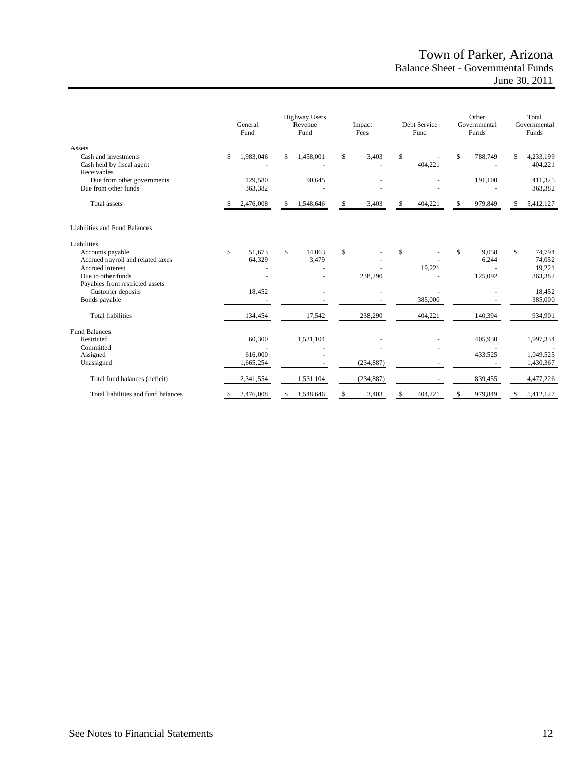# Town of Parker, Arizona
## Balance Sheet - Governmental Funds
### June 30, 2011

| | General Fund | Highway Users Revenue Fund | Impact Fees | Debt Service Fund | Other Governmental Funds | Total Governmental Funds |
|---|---|---|---|---|---|---|
| **Assets** | | | | | | |
| Cash and investments | $ 1,983,046 | $ 1,458,001 | $ 3,403 | $ - | $ 788,749 | $ 4,233,199 |
| Cash held by fiscal agent | - | - | - | 404,221 | - | 404,221 |
| Receivables | | | | | | |
| Due from other governments | 129,580 | 90,645 | - | - | 191,100 | 411,325 |
| Due from other funds | 363,382 | - | - | - | - | 363,382 |
| Total assets | $ 2,476,008 | $ 1,548,646 | $ 3,403 | $ 404,221 | $ 979,849 | $ 5,412,127 |
| **Liabilities and Fund Balances** | | | | | | |
| Liabilities | | | | | | |
| Accounts payable | $ 51,673 | $ 14,063 | $ - | $ - | $ 9,058 | $ 74,794 |
| Accrued payroll and related taxes | 64,329 | 3,479 | - | - | 6,244 | 74,052 |
| Accrued interest | - | - | - | 19,221 | - | 19,221 |
| Due to other funds | - | - | 238,290 | - | 125,092 | 363,382 |
| Payables from restricted assets | | | | | | |
| Customer deposits | 18,452 | - | - | - | - | 18,452 |
| Bonds payable | - | - | - | 385,000 | - | 385,000 |
| Total liabilities | 134,454 | 17,542 | 238,290 | 404,221 | 140,394 | 934,901 |
| Fund Balances | | | | | | |
| Restricted | 60,300 | 1,531,104 | - | - | 405,930 | 1,997,334 |
| Committed | - | - | - | - | - | - |
| Assigned | 616,000 | - | - | - | 433,525 | 1,049,525 |
| Unassigned | 1,665,254 | - | (234,887) | - | - | 1,430,367 |
| Total fund balances (deficit) | 2,341,554 | 1,531,104 | (234,887) | - | 839,455 | 4,477,226 |
| Total liabilities and fund balances | $ 2,476,008 | $ 1,548,646 | $ 3,403 | $ 404,221 | $ 979,849 | $ 5,412,127 |

See Notes to Financial Statements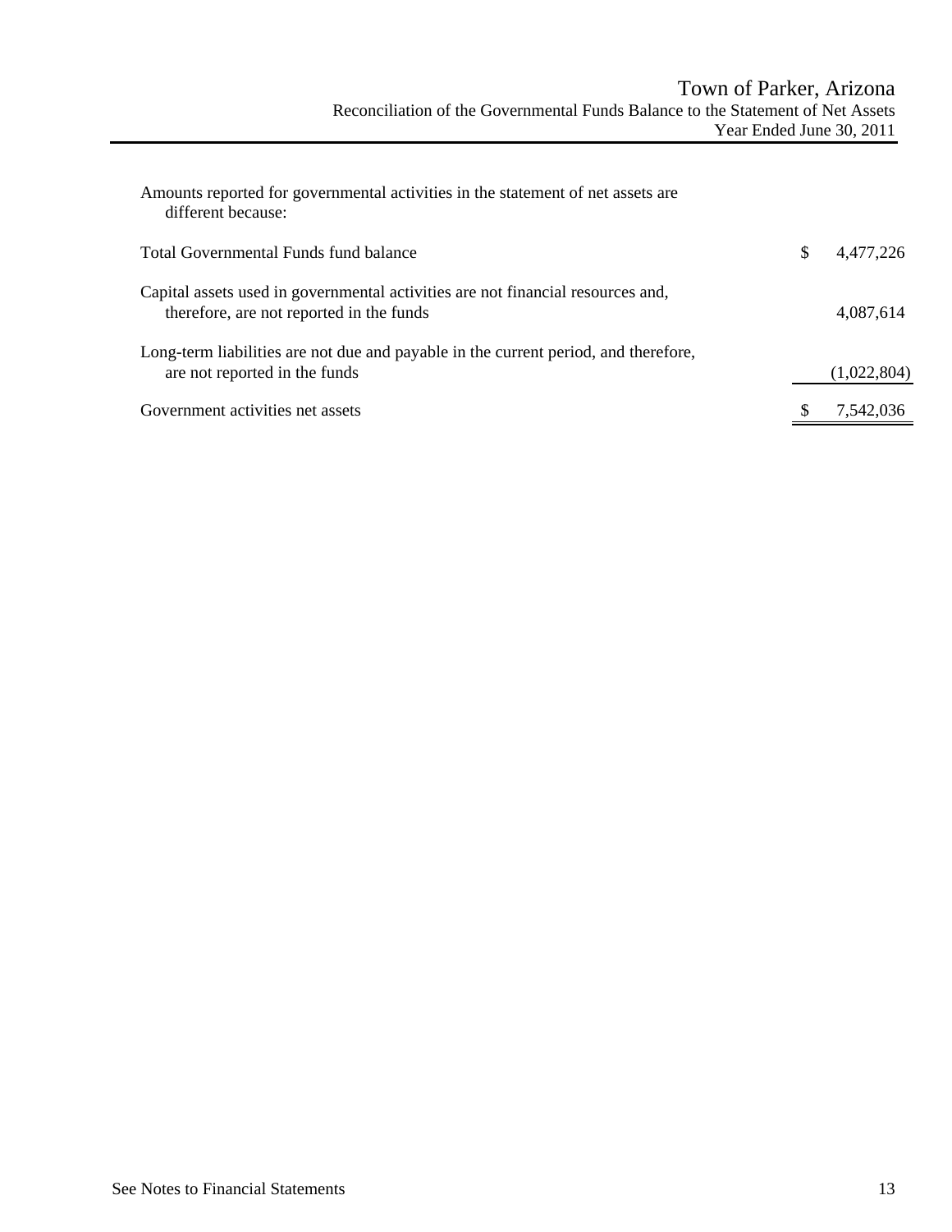# Town of Parker, Arizona

## Reconciliation of the Governmental Funds Balance to the Statement of Net Assets

### Year Ended June 30, 2011

Amounts reported for governmental activities in the statement of net assets are different because:

| | | |
|---|---|---|
| Total Governmental Funds fund balance | $ | 4,477,226 |
| Capital assets used in governmental activities are not financial resources and, therefore, are not reported in the funds | | 4,087,614 |
| Long-term liabilities are not due and payable in the current period, and therefore, are not reported in the funds | | (1,022,804) |
| Government activities net assets | $ | 7,542,036 |

See Notes to Financial Statements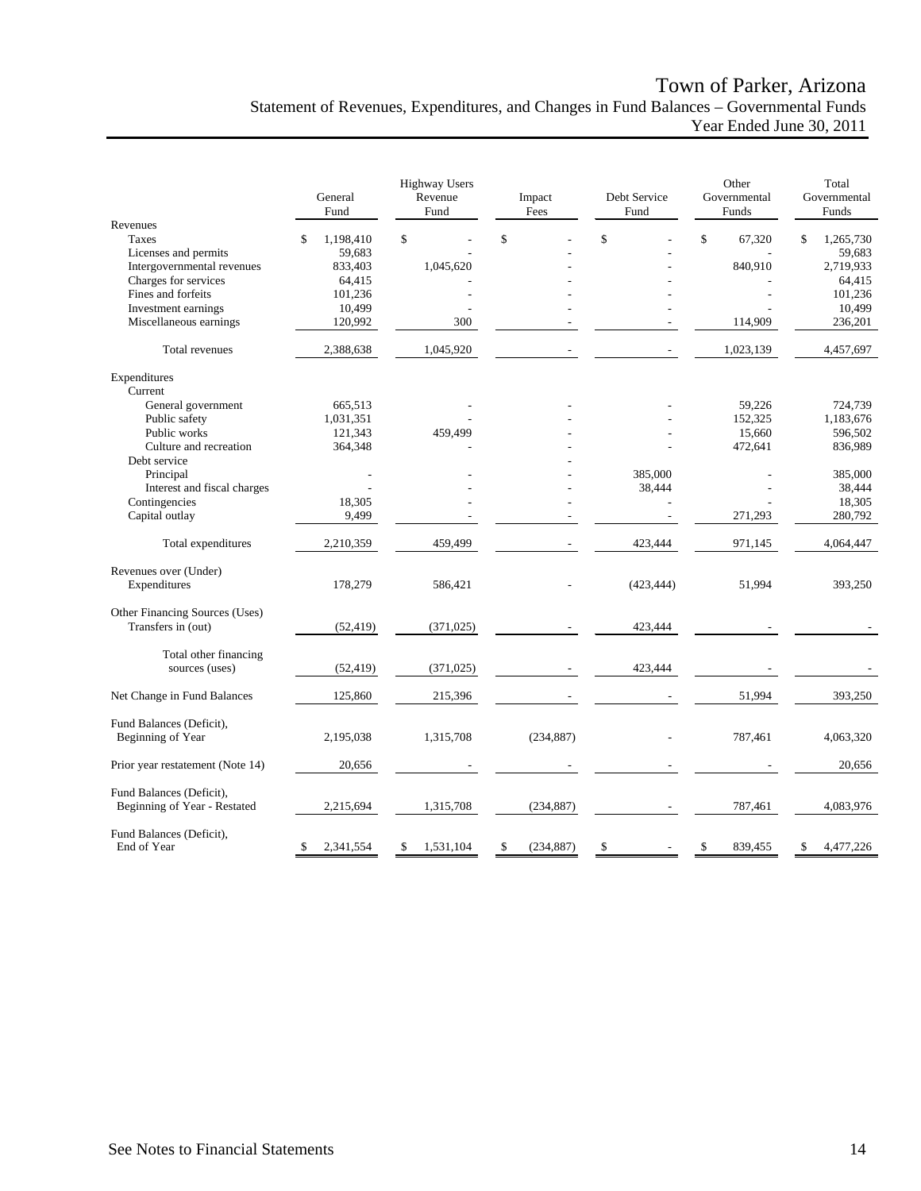# Town of Parker, Arizona

## Statement of Revenues, Expenditures, and Changes in Fund Balances – Governmental Funds

### Year Ended June 30, 2011

| | General Fund | Highway Users Revenue Fund | Impact Fees | Debt Service Fund | Other Governmental Funds | Total Governmental Funds |
|---|---|---|---|---|---|---|
| **Revenues** | | | | | | |
| Taxes | $ 1,198,410 | $ - | $ - | $ - | $ 67,320 | $ 1,265,730 |
| Licenses and permits | 59,683 | - | - | - | - | 59,683 |
| Intergovernmental revenues | 833,403 | 1,045,620 | - | - | 840,910 | 2,719,933 |
| Charges for services | 64,415 | - | - | - | - | 64,415 |
| Fines and forfeits | 101,236 | - | - | - | - | 101,236 |
| Investment earnings | 10,499 | - | - | - | - | 10,499 |
| Miscellaneous earnings | 120,992 | 300 | - | - | 114,909 | 236,201 |
| Total revenues | 2,388,638 | 1,045,920 | - | - | 1,023,139 | 4,457,697 |
| **Expenditures** | | | | | | |
| Current | | | | | | |
| General government | 665,513 | - | - | - | 59,226 | 724,739 |
| Public safety | 1,031,351 | - | - | - | 152,325 | 1,183,676 |
| Public works | 121,343 | 459,499 | - | - | 15,660 | 596,502 |
| Culture and recreation | 364,348 | - | - | - | 472,641 | 836,989 |
| Debt service | | | - | | | |
| Principal | - | - | - | 385,000 | - | 385,000 |
| Interest and fiscal charges | - | - | - | 38,444 | - | 38,444 |
| Contingencies | 18,305 | - | - | - | - | 18,305 |
| Capital outlay | 9,499 | - | - | - | 271,293 | 280,792 |
| Total expenditures | 2,210,359 | 459,499 | - | 423,444 | 971,145 | 4,064,447 |
| Revenues over (Under) Expenditures | 178,279 | 586,421 | - | (423,444) | 51,994 | 393,250 |
| **Other Financing Sources (Uses)** | | | | | | |
| Transfers in (out) | (52,419) | (371,025) | - | 423,444 | - | - |
| Total other financing sources (uses) | (52,419) | (371,025) | - | 423,444 | - | - |
| Net Change in Fund Balances | 125,860 | 215,396 | - | - | 51,994 | 393,250 |
| Fund Balances (Deficit), Beginning of Year | 2,195,038 | 1,315,708 | (234,887) | - | 787,461 | 4,063,320 |
| Prior year restatement (Note 14) | 20,656 | - | - | - | - | 20,656 |
| Fund Balances (Deficit), Beginning of Year - Restated | 2,215,694 | 1,315,708 | (234,887) | - | 787,461 | 4,083,976 |
| Fund Balances (Deficit), End of Year | $ 2,341,554 | $ 1,531,104 | $ (234,887) | $ - | $ 839,455 | $ 4,477,226 |

See Notes to Financial Statements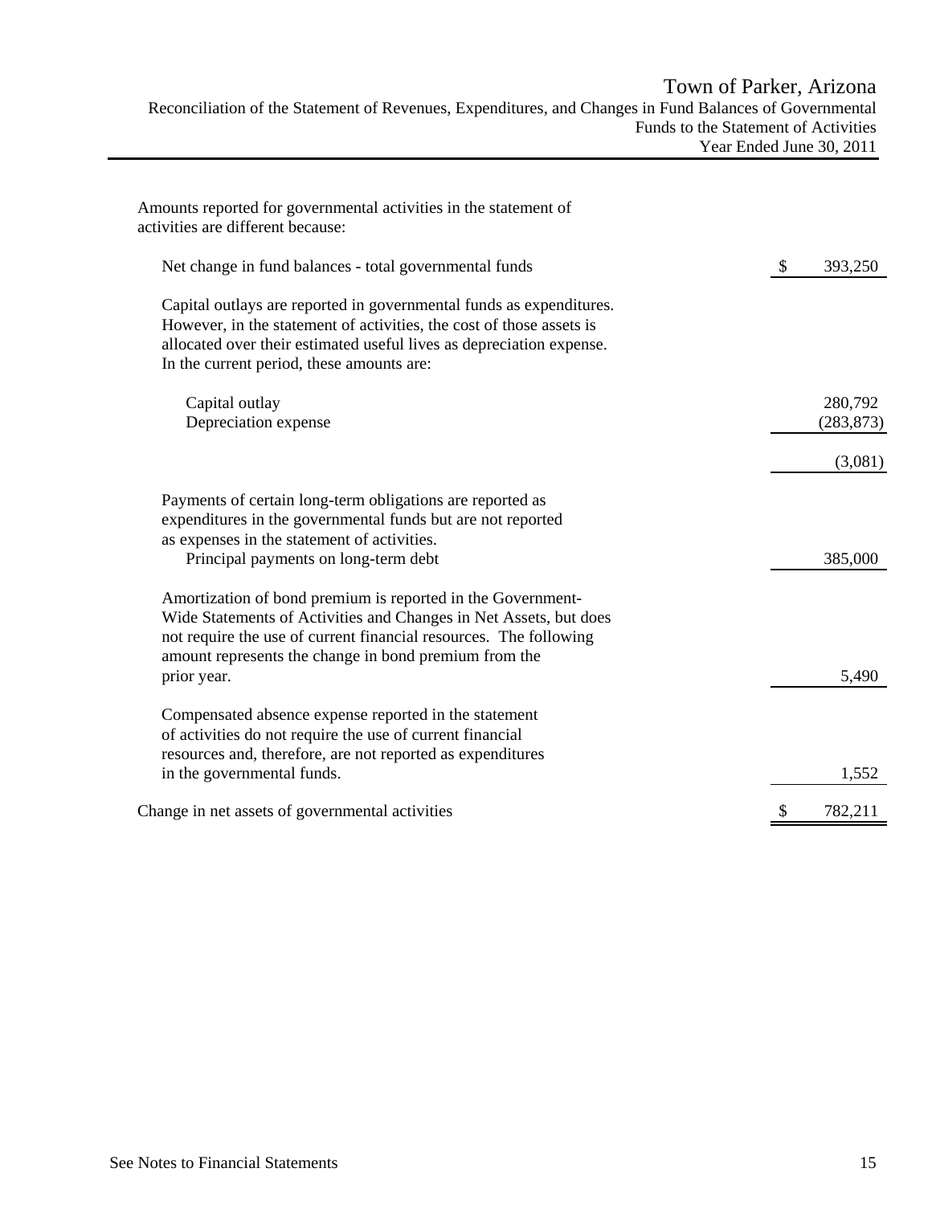# Town of Parker, Arizona

## Reconciliation of the Statement of Revenues, Expenditures, and Changes in Fund Balances of Governmental Funds to the Statement of Activities

### Year Ended June 30, 2011

| | |
|---|---|
| Amounts reported for governmental activities in the statement of activities are different because: | |
| Net change in fund balances - total governmental funds | $ 393,250 |
| Capital outlays are reported in governmental funds as expenditures. However, in the statement of activities, the cost of those assets is allocated over their estimated useful lives as depreciation expense. In the current period, these amounts are: | |
| Capital outlay | 280,792 |
| Depreciation expense | (283,873) |
| | (3,081) |
| Payments of certain long-term obligations are reported as expenditures in the governmental funds but are not reported as expenses in the statement of activities. | |
| Principal payments on long-term debt | 385,000 |
| Amortization of bond premium is reported in the Government-Wide Statements of Activities and Changes in Net Assets, but does not require the use of current financial resources. The following amount represents the change in bond premium from the prior year. | 5,490 |
| Compensated absence expense reported in the statement of activities do not require the use of current financial resources and, therefore, are not reported as expenditures in the governmental funds. | 1,552 |
| Change in net assets of governmental activities | $ 782,211 |

See Notes to Financial Statements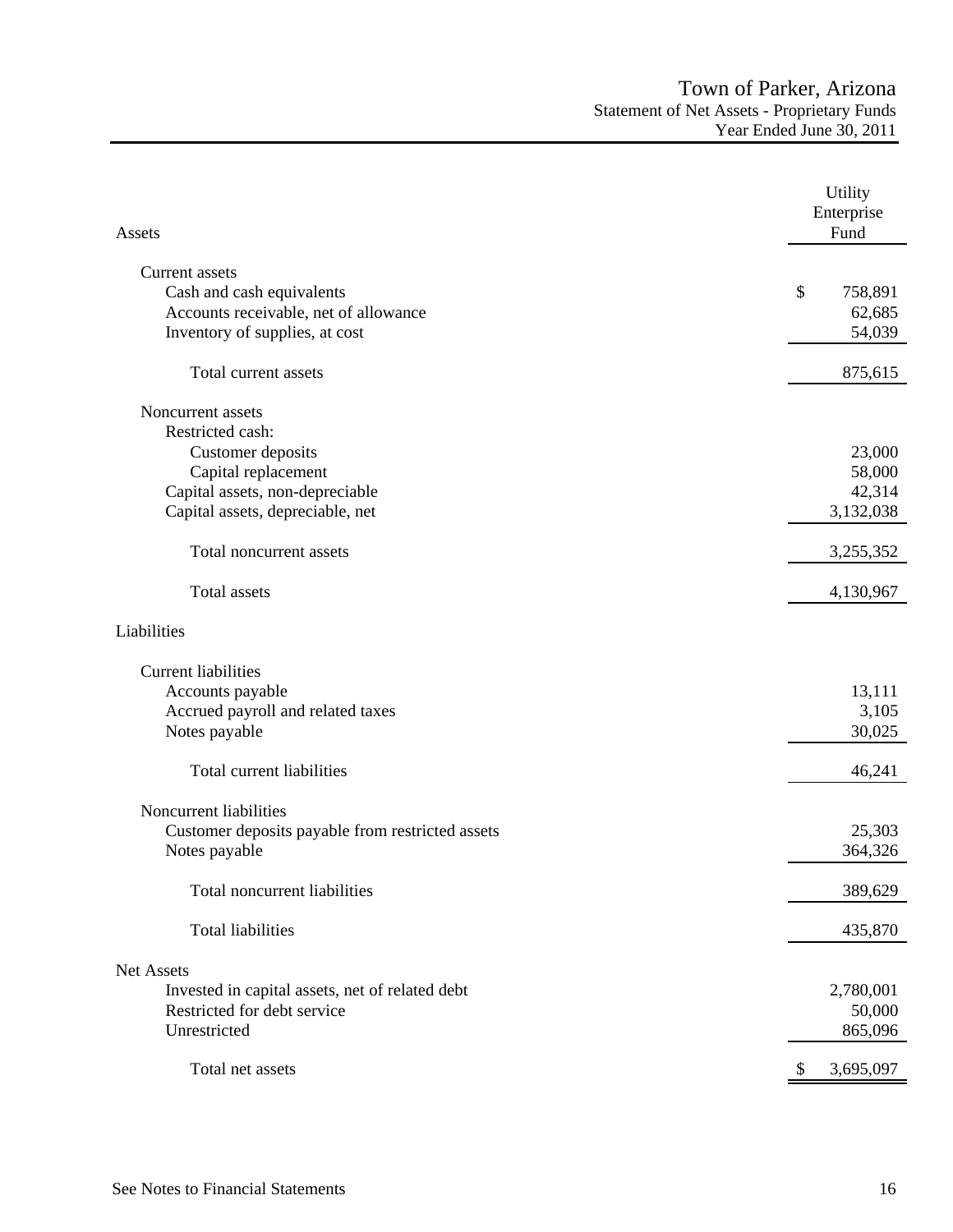# Town of Parker, Arizona

## Statement of Net Assets - Proprietary Funds

### Year Ended June 30, 2011

| Assets | Utility Enterprise Fund |
|---|---|
| Current assets | |
| Cash and cash equivalents | $ 758,891 |
| Accounts receivable, net of allowance | 62,685 |
| Inventory of supplies, at cost | 54,039 |
| Total current assets | 875,615 |
| Noncurrent assets | |
| Restricted cash: | |
| Customer deposits | 23,000 |
| Capital replacement | 58,000 |
| Capital assets, non-depreciable | 42,314 |
| Capital assets, depreciable, net | 3,132,038 |
| Total noncurrent assets | 3,255,352 |
| Total assets | 4,130,967 |
| **Liabilities** | |
| Current liabilities | |
| Accounts payable | 13,111 |
| Accrued payroll and related taxes | 3,105 |
| Notes payable | 30,025 |
| Total current liabilities | 46,241 |
| Noncurrent liabilities | |
| Customer deposits payable from restricted assets | 25,303 |
| Notes payable | 364,326 |
| Total noncurrent liabilities | 389,629 |
| Total liabilities | 435,870 |
| **Net Assets** | |
| Invested in capital assets, net of related debt | 2,780,001 |
| Restricted for debt service | 50,000 |
| Unrestricted | 865,096 |
| Total net assets | $ 3,695,097 |

See Notes to Financial Statements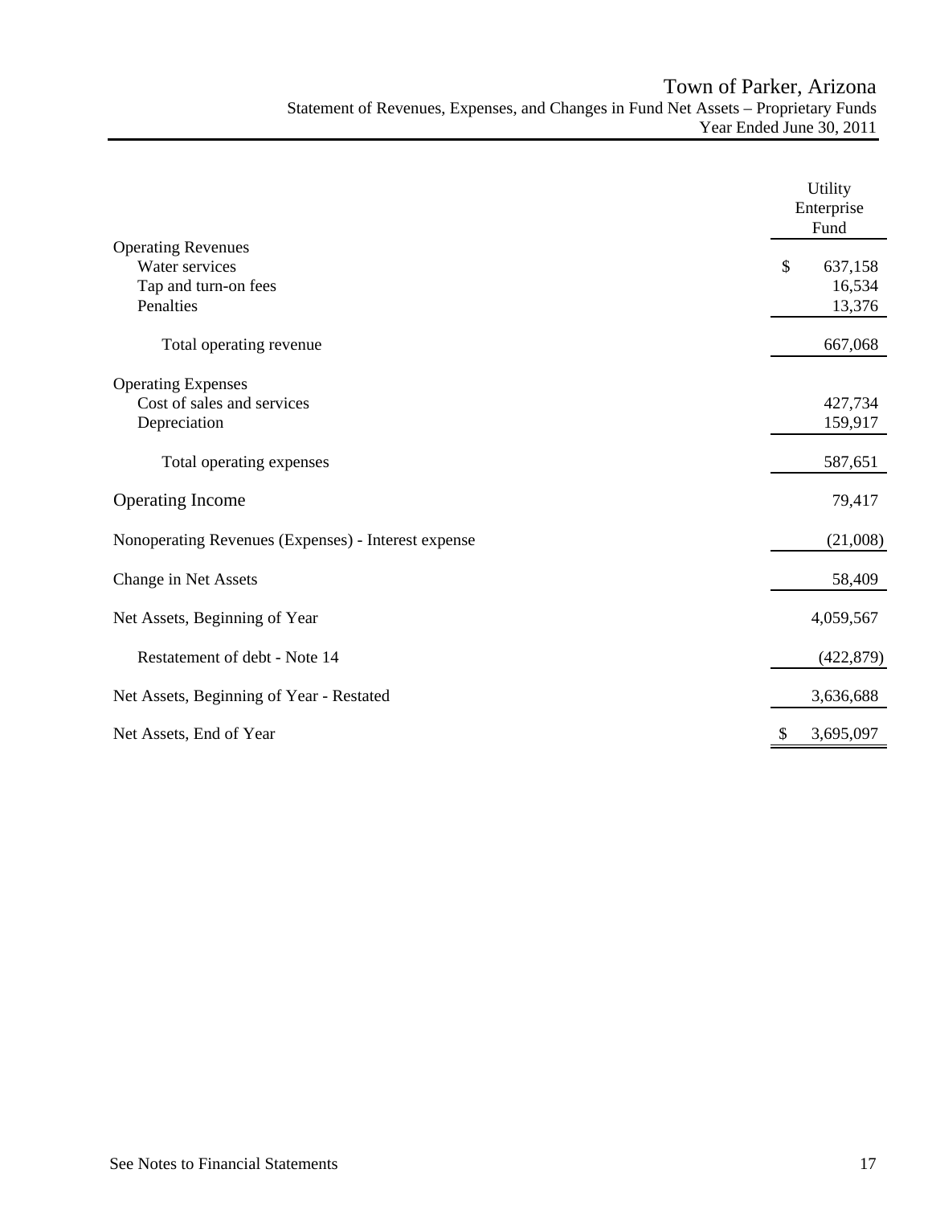# Town of Parker, Arizona

## Statement of Revenues, Expenses, and Changes in Fund Net Assets – Proprietary Funds

### Year Ended June 30, 2011

| | Utility Enterprise Fund |
|---|---|
| **Operating Revenues** | |
| Water services | $ 637,158 |
| Tap and turn-on fees | 16,534 |
| Penalties | 13,376 |
| Total operating revenue | 667,068 |
| **Operating Expenses** | |
| Cost of sales and services | 427,734 |
| Depreciation | 159,917 |
| Total operating expenses | 587,651 |
| **Operating Income** | 79,417 |
| Nonoperating Revenues (Expenses) - Interest expense | (21,008) |
| Change in Net Assets | 58,409 |
| Net Assets, Beginning of Year | 4,059,567 |
| Restatement of debt - Note 14 | (422,879) |
| Net Assets, Beginning of Year - Restated | 3,636,688 |
| Net Assets, End of Year | $ 3,695,097 |

See Notes to Financial Statements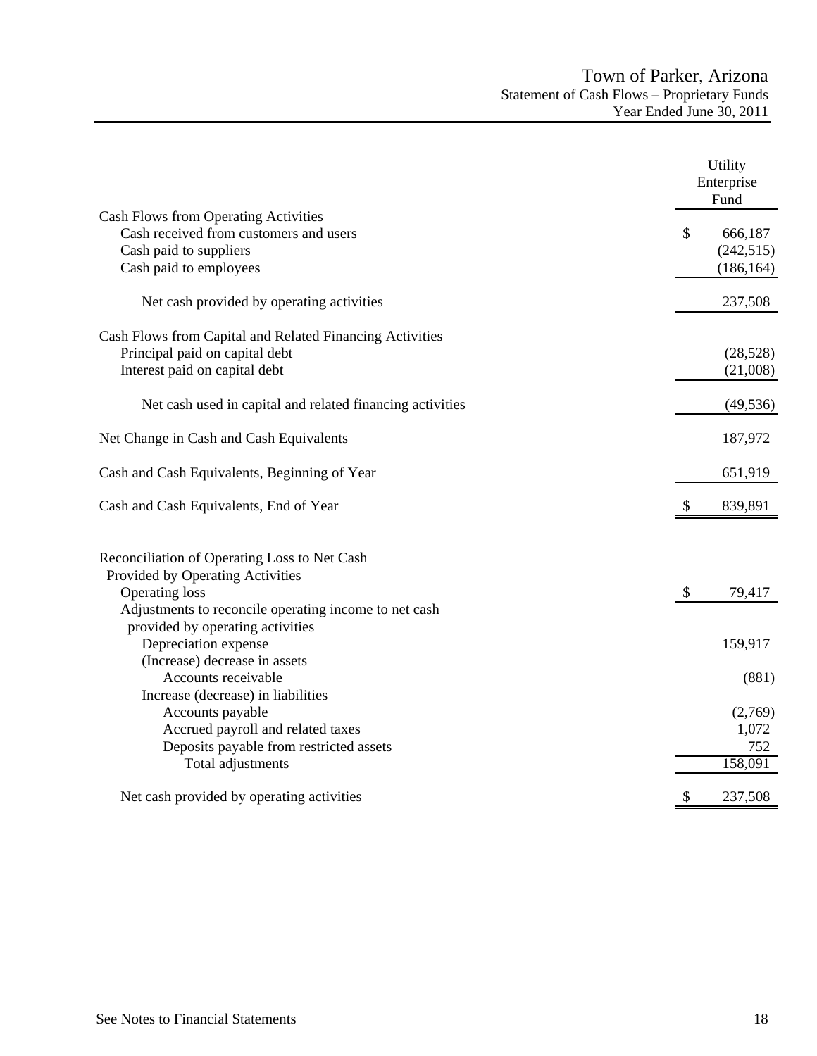# Town of Parker, Arizona

## Statement of Cash Flows – Proprietary Funds

### Year Ended June 30, 2011

| | Utility Enterprise Fund |
|---|---|
| **Cash Flows from Operating Activities** | |
| Cash received from customers and users | $ 666,187 |
| Cash paid to suppliers | (242,515) |
| Cash paid to employees | (186,164) |
| Net cash provided by operating activities | 237,508 |
| **Cash Flows from Capital and Related Financing Activities** | |
| Principal paid on capital debt | (28,528) |
| Interest paid on capital debt | (21,008) |
| Net cash used in capital and related financing activities | (49,536) |
| Net Change in Cash and Cash Equivalents | 187,972 |
| Cash and Cash Equivalents, Beginning of Year | 651,919 |
| Cash and Cash Equivalents, End of Year | $ 839,891 |
| | |
| **Reconciliation of Operating Loss to Net Cash Provided by Operating Activities** | |
| Operating loss | $ 79,417 |
| Adjustments to reconcile operating income to net cash provided by operating activities | |
| Depreciation expense | 159,917 |
| (Increase) decrease in assets | |
| Accounts receivable | (881) |
| Increase (decrease) in liabilities | |
| Accounts payable | (2,769) |
| Accrued payroll and related taxes | 1,072 |
| Deposits payable from restricted assets | 752 |
| Total adjustments | 158,091 |
| Net cash provided by operating activities | $ 237,508 |

See Notes to Financial Statements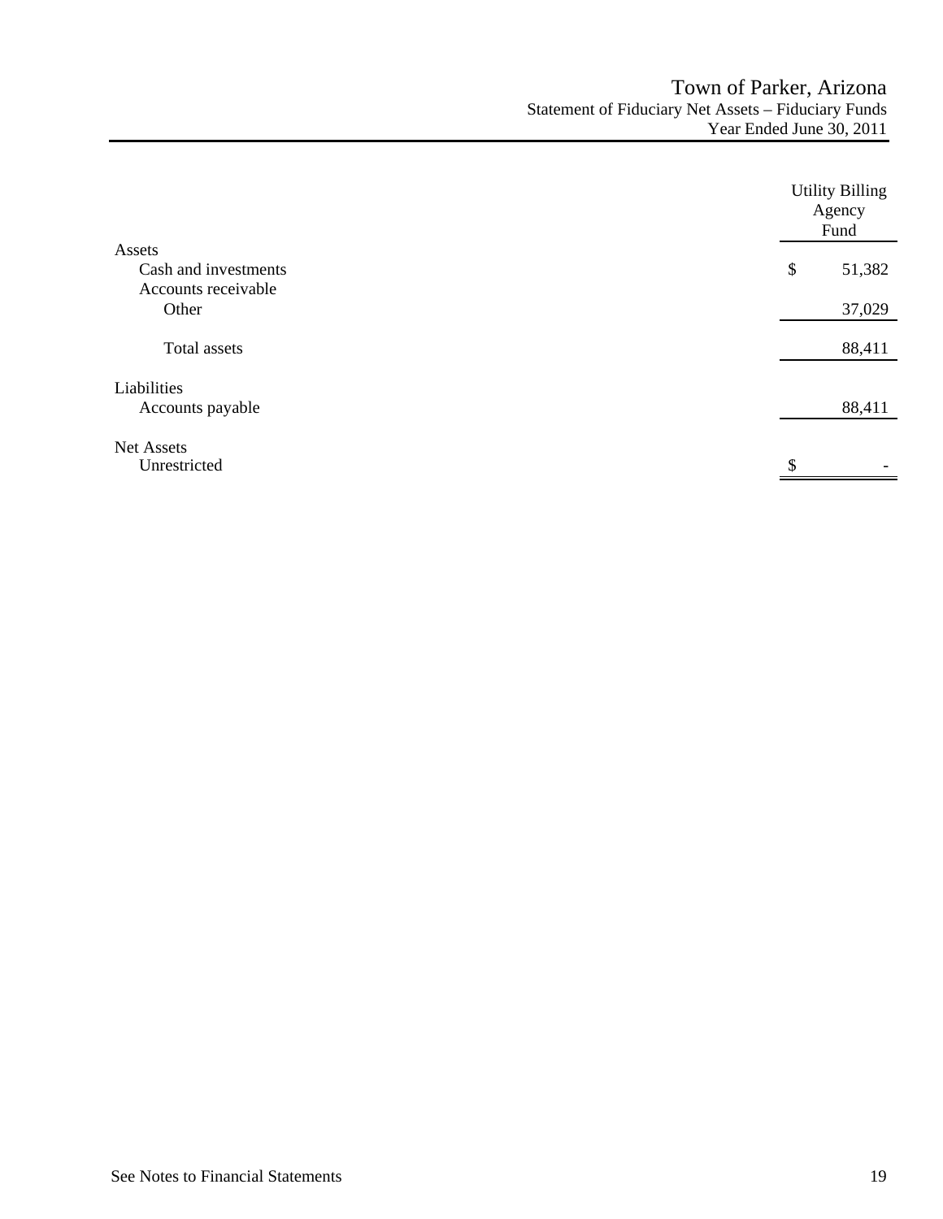# Town of Parker, Arizona
## Statement of Fiduciary Net Assets – Fiduciary Funds
### Year Ended June 30, 2011

| | Utility Billing Agency Fund |
|---|---|
| **Assets** | |
| Cash and investments | $ 51,382 |
| Accounts receivable | |
| Other | 37,029 |
| Total assets | 88,411 |
| **Liabilities** | |
| Accounts payable | 88,411 |
| **Net Assets** | |
| Unrestricted | $ - |

See Notes to Financial Statements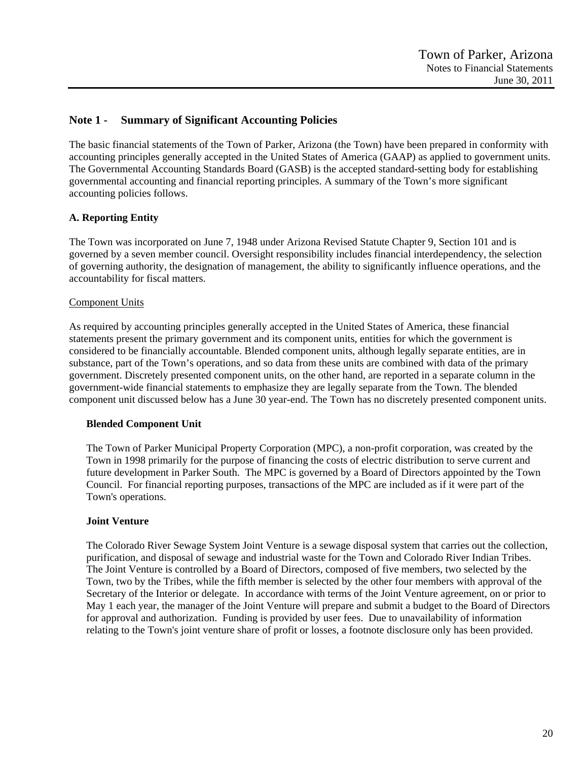## Note 1 - Summary of Significant Accounting Policies

The basic financial statements of the Town of Parker, Arizona (the Town) have been prepared in conformity with accounting principles generally accepted in the United States of America (GAAP) as applied to government units. The Governmental Accounting Standards Board (GASB) is the accepted standard-setting body for establishing governmental accounting and financial reporting principles. A summary of the Town's more significant accounting policies follows.

### A. Reporting Entity

The Town was incorporated on June 7, 1948 under Arizona Revised Statute Chapter 9, Section 101 and is governed by a seven member council. Oversight responsibility includes financial interdependency, the selection of governing authority, the designation of management, the ability to significantly influence operations, and the accountability for fiscal matters.

Component Units

As required by accounting principles generally accepted in the United States of America, these financial statements present the primary government and its component units, entities for which the government is considered to be financially accountable. Blended component units, although legally separate entities, are in substance, part of the Town's operations, and so data from these units are combined with data of the primary government. Discretely presented component units, on the other hand, are reported in a separate column in the government-wide financial statements to emphasize they are legally separate from the Town. The blended component unit discussed below has a June 30 year-end. The Town has no discretely presented component units.

**Blended Component Unit**

The Town of Parker Municipal Property Corporation (MPC), a non-profit corporation, was created by the Town in 1998 primarily for the purpose of financing the costs of electric distribution to serve current and future development in Parker South. The MPC is governed by a Board of Directors appointed by the Town Council. For financial reporting purposes, transactions of the MPC are included as if it were part of the Town's operations.

**Joint Venture**

The Colorado River Sewage System Joint Venture is a sewage disposal system that carries out the collection, purification, and disposal of sewage and industrial waste for the Town and Colorado River Indian Tribes. The Joint Venture is controlled by a Board of Directors, composed of five members, two selected by the Town, two by the Tribes, while the fifth member is selected by the other four members with approval of the Secretary of the Interior or delegate. In accordance with terms of the Joint Venture agreement, on or prior to May 1 each year, the manager of the Joint Venture will prepare and submit a budget to the Board of Directors for approval and authorization. Funding is provided by user fees. Due to unavailability of information relating to the Town's joint venture share of profit or losses, a footnote disclosure only has been provided.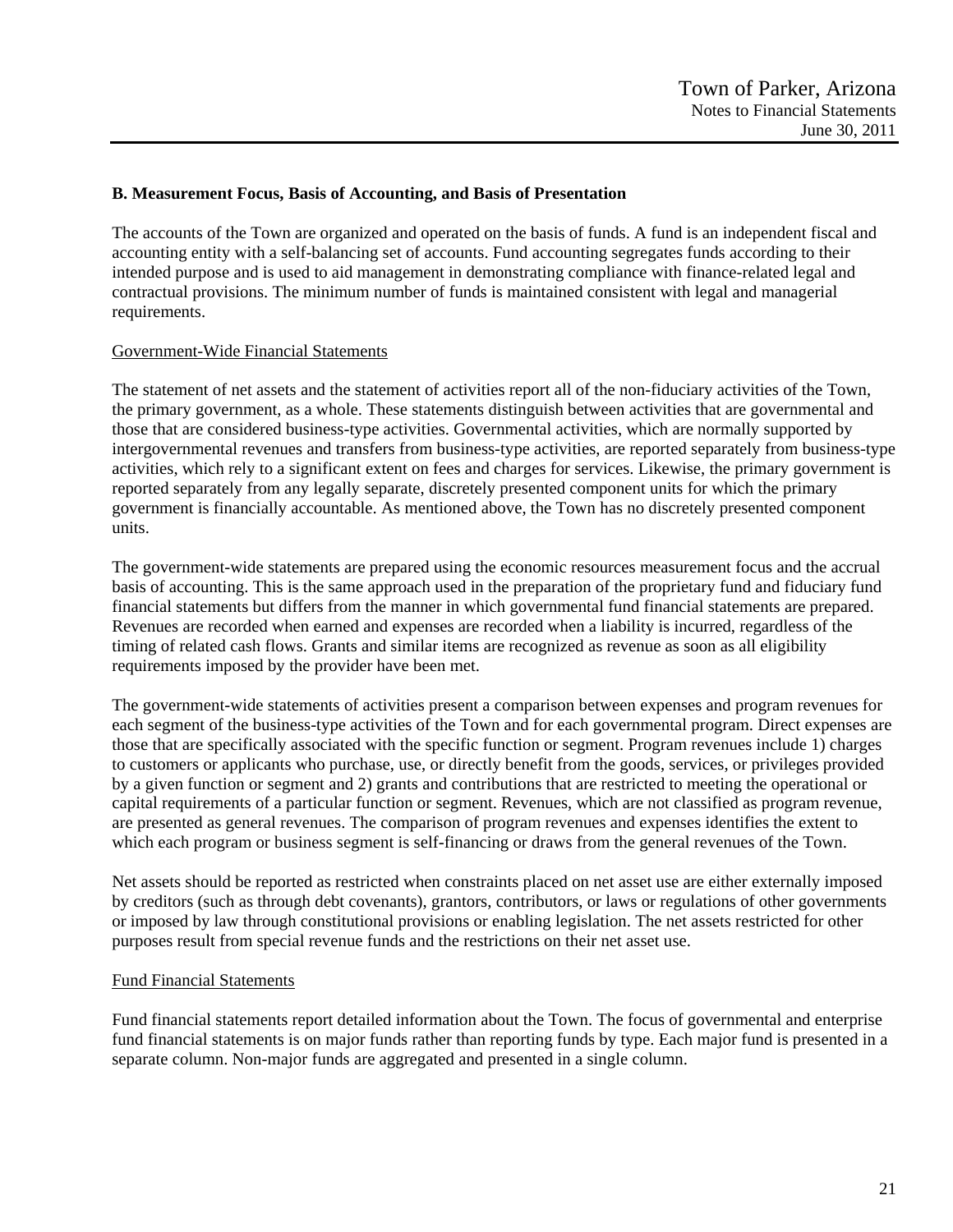**B. Measurement Focus, Basis of Accounting, and Basis of Presentation**

The accounts of the Town are organized and operated on the basis of funds. A fund is an independent fiscal and accounting entity with a self-balancing set of accounts. Fund accounting segregates funds according to their intended purpose and is used to aid management in demonstrating compliance with finance-related legal and contractual provisions. The minimum number of funds is maintained consistent with legal and managerial requirements.

Government-Wide Financial Statements

The statement of net assets and the statement of activities report all of the non-fiduciary activities of the Town, the primary government, as a whole. These statements distinguish between activities that are governmental and those that are considered business-type activities. Governmental activities, which are normally supported by intergovernmental revenues and transfers from business-type activities, are reported separately from business-type activities, which rely to a significant extent on fees and charges for services. Likewise, the primary government is reported separately from any legally separate, discretely presented component units for which the primary government is financially accountable. As mentioned above, the Town has no discretely presented component units.

The government-wide statements are prepared using the economic resources measurement focus and the accrual basis of accounting. This is the same approach used in the preparation of the proprietary fund and fiduciary fund financial statements but differs from the manner in which governmental fund financial statements are prepared. Revenues are recorded when earned and expenses are recorded when a liability is incurred, regardless of the timing of related cash flows. Grants and similar items are recognized as revenue as soon as all eligibility requirements imposed by the provider have been met.

The government-wide statements of activities present a comparison between expenses and program revenues for each segment of the business-type activities of the Town and for each governmental program. Direct expenses are those that are specifically associated with the specific function or segment. Program revenues include 1) charges to customers or applicants who purchase, use, or directly benefit from the goods, services, or privileges provided by a given function or segment and 2) grants and contributions that are restricted to meeting the operational or capital requirements of a particular function or segment. Revenues, which are not classified as program revenue, are presented as general revenues. The comparison of program revenues and expenses identifies the extent to which each program or business segment is self-financing or draws from the general revenues of the Town.

Net assets should be reported as restricted when constraints placed on net asset use are either externally imposed by creditors (such as through debt covenants), grantors, contributors, or laws or regulations of other governments or imposed by law through constitutional provisions or enabling legislation. The net assets restricted for other purposes result from special revenue funds and the restrictions on their net asset use.

Fund Financial Statements

Fund financial statements report detailed information about the Town. The focus of governmental and enterprise fund financial statements is on major funds rather than reporting funds by type. Each major fund is presented in a separate column. Non-major funds are aggregated and presented in a single column.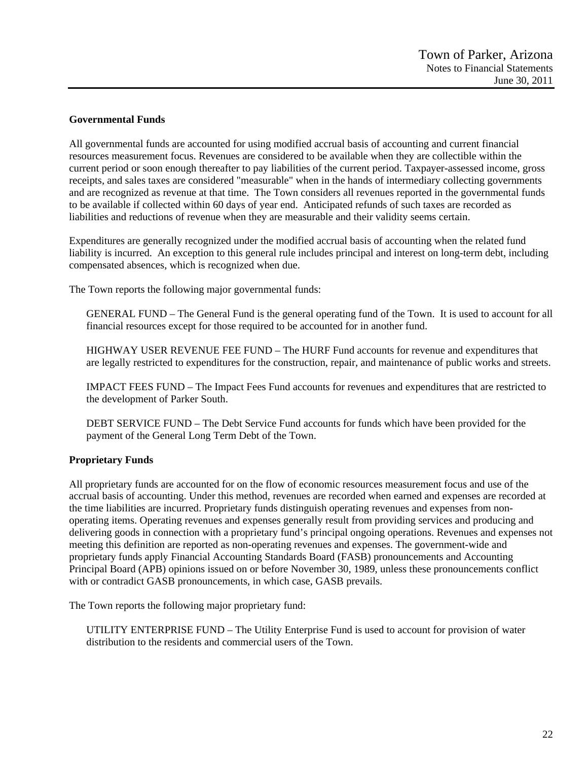## Governmental Funds

All governmental funds are accounted for using modified accrual basis of accounting and current financial resources measurement focus. Revenues are considered to be available when they are collectible within the current period or soon enough thereafter to pay liabilities of the current period. Taxpayer-assessed income, gross receipts, and sales taxes are considered "measurable" when in the hands of intermediary collecting governments and are recognized as revenue at that time. The Town considers all revenues reported in the governmental funds to be available if collected within 60 days of year end. Anticipated refunds of such taxes are recorded as liabilities and reductions of revenue when they are measurable and their validity seems certain.

Expenditures are generally recognized under the modified accrual basis of accounting when the related fund liability is incurred. An exception to this general rule includes principal and interest on long-term debt, including compensated absences, which is recognized when due.

The Town reports the following major governmental funds:

GENERAL FUND – The General Fund is the general operating fund of the Town. It is used to account for all financial resources except for those required to be accounted for in another fund.

HIGHWAY USER REVENUE FEE FUND – The HURF Fund accounts for revenue and expenditures that are legally restricted to expenditures for the construction, repair, and maintenance of public works and streets.

IMPACT FEES FUND – The Impact Fees Fund accounts for revenues and expenditures that are restricted to the development of Parker South.

DEBT SERVICE FUND – The Debt Service Fund accounts for funds which have been provided for the payment of the General Long Term Debt of the Town.

## Proprietary Funds

All proprietary funds are accounted for on the flow of economic resources measurement focus and use of the accrual basis of accounting. Under this method, revenues are recorded when earned and expenses are recorded at the time liabilities are incurred. Proprietary funds distinguish operating revenues and expenses from non-operating items. Operating revenues and expenses generally result from providing services and producing and delivering goods in connection with a proprietary fund's principal ongoing operations. Revenues and expenses not meeting this definition are reported as non-operating revenues and expenses. The government-wide and proprietary funds apply Financial Accounting Standards Board (FASB) pronouncements and Accounting Principal Board (APB) opinions issued on or before November 30, 1989, unless these pronouncements conflict with or contradict GASB pronouncements, in which case, GASB prevails.

The Town reports the following major proprietary fund:

UTILITY ENTERPRISE FUND – The Utility Enterprise Fund is used to account for provision of water distribution to the residents and commercial users of the Town.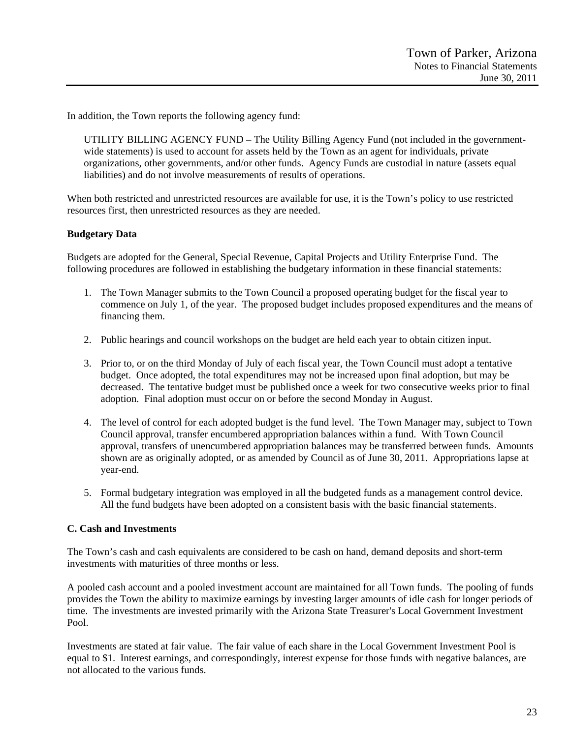In addition, the Town reports the following agency fund:

UTILITY BILLING AGENCY FUND – The Utility Billing Agency Fund (not included in the government-wide statements) is used to account for assets held by the Town as an agent for individuals, private organizations, other governments, and/or other funds. Agency Funds are custodial in nature (assets equal liabilities) and do not involve measurements of results of operations.

When both restricted and unrestricted resources are available for use, it is the Town's policy to use restricted resources first, then unrestricted resources as they are needed.

**Budgetary Data**

Budgets are adopted for the General, Special Revenue, Capital Projects and Utility Enterprise Fund. The following procedures are followed in establishing the budgetary information in these financial statements:

1. The Town Manager submits to the Town Council a proposed operating budget for the fiscal year to commence on July 1, of the year. The proposed budget includes proposed expenditures and the means of financing them.

2. Public hearings and council workshops on the budget are held each year to obtain citizen input.

3. Prior to, or on the third Monday of July of each fiscal year, the Town Council must adopt a tentative budget. Once adopted, the total expenditures may not be increased upon final adoption, but may be decreased. The tentative budget must be published once a week for two consecutive weeks prior to final adoption. Final adoption must occur on or before the second Monday in August.

4. The level of control for each adopted budget is the fund level. The Town Manager may, subject to Town Council approval, transfer encumbered appropriation balances within a fund. With Town Council approval, transfers of unencumbered appropriation balances may be transferred between funds. Amounts shown are as originally adopted, or as amended by Council as of June 30, 2011. Appropriations lapse at year-end.

5. Formal budgetary integration was employed in all the budgeted funds as a management control device. All the fund budgets have been adopted on a consistent basis with the basic financial statements.

**C. Cash and Investments**

The Town's cash and cash equivalents are considered to be cash on hand, demand deposits and short-term investments with maturities of three months or less.

A pooled cash account and a pooled investment account are maintained for all Town funds. The pooling of funds provides the Town the ability to maximize earnings by investing larger amounts of idle cash for longer periods of time. The investments are invested primarily with the Arizona State Treasurer's Local Government Investment Pool.

Investments are stated at fair value. The fair value of each share in the Local Government Investment Pool is equal to $1. Interest earnings, and correspondingly, interest expense for those funds with negative balances, are not allocated to the various funds.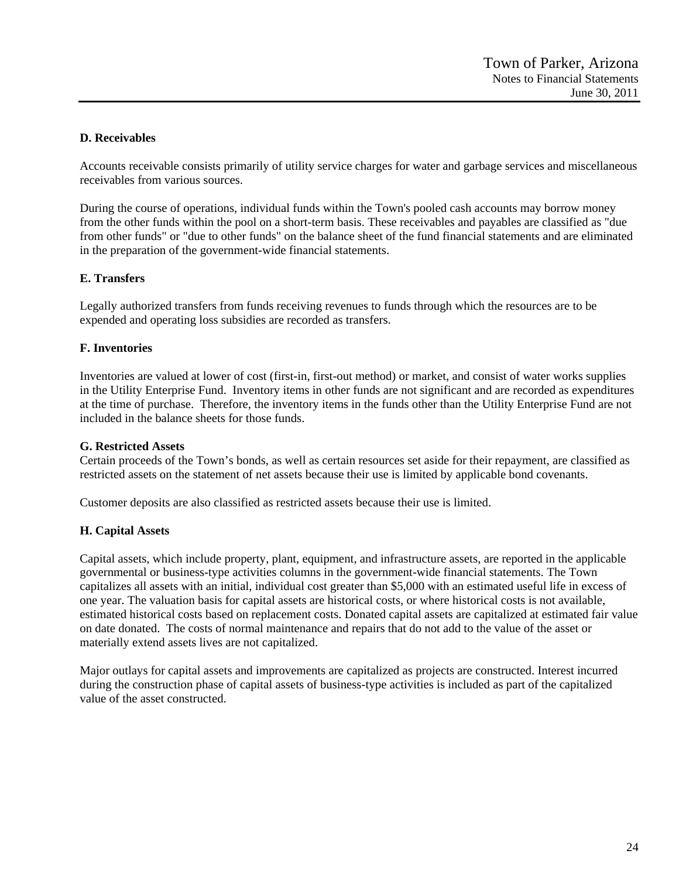### D. Receivables

Accounts receivable consists primarily of utility service charges for water and garbage services and miscellaneous receivables from various sources.

During the course of operations, individual funds within the Town's pooled cash accounts may borrow money from the other funds within the pool on a short-term basis. These receivables and payables are classified as "due from other funds" or "due to other funds" on the balance sheet of the fund financial statements and are eliminated in the preparation of the government-wide financial statements.

### E. Transfers

Legally authorized transfers from funds receiving revenues to funds through which the resources are to be expended and operating loss subsidies are recorded as transfers.

### F. Inventories

Inventories are valued at lower of cost (first-in, first-out method) or market, and consist of water works supplies in the Utility Enterprise Fund. Inventory items in other funds are not significant and are recorded as expenditures at the time of purchase. Therefore, the inventory items in the funds other than the Utility Enterprise Fund are not included in the balance sheets for those funds.

### G. Restricted Assets

Certain proceeds of the Town's bonds, as well as certain resources set aside for their repayment, are classified as restricted assets on the statement of net assets because their use is limited by applicable bond covenants.

Customer deposits are also classified as restricted assets because their use is limited.

### H. Capital Assets

Capital assets, which include property, plant, equipment, and infrastructure assets, are reported in the applicable governmental or business-type activities columns in the government-wide financial statements. The Town capitalizes all assets with an initial, individual cost greater than $5,000 with an estimated useful life in excess of one year. The valuation basis for capital assets are historical costs, or where historical costs is not available, estimated historical costs based on replacement costs. Donated capital assets are capitalized at estimated fair value on date donated. The costs of normal maintenance and repairs that do not add to the value of the asset or materially extend assets lives are not capitalized.

Major outlays for capital assets and improvements are capitalized as projects are constructed. Interest incurred during the construction phase of capital assets of business-type activities is included as part of the capitalized value of the asset constructed.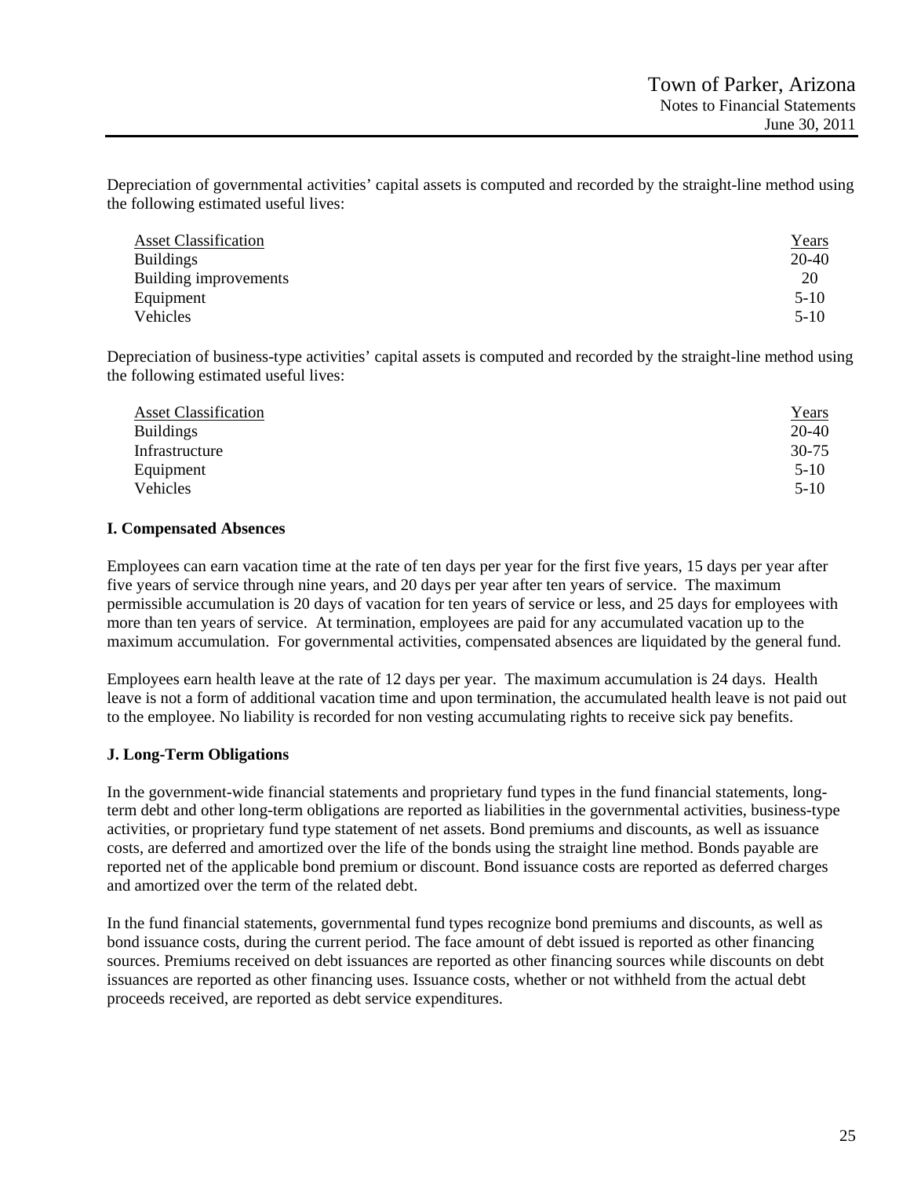Depreciation of governmental activities' capital assets is computed and recorded by the straight-line method using the following estimated useful lives:

| Asset Classification | Years |
|---|---|
| Buildings | 20-40 |
| Building improvements | 20 |
| Equipment | 5-10 |
| Vehicles | 5-10 |

Depreciation of business-type activities' capital assets is computed and recorded by the straight-line method using the following estimated useful lives:

| Asset Classification | Years |
|---|---|
| Buildings | 20-40 |
| Infrastructure | 30-75 |
| Equipment | 5-10 |
| Vehicles | 5-10 |

## I. Compensated Absences

Employees can earn vacation time at the rate of ten days per year for the first five years, 15 days per year after five years of service through nine years, and 20 days per year after ten years of service. The maximum permissible accumulation is 20 days of vacation for ten years of service or less, and 25 days for employees with more than ten years of service. At termination, employees are paid for any accumulated vacation up to the maximum accumulation. For governmental activities, compensated absences are liquidated by the general fund.

Employees earn health leave at the rate of 12 days per year. The maximum accumulation is 24 days. Health leave is not a form of additional vacation time and upon termination, the accumulated health leave is not paid out to the employee. No liability is recorded for non vesting accumulating rights to receive sick pay benefits.

## J. Long-Term Obligations

In the government-wide financial statements and proprietary fund types in the fund financial statements, long-term debt and other long-term obligations are reported as liabilities in the governmental activities, business-type activities, or proprietary fund type statement of net assets. Bond premiums and discounts, as well as issuance costs, are deferred and amortized over the life of the bonds using the straight line method. Bonds payable are reported net of the applicable bond premium or discount. Bond issuance costs are reported as deferred charges and amortized over the term of the related debt.

In the fund financial statements, governmental fund types recognize bond premiums and discounts, as well as bond issuance costs, during the current period. The face amount of debt issued is reported as other financing sources. Premiums received on debt issuances are reported as other financing sources while discounts on debt issuances are reported as other financing uses. Issuance costs, whether or not withheld from the actual debt proceeds received, are reported as debt service expenditures.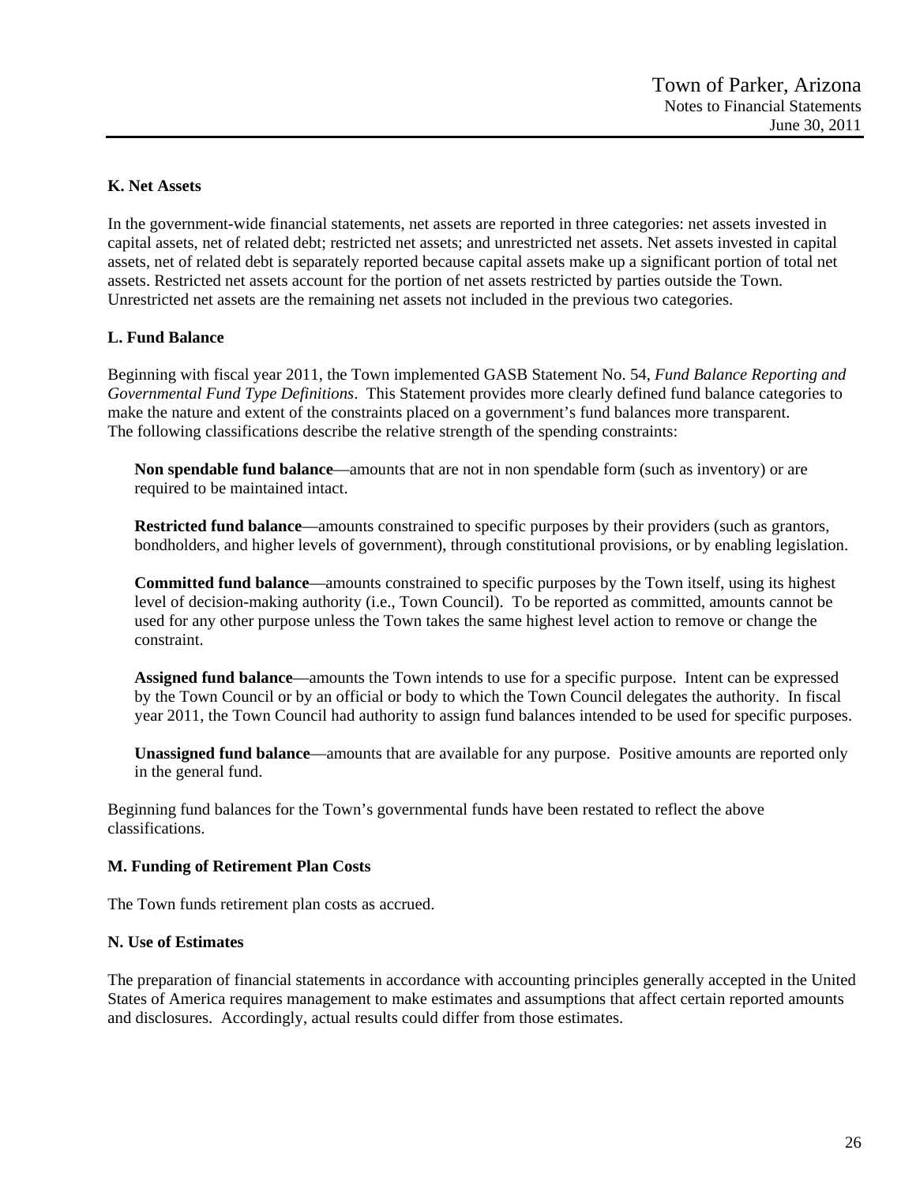**K. Net Assets**

In the government-wide financial statements, net assets are reported in three categories: net assets invested in capital assets, net of related debt; restricted net assets; and unrestricted net assets. Net assets invested in capital assets, net of related debt is separately reported because capital assets make up a significant portion of total net assets. Restricted net assets account for the portion of net assets restricted by parties outside the Town. Unrestricted net assets are the remaining net assets not included in the previous two categories.

**L. Fund Balance**

Beginning with fiscal year 2011, the Town implemented GASB Statement No. 54, *Fund Balance Reporting and Governmental Fund Type Definitions*. This Statement provides more clearly defined fund balance categories to make the nature and extent of the constraints placed on a government's fund balances more transparent. The following classifications describe the relative strength of the spending constraints:

**Non spendable fund balance**—amounts that are not in non spendable form (such as inventory) or are required to be maintained intact.

**Restricted fund balance**—amounts constrained to specific purposes by their providers (such as grantors, bondholders, and higher levels of government), through constitutional provisions, or by enabling legislation.

**Committed fund balance**—amounts constrained to specific purposes by the Town itself, using its highest level of decision-making authority (i.e., Town Council). To be reported as committed, amounts cannot be used for any other purpose unless the Town takes the same highest level action to remove or change the constraint.

**Assigned fund balance**—amounts the Town intends to use for a specific purpose. Intent can be expressed by the Town Council or by an official or body to which the Town Council delegates the authority. In fiscal year 2011, the Town Council had authority to assign fund balances intended to be used for specific purposes.

**Unassigned fund balance**—amounts that are available for any purpose. Positive amounts are reported only in the general fund.

Beginning fund balances for the Town's governmental funds have been restated to reflect the above classifications.

**M. Funding of Retirement Plan Costs**

The Town funds retirement plan costs as accrued.

**N. Use of Estimates**

The preparation of financial statements in accordance with accounting principles generally accepted in the United States of America requires management to make estimates and assumptions that affect certain reported amounts and disclosures. Accordingly, actual results could differ from those estimates.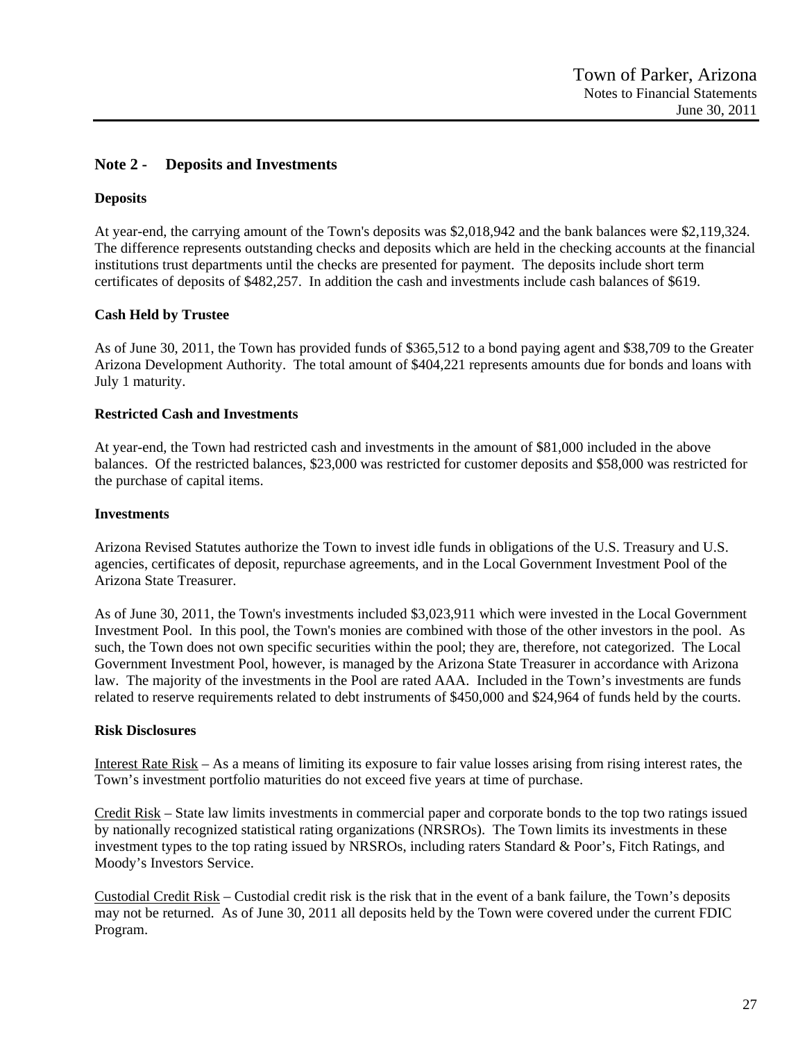## Note 2 - Deposits and Investments

### Deposits

At year-end, the carrying amount of the Town's deposits was $2,018,942 and the bank balances were $2,119,324. The difference represents outstanding checks and deposits which are held in the checking accounts at the financial institutions trust departments until the checks are presented for payment. The deposits include short term certificates of deposits of $482,257. In addition the cash and investments include cash balances of $619.

### Cash Held by Trustee

As of June 30, 2011, the Town has provided funds of $365,512 to a bond paying agent and $38,709 to the Greater Arizona Development Authority. The total amount of $404,221 represents amounts due for bonds and loans with July 1 maturity.

### Restricted Cash and Investments

At year-end, the Town had restricted cash and investments in the amount of $81,000 included in the above balances. Of the restricted balances, $23,000 was restricted for customer deposits and $58,000 was restricted for the purchase of capital items.

### Investments

Arizona Revised Statutes authorize the Town to invest idle funds in obligations of the U.S. Treasury and U.S. agencies, certificates of deposit, repurchase agreements, and in the Local Government Investment Pool of the Arizona State Treasurer.

As of June 30, 2011, the Town's investments included $3,023,911 which were invested in the Local Government Investment Pool. In this pool, the Town's monies are combined with those of the other investors in the pool. As such, the Town does not own specific securities within the pool; they are, therefore, not categorized. The Local Government Investment Pool, however, is managed by the Arizona State Treasurer in accordance with Arizona law. The majority of the investments in the Pool are rated AAA. Included in the Town's investments are funds related to reserve requirements related to debt instruments of $450,000 and $24,964 of funds held by the courts.

### Risk Disclosures

Interest Rate Risk – As a means of limiting its exposure to fair value losses arising from rising interest rates, the Town's investment portfolio maturities do not exceed five years at time of purchase.

Credit Risk – State law limits investments in commercial paper and corporate bonds to the top two ratings issued by nationally recognized statistical rating organizations (NRSROs). The Town limits its investments in these investment types to the top rating issued by NRSROs, including raters Standard & Poor's, Fitch Ratings, and Moody's Investors Service.

Custodial Credit Risk – Custodial credit risk is the risk that in the event of a bank failure, the Town's deposits may not be returned. As of June 30, 2011 all deposits held by the Town were covered under the current FDIC Program.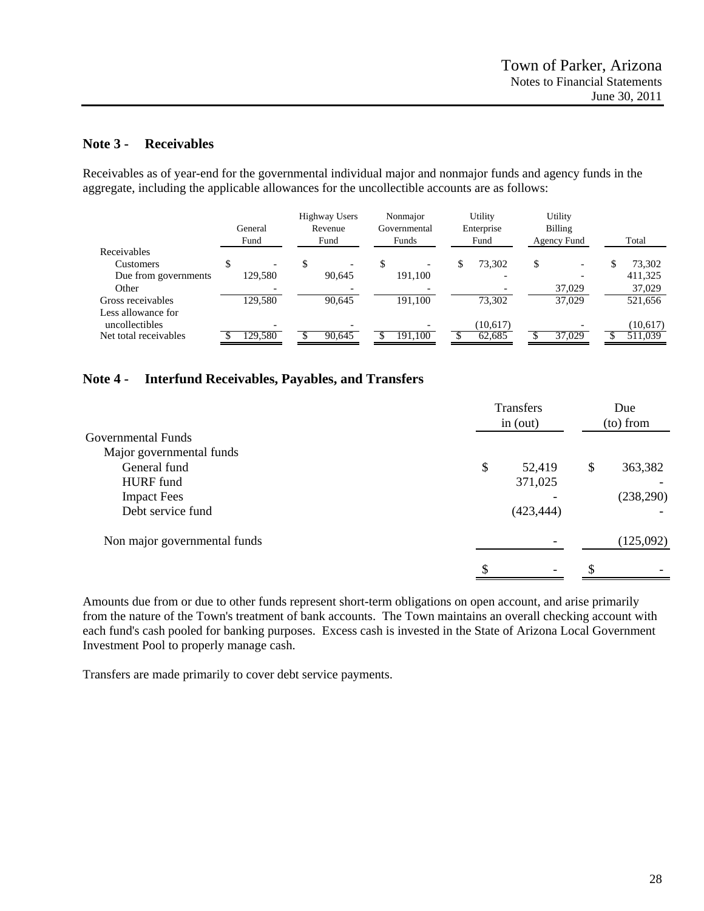## Note 3 - Receivables

Receivables as of year-end for the governmental individual major and nonmajor funds and agency funds in the aggregate, including the applicable allowances for the uncollectible accounts are as follows:

| | General Fund | Highway Users Revenue Fund | Nonmajor Governmental Funds | Utility Enterprise Fund | Utility Billing Agency Fund | Total |
|---|---|---|---|---|---|---|
| Receivables | | | | | | |
| Customers | $ - | $ - | $ - | $ 73,302 | $ - | $ 73,302 |
| Due from governments | 129,580 | 90,645 | 191,100 | - | - | 411,325 |
| Other | - | - | - | - | 37,029 | 37,029 |
| Gross receivables | 129,580 | 90,645 | 191,100 | 73,302 | 37,029 | 521,656 |
| Less allowance for uncollectibles | - | - | - | (10,617) | - | (10,617) |
| Net total receivables | $ 129,580 | $ 90,645 | $ 191,100 | $ 62,685 | $ 37,029 | $ 511,039 |

## Note 4 - Interfund Receivables, Payables, and Transfers

| | Transfers in (out) | Due (to) from |
|---|---|---|
| Governmental Funds | | |
| Major governmental funds | | |
| General fund | $ 52,419 | $ 363,382 |
| HURF fund | 371,025 | - |
| Impact Fees | - | (238,290) |
| Debt service fund | (423,444) | - |
| Non major governmental funds | - | (125,092) |
| | $ - | $ - |

Amounts due from or due to other funds represent short-term obligations on open account, and arise primarily from the nature of the Town's treatment of bank accounts. The Town maintains an overall checking account with each fund's cash pooled for banking purposes. Excess cash is invested in the State of Arizona Local Government Investment Pool to properly manage cash.

Transfers are made primarily to cover debt service payments.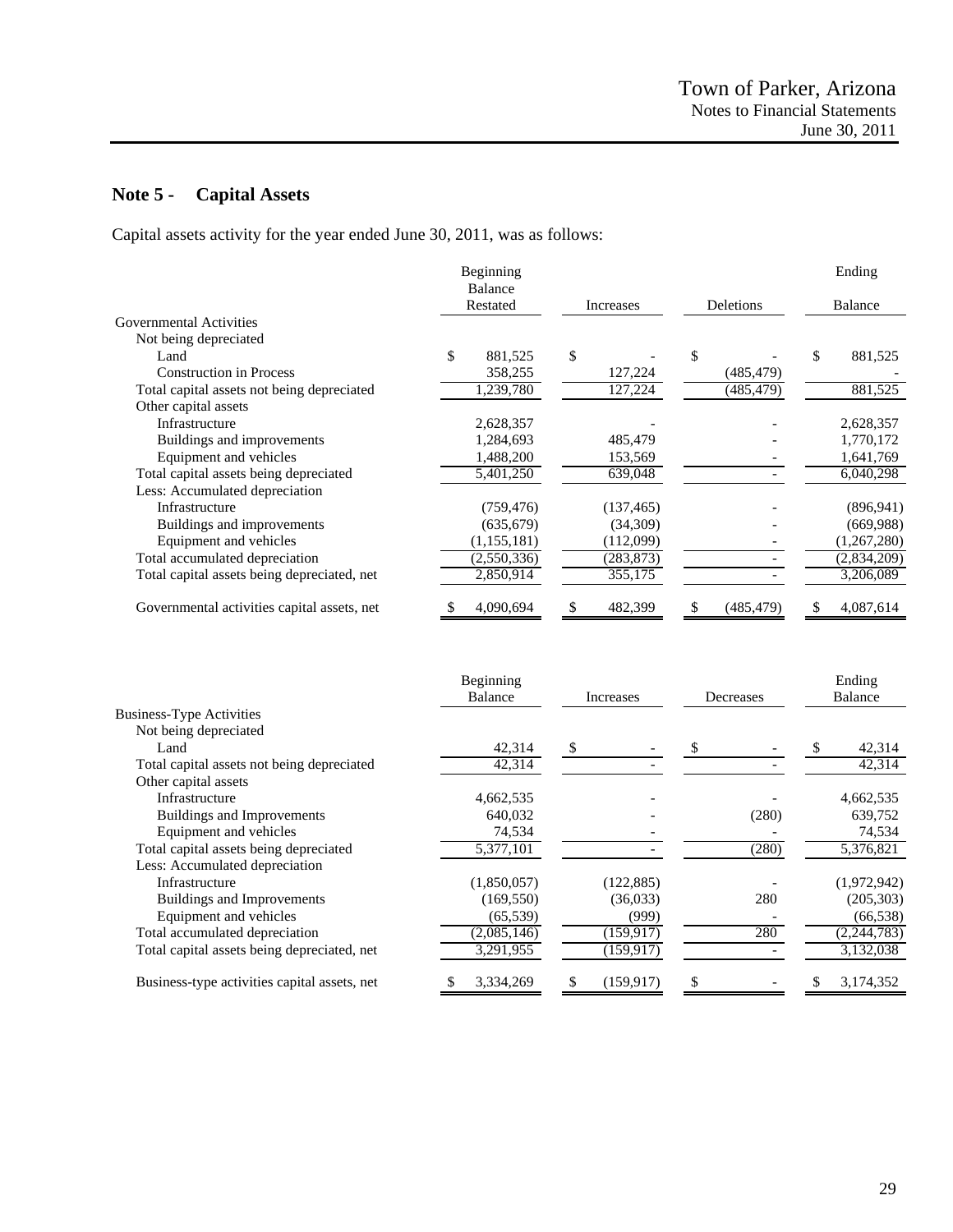## Note 5 - Capital Assets

Capital assets activity for the year ended June 30, 2011, was as follows:

| | Beginning Balance Restated | Increases | Deletions | Ending Balance |
|---|---|---|---|---|
| Governmental Activities | | | | |
| Not being depreciated | | | | |
| Land | $ 881,525 | $ - | $ - | $ 881,525 |
| Construction in Process | 358,255 | 127,224 | (485,479) | - |
| Total capital assets not being depreciated | 1,239,780 | 127,224 | (485,479) | 881,525 |
| Other capital assets | | | | |
| Infrastructure | 2,628,357 | - | - | 2,628,357 |
| Buildings and improvements | 1,284,693 | 485,479 | - | 1,770,172 |
| Equipment and vehicles | 1,488,200 | 153,569 | - | 1,641,769 |
| Total capital assets being depreciated | 5,401,250 | 639,048 | - | 6,040,298 |
| Less: Accumulated depreciation | | | | |
| Infrastructure | (759,476) | (137,465) | - | (896,941) |
| Buildings and improvements | (635,679) | (34,309) | - | (669,988) |
| Equipment and vehicles | (1,155,181) | (112,099) | - | (1,267,280) |
| Total accumulated depreciation | (2,550,336) | (283,873) | - | (2,834,209) |
| Total capital assets being depreciated, net | 2,850,914 | 355,175 | - | 3,206,089 |
| Governmental activities capital assets, net | $ 4,090,694 | $ 482,399 | $ (485,479) | $ 4,087,614 |

| | Beginning Balance | Increases | Decreases | Ending Balance |
|---|---|---|---|---|
| Business-Type Activities | | | | |
| Not being depreciated | | | | |
| Land | 42,314 | $ - | $ - | $ 42,314 |
| Total capital assets not being depreciated | 42,314 | - | - | 42,314 |
| Other capital assets | | | | |
| Infrastructure | 4,662,535 | - | - | 4,662,535 |
| Buildings and Improvements | 640,032 | - | (280) | 639,752 |
| Equipment and vehicles | 74,534 | - | - | 74,534 |
| Total capital assets being depreciated | 5,377,101 | - | (280) | 5,376,821 |
| Less: Accumulated depreciation | | | | |
| Infrastructure | (1,850,057) | (122,885) | - | (1,972,942) |
| Buildings and Improvements | (169,550) | (36,033) | 280 | (205,303) |
| Equipment and vehicles | (65,539) | (999) | - | (66,538) |
| Total accumulated depreciation | (2,085,146) | (159,917) | 280 | (2,244,783) |
| Total capital assets being depreciated, net | 3,291,955 | (159,917) | - | 3,132,038 |
| Business-type activities capital assets, net | $ 3,334,269 | $ (159,917) | $ - | $ 3,174,352 |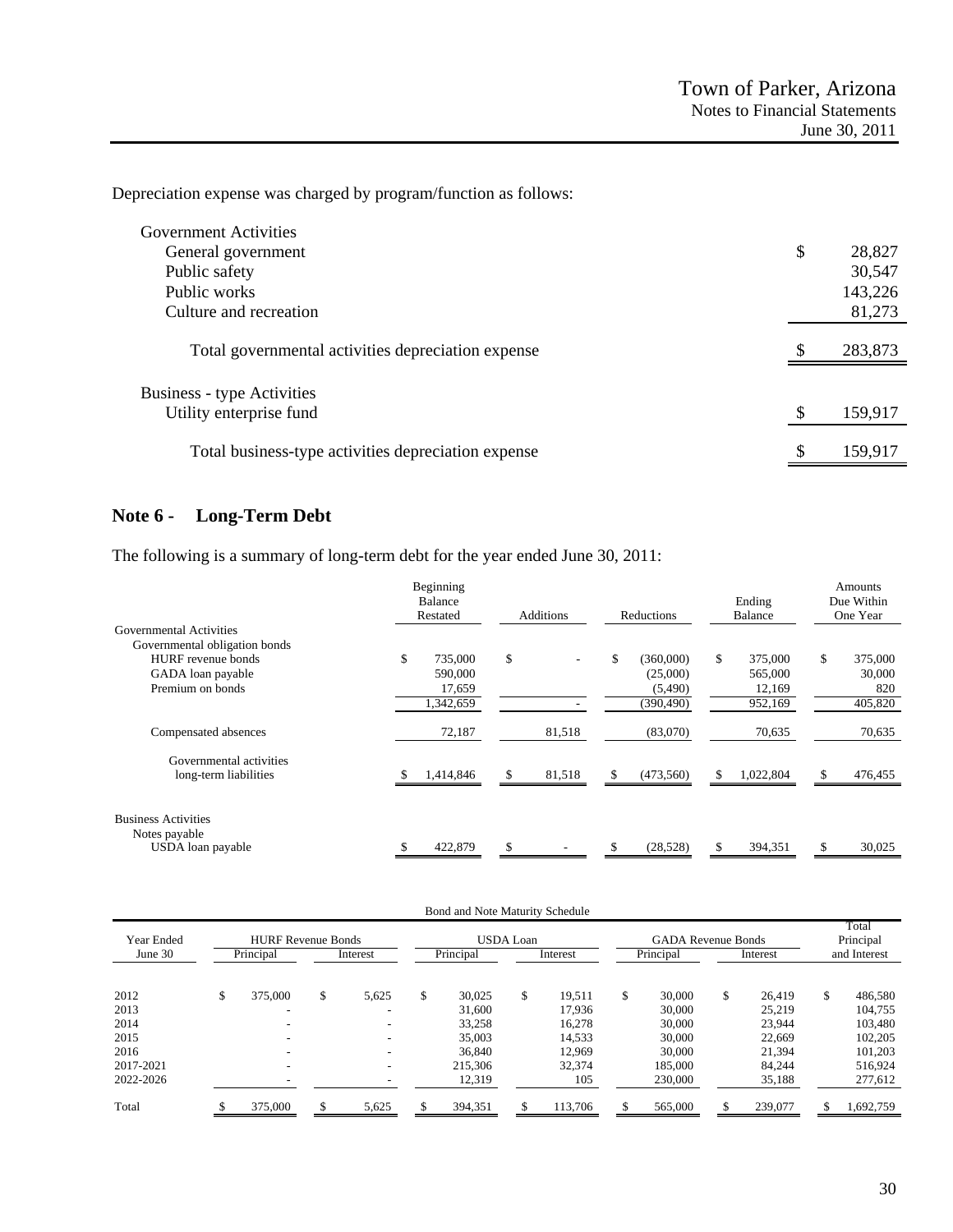Depreciation expense was charged by program/function as follows:

| | |
|---|---|
| Government Activities | |
| General government | $ 28,827 |
| Public safety | 30,547 |
| Public works | 143,226 |
| Culture and recreation | 81,273 |
| Total governmental activities depreciation expense | $ 283,873 |
| Business - type Activities | |
| Utility enterprise fund | $ 159,917 |
| Total business-type activities depreciation expense | $ 159,917 |

## Note 6 - Long-Term Debt

The following is a summary of long-term debt for the year ended June 30, 2011:

| | Beginning Balance Restated | Additions | Reductions | Ending Balance | Amounts Due Within One Year |
|---|---|---|---|---|---|
| Governmental Activities | | | | | |
| Governmental obligation bonds | | | | | |
| HURF revenue bonds | $ 735,000 | $ - | $ (360,000) | $ 375,000 | $ 375,000 |
| GADA loan payable | 590,000 | | (25,000) | 565,000 | 30,000 |
| Premium on bonds | 17,659 | | (5,490) | 12,169 | 820 |
| | 1,342,659 | - | (390,490) | 952,169 | 405,820 |
| Compensated absences | 72,187 | 81,518 | (83,070) | 70,635 | 70,635 |
| Governmental activities long-term liabilities | $ 1,414,846 | $ 81,518 | $ (473,560) | $ 1,022,804 | $ 476,455 |
| Business Activities | | | | | |
| Notes payable | | | | | |
| USDA loan payable | $ 422,879 | $ - | $ (28,528) | $ 394,351 | $ 30,025 |

Bond and Note Maturity Schedule

| Year Ended June 30 | HURF Revenue Bonds | | USDA Loan | | GADA Revenue Bonds | | Total Principal and Interest |
|---|---|---|---|---|---|---|---|
| | Principal | Interest | Principal | Interest | Principal | Interest | |
| 2012 | $ 375,000 | $ 5,625 | $ 30,025 | $ 19,511 | $ 30,000 | $ 26,419 | $ 486,580 |
| 2013 | - | - | 31,600 | 17,936 | 30,000 | 25,219 | 104,755 |
| 2014 | - | - | 33,258 | 16,278 | 30,000 | 23,944 | 103,480 |
| 2015 | - | - | 35,003 | 14,533 | 30,000 | 22,669 | 102,205 |
| 2016 | - | - | 36,840 | 12,969 | 30,000 | 21,394 | 101,203 |
| 2017-2021 | - | - | 215,306 | 32,374 | 185,000 | 84,244 | 516,924 |
| 2022-2026 | - | - | 12,319 | 105 | 230,000 | 35,188 | 277,612 |
| Total | $ 375,000 | $ 5,625 | $ 394,351 | $ 113,706 | $ 565,000 | $ 239,077 | $ 1,692,759 |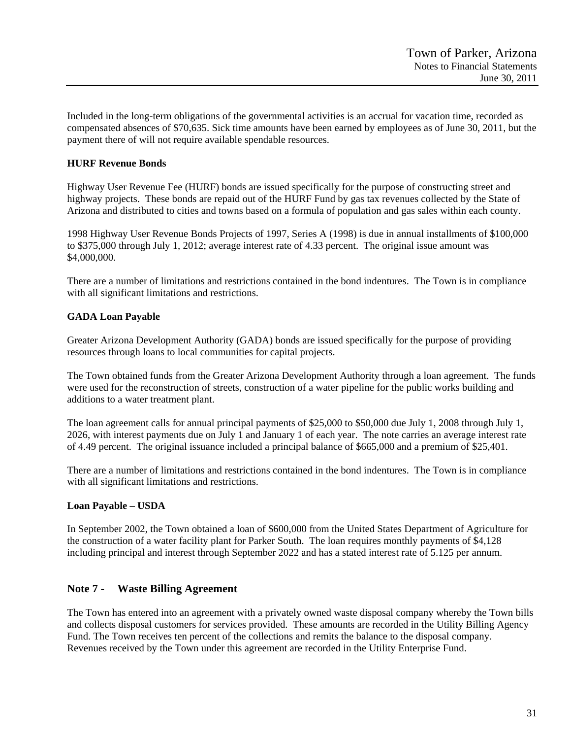Included in the long-term obligations of the governmental activities is an accrual for vacation time, recorded as compensated absences of $70,635. Sick time amounts have been earned by employees as of June 30, 2011, but the payment there of will not require available spendable resources.

**HURF Revenue Bonds**

Highway User Revenue Fee (HURF) bonds are issued specifically for the purpose of constructing street and highway projects. These bonds are repaid out of the HURF Fund by gas tax revenues collected by the State of Arizona and distributed to cities and towns based on a formula of population and gas sales within each county.

1998 Highway User Revenue Bonds Projects of 1997, Series A (1998) is due in annual installments of $100,000 to $375,000 through July 1, 2012; average interest rate of 4.33 percent. The original issue amount was $4,000,000.

There are a number of limitations and restrictions contained in the bond indentures. The Town is in compliance with all significant limitations and restrictions.

**GADA Loan Payable**

Greater Arizona Development Authority (GADA) bonds are issued specifically for the purpose of providing resources through loans to local communities for capital projects.

The Town obtained funds from the Greater Arizona Development Authority through a loan agreement. The funds were used for the reconstruction of streets, construction of a water pipeline for the public works building and additions to a water treatment plant.

The loan agreement calls for annual principal payments of $25,000 to $50,000 due July 1, 2008 through July 1, 2026, with interest payments due on July 1 and January 1 of each year. The note carries an average interest rate of 4.49 percent. The original issuance included a principal balance of $665,000 and a premium of $25,401.

There are a number of limitations and restrictions contained in the bond indentures. The Town is in compliance with all significant limitations and restrictions.

**Loan Payable – USDA**

In September 2002, the Town obtained a loan of $600,000 from the United States Department of Agriculture for the construction of a water facility plant for Parker South. The loan requires monthly payments of $4,128 including principal and interest through September 2022 and has a stated interest rate of 5.125 per annum.

## Note 7 - Waste Billing Agreement

The Town has entered into an agreement with a privately owned waste disposal company whereby the Town bills and collects disposal customers for services provided. These amounts are recorded in the Utility Billing Agency Fund. The Town receives ten percent of the collections and remits the balance to the disposal company. Revenues received by the Town under this agreement are recorded in the Utility Enterprise Fund.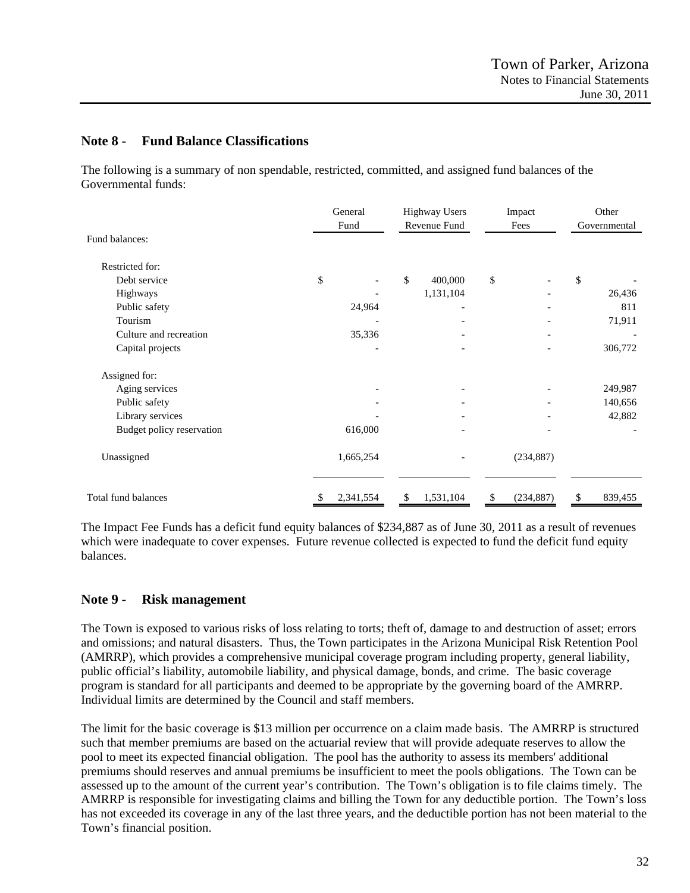## Note 8 - Fund Balance Classifications

The following is a summary of non spendable, restricted, committed, and assigned fund balances of the Governmental funds:

| | General Fund | Highway Users Revenue Fund | Impact Fees | Other Governmental |
|---|---|---|---|---|
| Fund balances: | | | | |
| Restricted for: | | | | |
| Debt service | $ - | $ 400,000 | $ - | $ - |
| Highways | - | 1,131,104 | - | 26,436 |
| Public safety | 24,964 | - | - | 811 |
| Tourism | - | - | - | 71,911 |
| Culture and recreation | 35,336 | - | - | - |
| Capital projects | - | - | - | 306,772 |
| Assigned for: | | | | |
| Aging services | - | - | - | 249,987 |
| Public safety | - | - | - | 140,656 |
| Library services | - | - | - | 42,882 |
| Budget policy reservation | 616,000 | - | - | - |
| Unassigned | 1,665,254 | - | (234,887) | |
| Total fund balances | $ 2,341,554 | $ 1,531,104 | $ (234,887) | $ 839,455 |

The Impact Fee Funds has a deficit fund equity balances of $234,887 as of June 30, 2011 as a result of revenues which were inadequate to cover expenses. Future revenue collected is expected to fund the deficit fund equity balances.

## Note 9 - Risk management

The Town is exposed to various risks of loss relating to torts; theft of, damage to and destruction of asset; errors and omissions; and natural disasters. Thus, the Town participates in the Arizona Municipal Risk Retention Pool (AMRRP), which provides a comprehensive municipal coverage program including property, general liability, public official's liability, automobile liability, and physical damage, bonds, and crime. The basic coverage program is standard for all participants and deemed to be appropriate by the governing board of the AMRRP. Individual limits are determined by the Council and staff members.

The limit for the basic coverage is $13 million per occurrence on a claim made basis. The AMRRP is structured such that member premiums are based on the actuarial review that will provide adequate reserves to allow the pool to meet its expected financial obligation. The pool has the authority to assess its members' additional premiums should reserves and annual premiums be insufficient to meet the pools obligations. The Town can be assessed up to the amount of the current year's contribution. The Town's obligation is to file claims timely. The AMRRP is responsible for investigating claims and billing the Town for any deductible portion. The Town's loss has not exceeded its coverage in any of the last three years, and the deductible portion has not been material to the Town's financial position.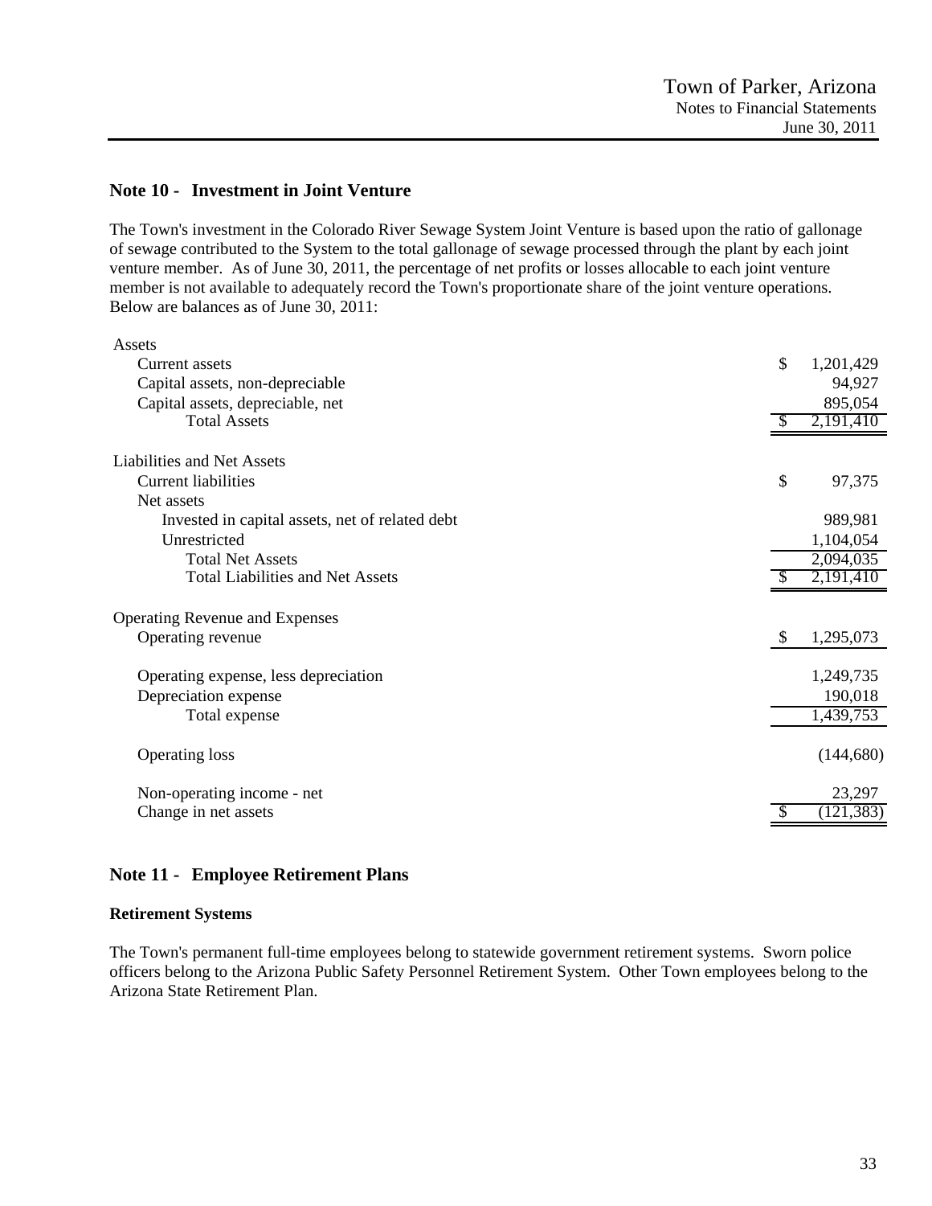## Note 10 - Investment in Joint Venture

The Town's investment in the Colorado River Sewage System Joint Venture is based upon the ratio of gallonage of sewage contributed to the System to the total gallonage of sewage processed through the plant by each joint venture member. As of June 30, 2011, the percentage of net profits or losses allocable to each joint venture member is not available to adequately record the Town's proportionate share of the joint venture operations. Below are balances as of June 30, 2011:

| | |
|---|---|
| **Assets** | |
| Current assets | $ 1,201,429 |
| Capital assets, non-depreciable | 94,927 |
| Capital assets, depreciable, net | 895,054 |
| Total Assets | $ 2,191,410 |
| **Liabilities and Net Assets** | |
| Current liabilities | $ 97,375 |
| Net assets | |
| Invested in capital assets, net of related debt | 989,981 |
| Unrestricted | 1,104,054 |
| Total Net Assets | 2,094,035 |
| Total Liabilities and Net Assets | $ 2,191,410 |
| **Operating Revenue and Expenses** | |
| Operating revenue | $ 1,295,073 |
| Operating expense, less depreciation | 1,249,735 |
| Depreciation expense | 190,018 |
| Total expense | 1,439,753 |
| Operating loss | (144,680) |
| Non-operating income - net | 23,297 |
| Change in net assets | $ (121,383) |

## Note 11 - Employee Retirement Plans

### Retirement Systems

The Town's permanent full-time employees belong to statewide government retirement systems. Sworn police officers belong to the Arizona Public Safety Personnel Retirement System. Other Town employees belong to the Arizona State Retirement Plan.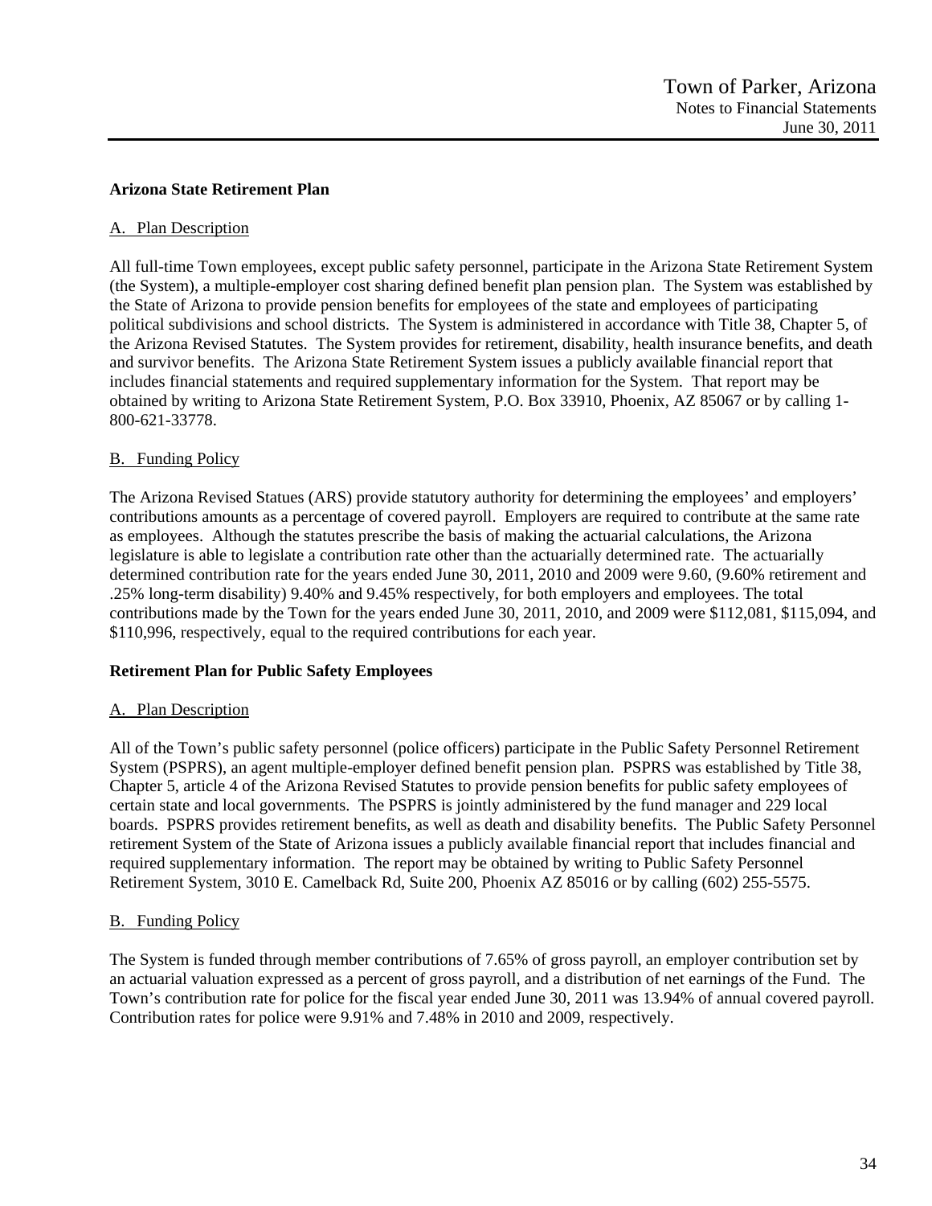**Arizona State Retirement Plan**

A. Plan Description

All full-time Town employees, except public safety personnel, participate in the Arizona State Retirement System (the System), a multiple-employer cost sharing defined benefit plan pension plan. The System was established by the State of Arizona to provide pension benefits for employees of the state and employees of participating political subdivisions and school districts. The System is administered in accordance with Title 38, Chapter 5, of the Arizona Revised Statutes. The System provides for retirement, disability, health insurance benefits, and death and survivor benefits. The Arizona State Retirement System issues a publicly available financial report that includes financial statements and required supplementary information for the System. That report may be obtained by writing to Arizona State Retirement System, P.O. Box 33910, Phoenix, AZ 85067 or by calling 1-800-621-33778.

B. Funding Policy

The Arizona Revised Statues (ARS) provide statutory authority for determining the employees' and employers' contributions amounts as a percentage of covered payroll. Employers are required to contribute at the same rate as employees. Although the statutes prescribe the basis of making the actuarial calculations, the Arizona legislature is able to legislate a contribution rate other than the actuarially determined rate. The actuarially determined contribution rate for the years ended June 30, 2011, 2010 and 2009 were 9.60, (9.60% retirement and .25% long-term disability) 9.40% and 9.45% respectively, for both employers and employees. The total contributions made by the Town for the years ended June 30, 2011, 2010, and 2009 were $112,081, $115,094, and $110,996, respectively, equal to the required contributions for each year.

**Retirement Plan for Public Safety Employees**

A. Plan Description

All of the Town's public safety personnel (police officers) participate in the Public Safety Personnel Retirement System (PSPRS), an agent multiple-employer defined benefit pension plan. PSPRS was established by Title 38, Chapter 5, article 4 of the Arizona Revised Statutes to provide pension benefits for public safety employees of certain state and local governments. The PSPRS is jointly administered by the fund manager and 229 local boards. PSPRS provides retirement benefits, as well as death and disability benefits. The Public Safety Personnel retirement System of the State of Arizona issues a publicly available financial report that includes financial and required supplementary information. The report may be obtained by writing to Public Safety Personnel Retirement System, 3010 E. Camelback Rd, Suite 200, Phoenix AZ 85016 or by calling (602) 255-5575.

B. Funding Policy

The System is funded through member contributions of 7.65% of gross payroll, an employer contribution set by an actuarial valuation expressed as a percent of gross payroll, and a distribution of net earnings of the Fund. The Town's contribution rate for police for the fiscal year ended June 30, 2011 was 13.94% of annual covered payroll. Contribution rates for police were 9.91% and 7.48% in 2010 and 2009, respectively.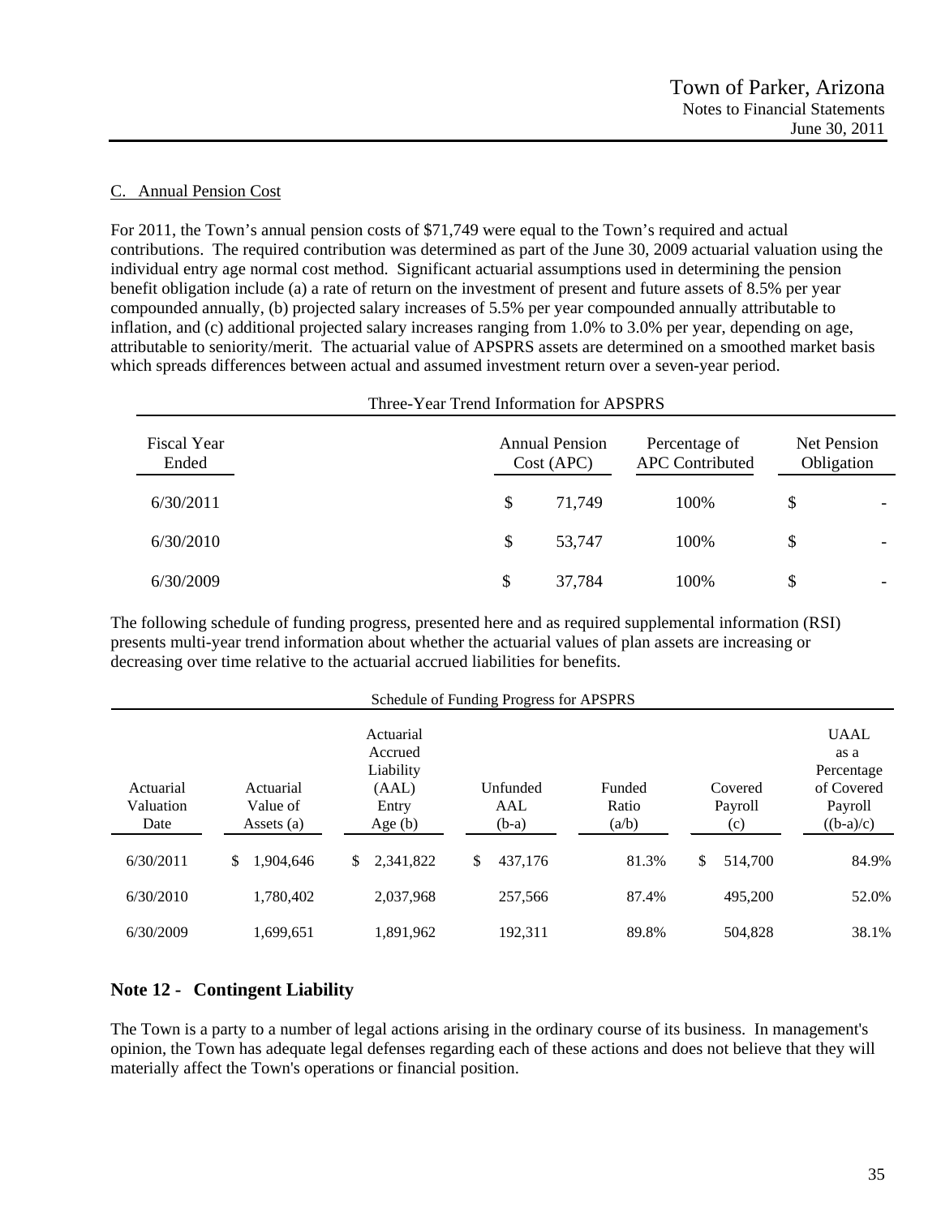C. Annual Pension Cost

For 2011, the Town's annual pension costs of $71,749 were equal to the Town's required and actual contributions. The required contribution was determined as part of the June 30, 2009 actuarial valuation using the individual entry age normal cost method. Significant actuarial assumptions used in determining the pension benefit obligation include (a) a rate of return on the investment of present and future assets of 8.5% per year compounded annually, (b) projected salary increases of 5.5% per year compounded annually attributable to inflation, and (c) additional projected salary increases ranging from 1.0% to 3.0% per year, depending on age, attributable to seniority/merit. The actuarial value of APSPRS assets are determined on a smoothed market basis which spreads differences between actual and assumed investment return over a seven-year period.

Three-Year Trend Information for APSPRS

| Fiscal Year Ended | Annual Pension Cost (APC) | Percentage of APC Contributed | Net Pension Obligation |
|---|---|---|---|
| 6/30/2011 | $ 71,749 | 100% | $ - |
| 6/30/2010 | $ 53,747 | 100% | $ - |
| 6/30/2009 | $ 37,784 | 100% | $ - |

The following schedule of funding progress, presented here and as required supplemental information (RSI) presents multi-year trend information about whether the actuarial values of plan assets are increasing or decreasing over time relative to the actuarial accrued liabilities for benefits.

Schedule of Funding Progress for APSPRS

| Actuarial Valuation Date | Actuarial Value of Assets (a) | Actuarial Accrued Liability (AAL) Entry Age (b) | Unfunded AAL (b-a) | Funded Ratio (a/b) | Covered Payroll (c) | UAAL as a Percentage of Covered Payroll ((b-a)/c) |
|---|---|---|---|---|---|---|
| 6/30/2011 | $ 1,904,646 | $ 2,341,822 | $ 437,176 | 81.3% | $ 514,700 | 84.9% |
| 6/30/2010 | 1,780,402 | 2,037,968 | 257,566 | 87.4% | 495,200 | 52.0% |
| 6/30/2009 | 1,699,651 | 1,891,962 | 192,311 | 89.8% | 504,828 | 38.1% |

## Note 12 - Contingent Liability

The Town is a party to a number of legal actions arising in the ordinary course of its business. In management's opinion, the Town has adequate legal defenses regarding each of these actions and does not believe that they will materially affect the Town's operations or financial position.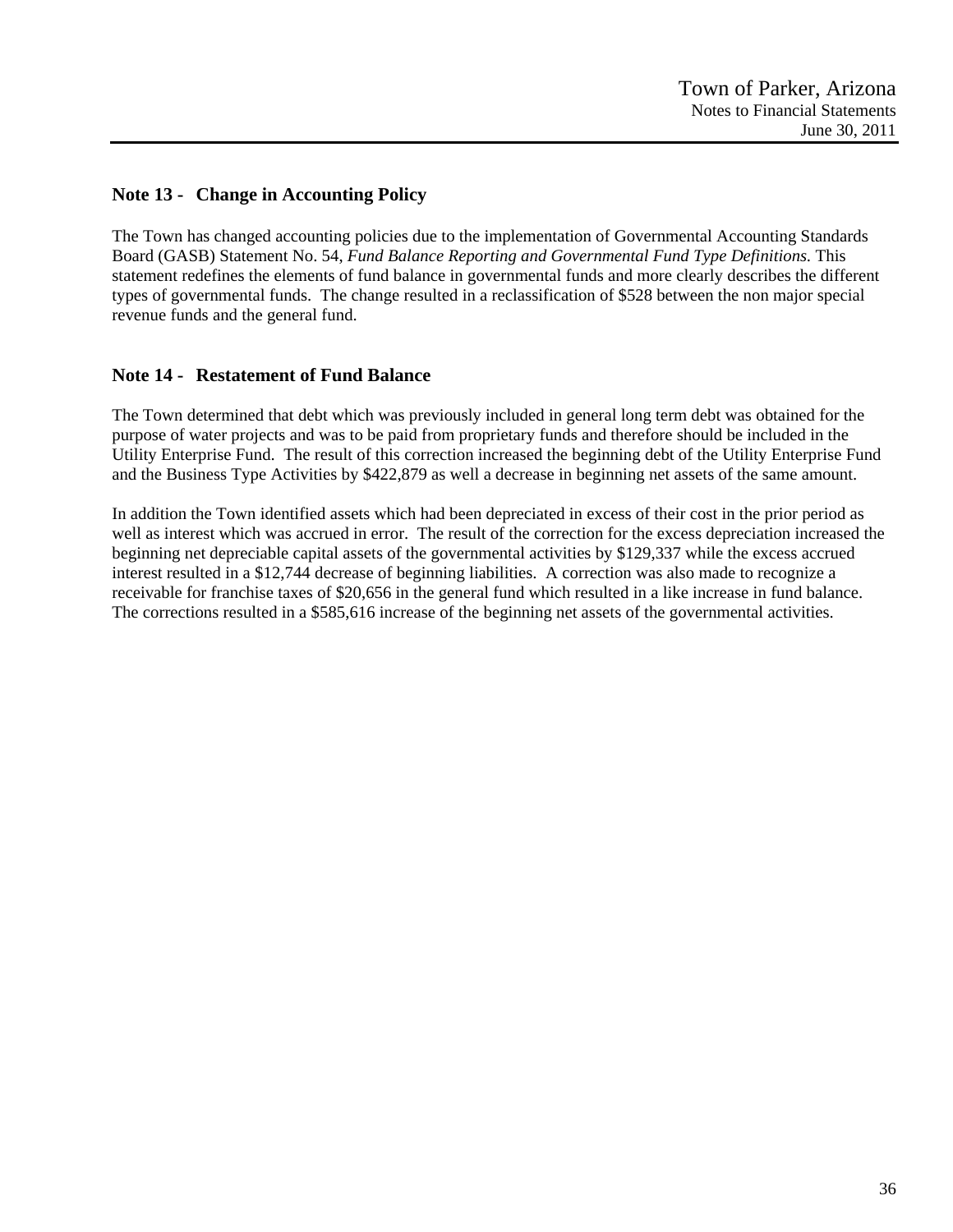## Note 13 - Change in Accounting Policy

The Town has changed accounting policies due to the implementation of Governmental Accounting Standards Board (GASB) Statement No. 54, *Fund Balance Reporting and Governmental Fund Type Definitions.* This statement redefines the elements of fund balance in governmental funds and more clearly describes the different types of governmental funds. The change resulted in a reclassification of $528 between the non major special revenue funds and the general fund.

## Note 14 - Restatement of Fund Balance

The Town determined that debt which was previously included in general long term debt was obtained for the purpose of water projects and was to be paid from proprietary funds and therefore should be included in the Utility Enterprise Fund. The result of this correction increased the beginning debt of the Utility Enterprise Fund and the Business Type Activities by $422,879 as well a decrease in beginning net assets of the same amount.

In addition the Town identified assets which had been depreciated in excess of their cost in the prior period as well as interest which was accrued in error. The result of the correction for the excess depreciation increased the beginning net depreciable capital assets of the governmental activities by $129,337 while the excess accrued interest resulted in a $12,744 decrease of beginning liabilities. A correction was also made to recognize a receivable for franchise taxes of $20,656 in the general fund which resulted in a like increase in fund balance. The corrections resulted in a $585,616 increase of the beginning net assets of the governmental activities.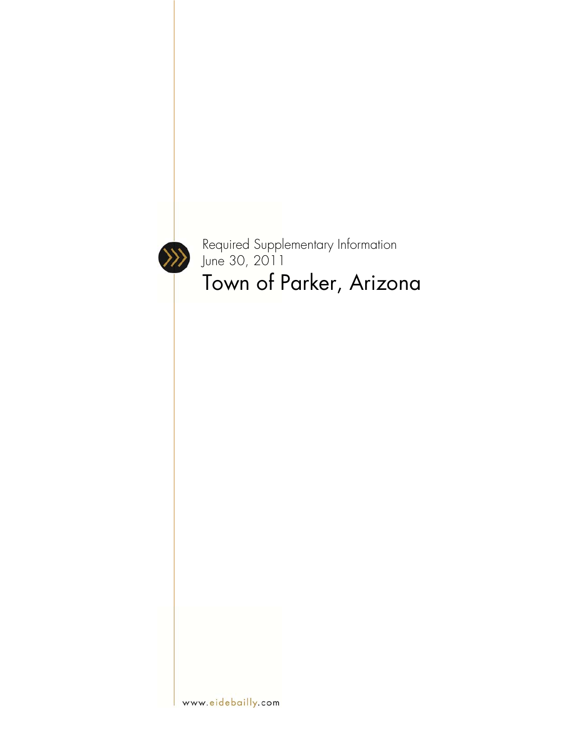Required Supplementary Information
June 30, 2011

# Town of Parker, Arizona

www.eidebailly.com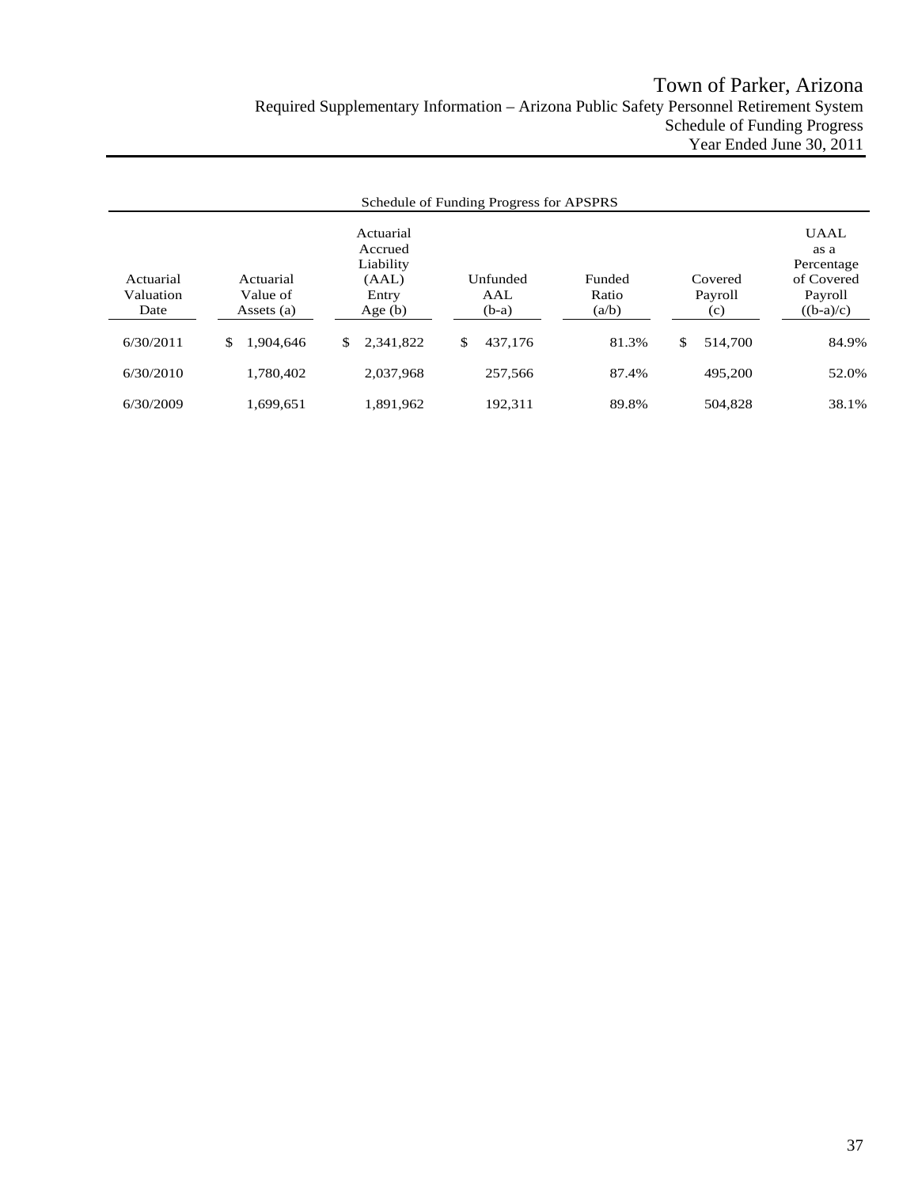# Town of Parker, Arizona

## Required Supplementary Information – Arizona Public Safety Personnel Retirement System

### Schedule of Funding Progress

### Year Ended June 30, 2011

Schedule of Funding Progress for APSPRS

| Actuarial Valuation Date | Actuarial Value of Assets (a) | Actuarial Accrued Liability (AAL) Entry Age (b) | Unfunded AAL (b-a) | Funded Ratio (a/b) | Covered Payroll (c) | UAAL as a Percentage of Covered Payroll ((b-a)/c) |
|---|---|---|---|---|---|---|
| 6/30/2011 | $ 1,904,646 | $ 2,341,822 | $ 437,176 | 81.3% | $ 514,700 | 84.9% |
| 6/30/2010 | 1,780,402 | 2,037,968 | 257,566 | 87.4% | 495,200 | 52.0% |
| 6/30/2009 | 1,699,651 | 1,891,962 | 192,311 | 89.8% | 504,828 | 38.1% |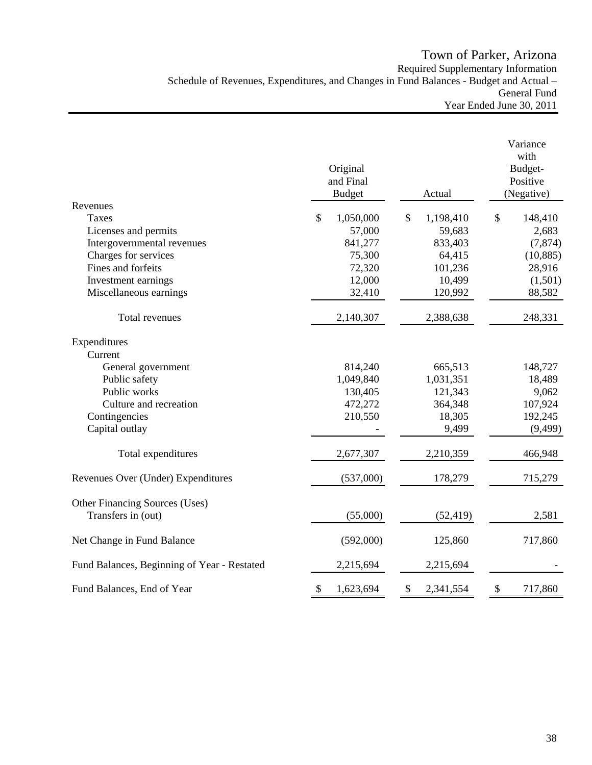# Town of Parker, Arizona

Required Supplementary Information

Schedule of Revenues, Expenditures, and Changes in Fund Balances - Budget and Actual – General Fund

Year Ended June 30, 2011

| | Original and Final Budget | Actual | Variance with Budget-Positive (Negative) |
|---|---|---|---|
| **Revenues** | | | |
| Taxes | $ 1,050,000 | $ 1,198,410 | $ 148,410 |
| Licenses and permits | 57,000 | 59,683 | 2,683 |
| Intergovernmental revenues | 841,277 | 833,403 | (7,874) |
| Charges for services | 75,300 | 64,415 | (10,885) |
| Fines and forfeits | 72,320 | 101,236 | 28,916 |
| Investment earnings | 12,000 | 10,499 | (1,501) |
| Miscellaneous earnings | 32,410 | 120,992 | 88,582 |
| Total revenues | 2,140,307 | 2,388,638 | 248,331 |
| **Expenditures** | | | |
| Current | | | |
| General government | 814,240 | 665,513 | 148,727 |
| Public safety | 1,049,840 | 1,031,351 | 18,489 |
| Public works | 130,405 | 121,343 | 9,062 |
| Culture and recreation | 472,272 | 364,348 | 107,924 |
| Contingencies | 210,550 | 18,305 | 192,245 |
| Capital outlay | - | 9,499 | (9,499) |
| Total expenditures | 2,677,307 | 2,210,359 | 466,948 |
| Revenues Over (Under) Expenditures | (537,000) | 178,279 | 715,279 |
| **Other Financing Sources (Uses)** | | | |
| Transfers in (out) | (55,000) | (52,419) | 2,581 |
| Net Change in Fund Balance | (592,000) | 125,860 | 717,860 |
| Fund Balances, Beginning of Year - Restated | 2,215,694 | 2,215,694 | - |
| Fund Balances, End of Year | $ 1,623,694 | $ 2,341,554 | $ 717,860 |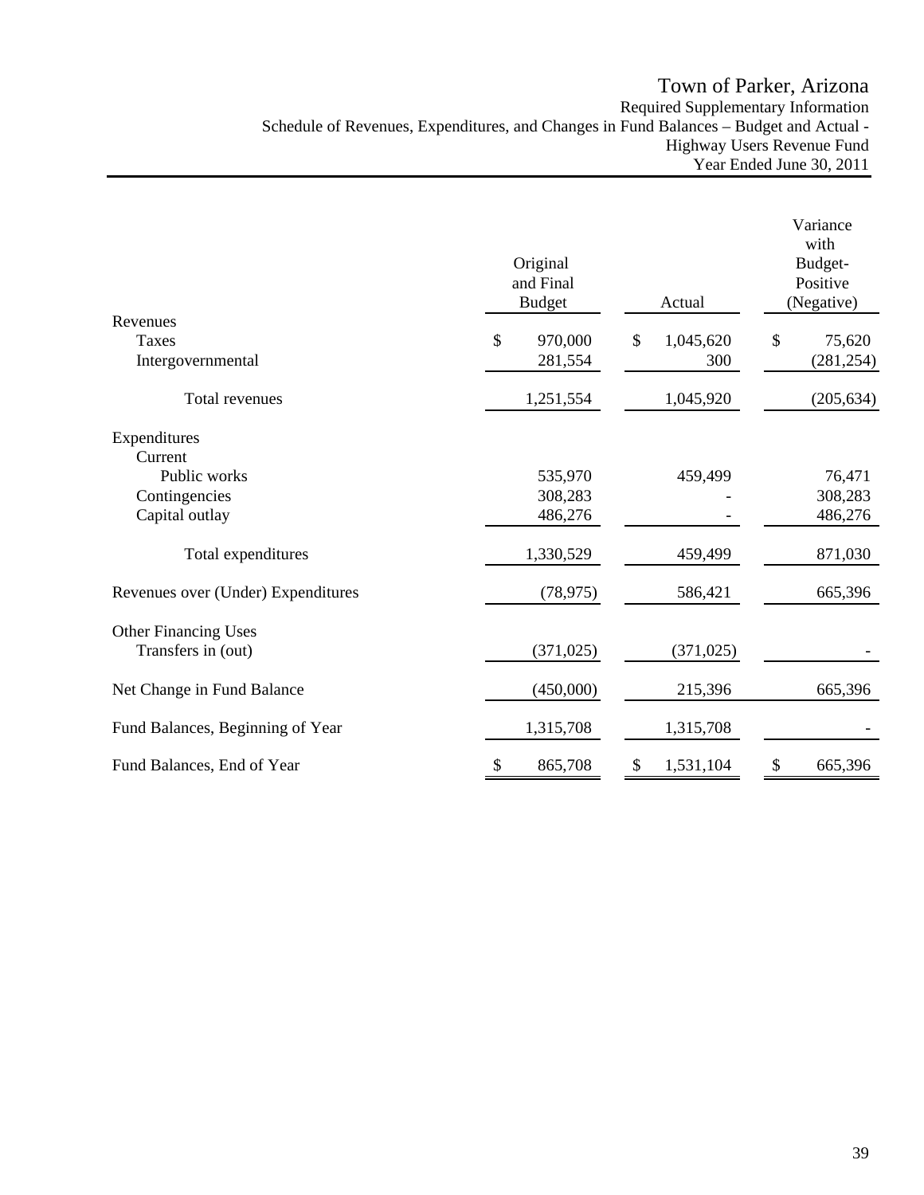# Town of Parker, Arizona

Required Supplementary Information

Schedule of Revenues, Expenditures, and Changes in Fund Balances – Budget and Actual - Highway Users Revenue Fund

Year Ended June 30, 2011

| | Original and Final Budget | Actual | Variance with Budget-Positive (Negative) |
|---|---|---|---|
| Revenues | | | |
| Taxes | $ 970,000 | $ 1,045,620 | $ 75,620 |
| Intergovernmental | 281,554 | 300 | (281,254) |
| Total revenues | 1,251,554 | 1,045,920 | (205,634) |
| Expenditures | | | |
| Current | | | |
| Public works | 535,970 | 459,499 | 76,471 |
| Contingencies | 308,283 | - | 308,283 |
| Capital outlay | 486,276 | - | 486,276 |
| Total expenditures | 1,330,529 | 459,499 | 871,030 |
| Revenues over (Under) Expenditures | (78,975) | 586,421 | 665,396 |
| Other Financing Uses | | | |
| Transfers in (out) | (371,025) | (371,025) | - |
| Net Change in Fund Balance | (450,000) | 215,396 | 665,396 |
| Fund Balances, Beginning of Year | 1,315,708 | 1,315,708 | - |
| Fund Balances, End of Year | $ 865,708 | $ 1,531,104 | $ 665,396 |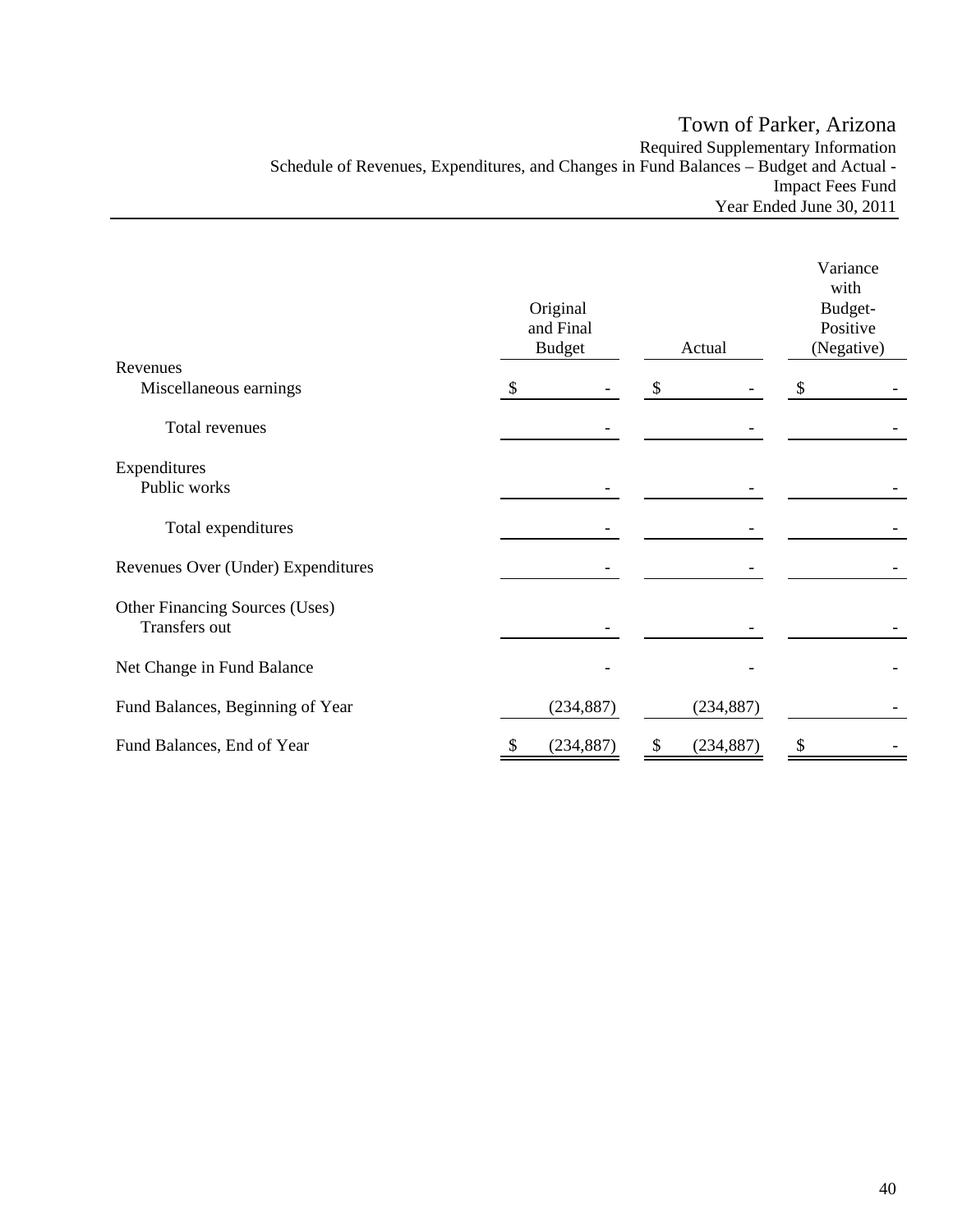# Town of Parker, Arizona

Required Supplementary Information
Schedule of Revenues, Expenditures, and Changes in Fund Balances – Budget and Actual - Impact Fees Fund
Year Ended June 30, 2011

| | Original and Final Budget | Actual | Variance with Budget- Positive (Negative) |
|---|---|---|---|
| **Revenues** | | | |
| Miscellaneous earnings | $ - | $ - | $ - |
| Total revenues | - | - | - |
| **Expenditures** | | | |
| Public works | - | - | - |
| Total expenditures | - | - | - |
| Revenues Over (Under) Expenditures | - | - | - |
| **Other Financing Sources (Uses)** | | | |
| Transfers out | - | - | - |
| Net Change in Fund Balance | - | - | - |
| Fund Balances, Beginning of Year | (234,887) | (234,887) | - |
| Fund Balances, End of Year | $ (234,887) | $ (234,887) | $ - |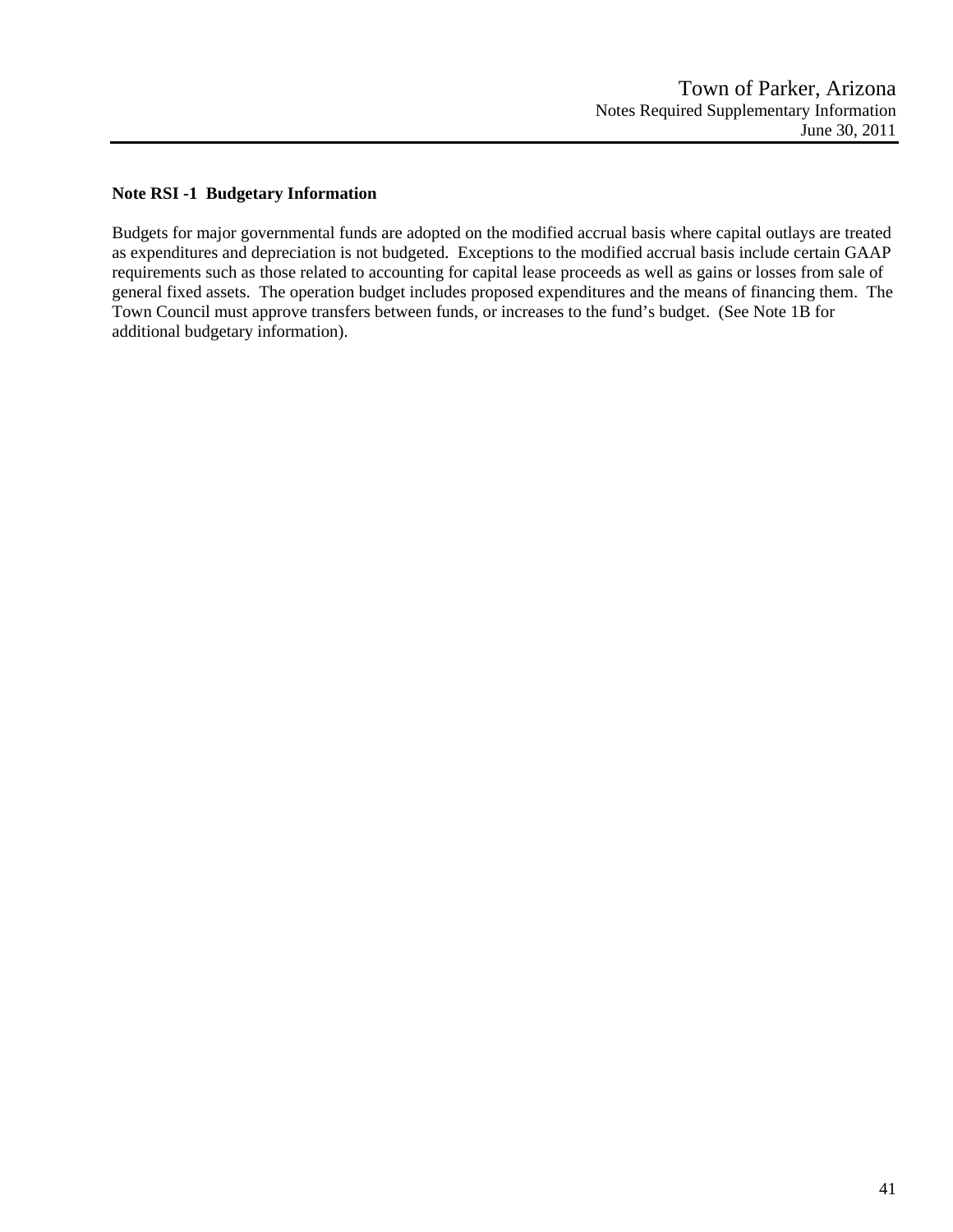### Note RSI -1 Budgetary Information

Budgets for major governmental funds are adopted on the modified accrual basis where capital outlays are treated as expenditures and depreciation is not budgeted. Exceptions to the modified accrual basis include certain GAAP requirements such as those related to accounting for capital lease proceeds as well as gains or losses from sale of general fixed assets. The operation budget includes proposed expenditures and the means of financing them. The Town Council must approve transfers between funds, or increases to the fund's budget. (See Note 1B for additional budgetary information).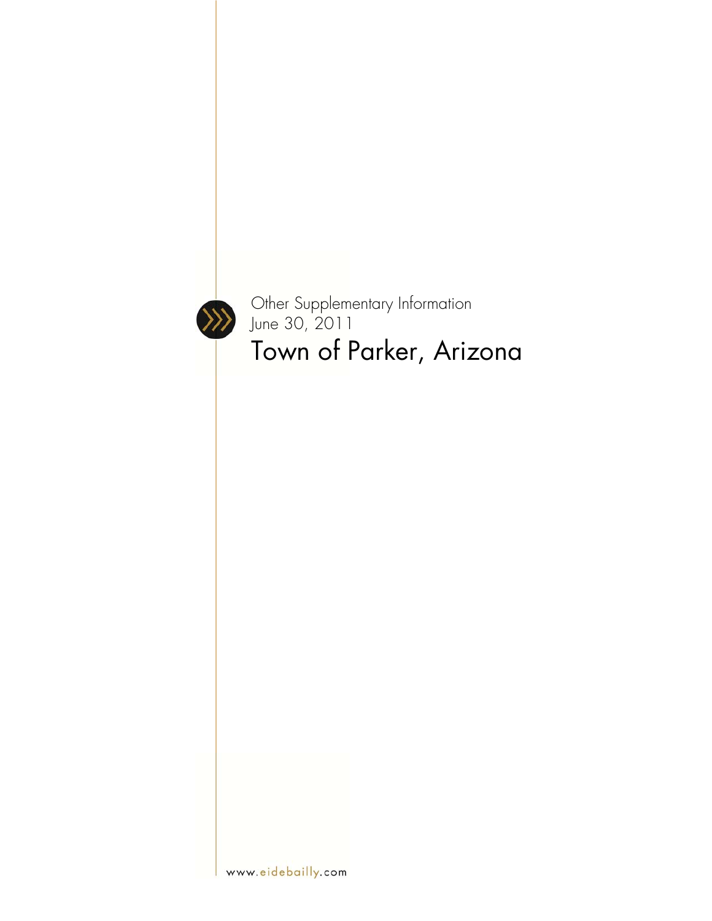Other Supplementary Information
June 30, 2011

# Town of Parker, Arizona

www.eidebailly.com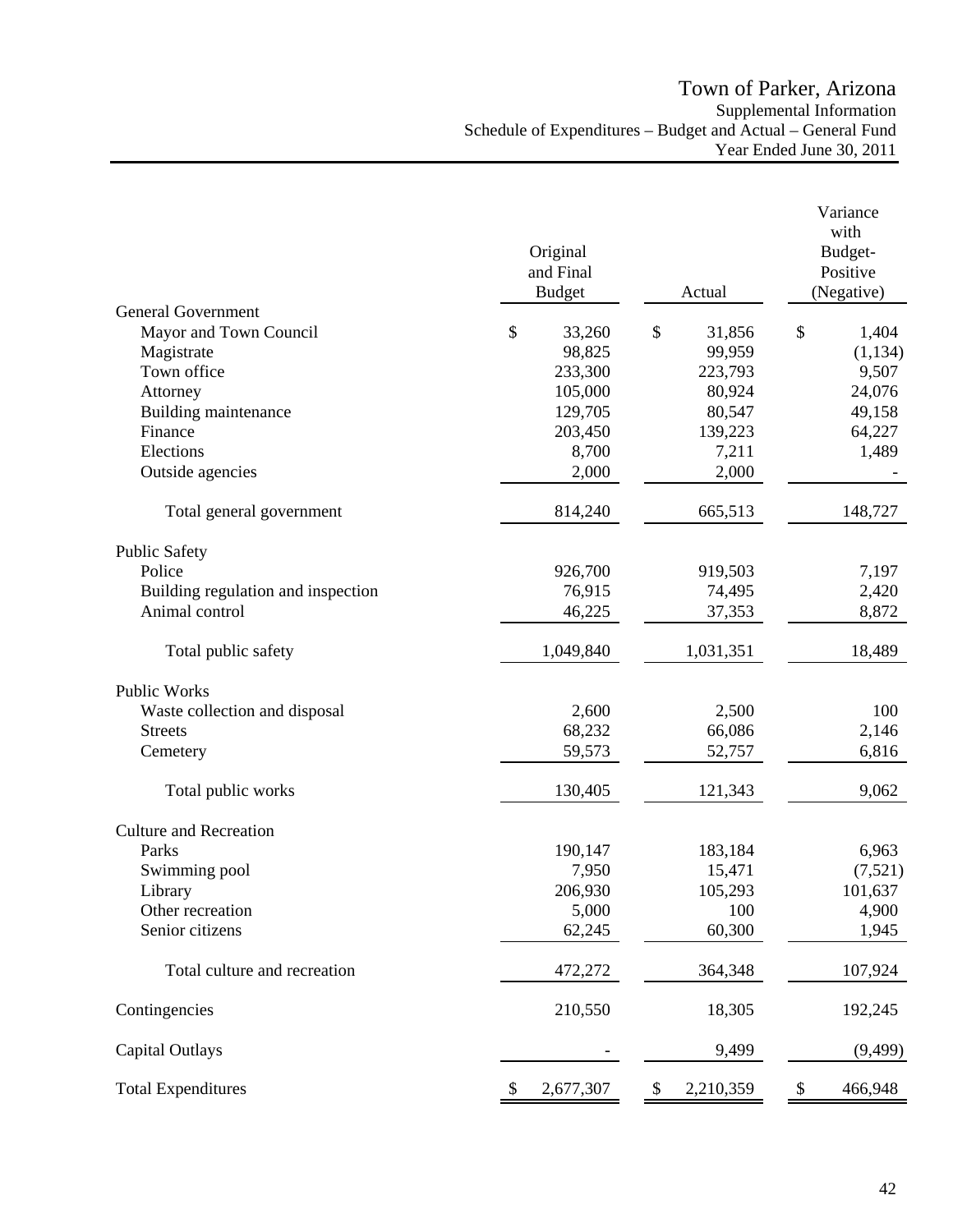# Town of Parker, Arizona

## Supplemental Information

## Schedule of Expenditures – Budget and Actual – General Fund

## Year Ended June 30, 2011

| | Original and Final Budget | Actual | Variance with Budget-Positive (Negative) |
|---|---|---|---|
| **General Government** | | | |
| Mayor and Town Council | $ 33,260 | $ 31,856 | $ 1,404 |
| Magistrate | 98,825 | 99,959 | (1,134) |
| Town office | 233,300 | 223,793 | 9,507 |
| Attorney | 105,000 | 80,924 | 24,076 |
| Building maintenance | 129,705 | 80,547 | 49,158 |
| Finance | 203,450 | 139,223 | 64,227 |
| Elections | 8,700 | 7,211 | 1,489 |
| Outside agencies | 2,000 | 2,000 | - |
| Total general government | 814,240 | 665,513 | 148,727 |
| **Public Safety** | | | |
| Police | 926,700 | 919,503 | 7,197 |
| Building regulation and inspection | 76,915 | 74,495 | 2,420 |
| Animal control | 46,225 | 37,353 | 8,872 |
| Total public safety | 1,049,840 | 1,031,351 | 18,489 |
| **Public Works** | | | |
| Waste collection and disposal | 2,600 | 2,500 | 100 |
| Streets | 68,232 | 66,086 | 2,146 |
| Cemetery | 59,573 | 52,757 | 6,816 |
| Total public works | 130,405 | 121,343 | 9,062 |
| **Culture and Recreation** | | | |
| Parks | 190,147 | 183,184 | 6,963 |
| Swimming pool | 7,950 | 15,471 | (7,521) |
| Library | 206,930 | 105,293 | 101,637 |
| Other recreation | 5,000 | 100 | 4,900 |
| Senior citizens | 62,245 | 60,300 | 1,945 |
| Total culture and recreation | 472,272 | 364,348 | 107,924 |
| Contingencies | 210,550 | 18,305 | 192,245 |
| Capital Outlays | - | 9,499 | (9,499) |
| Total Expenditures | $ 2,677,307 | $ 2,210,359 | $ 466,948 |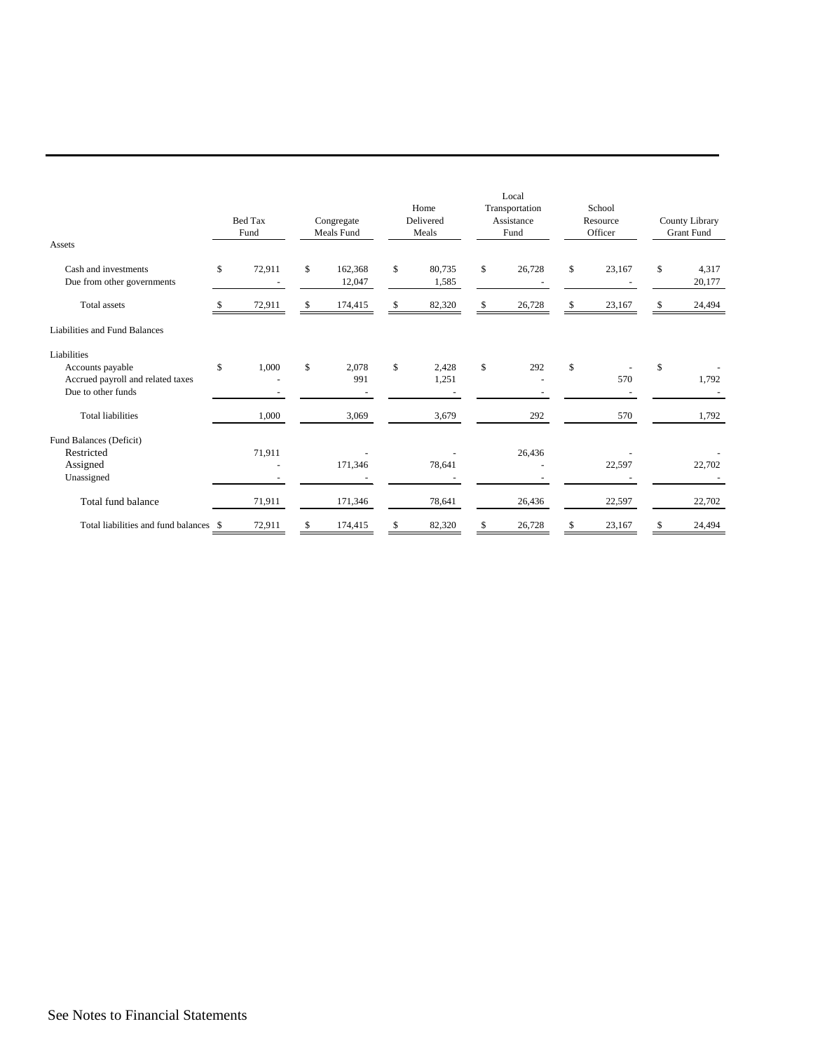| | Bed Tax Fund | Congregate Meals Fund | Home Delivered Meals | Local Transportation Assistance Fund | School Resource Officer | County Library Grant Fund |
|---|---|---|---|---|---|---|
| **Assets** | | | | | | |
| Cash and investments | $ 72,911 | $ 162,368 | $ 80,735 | $ 26,728 | $ 23,167 | $ 4,317 |
| Due from other governments | - | 12,047 | 1,585 | - | - | 20,177 |
| Total assets | $ 72,911 | $ 174,415 | $ 82,320 | $ 26,728 | $ 23,167 | $ 24,494 |
| **Liabilities and Fund Balances** | | | | | | |
| Liabilities | | | | | | |
| Accounts payable | $ 1,000 | $ 2,078 | $ 2,428 | $ 292 | $ - | $ - |
| Accrued payroll and related taxes | - | 991 | 1,251 | - | 570 | 1,792 |
| Due to other funds | - | - | - | - | - | - |
| Total liabilities | 1,000 | 3,069 | 3,679 | 292 | 570 | 1,792 |
| Fund Balances (Deficit) | | | | | | |
| Restricted | 71,911 | - | - | 26,436 | - | - |
| Assigned | - | 171,346 | 78,641 | - | 22,597 | 22,702 |
| Unassigned | - | - | - | - | - | - |
| Total fund balance | 71,911 | 171,346 | 78,641 | 26,436 | 22,597 | 22,702 |
| Total liabilities and fund balances | $ 72,911 | $ 174,415 | $ 82,320 | $ 26,728 | $ 23,167 | $ 24,494 |

See Notes to Financial Statements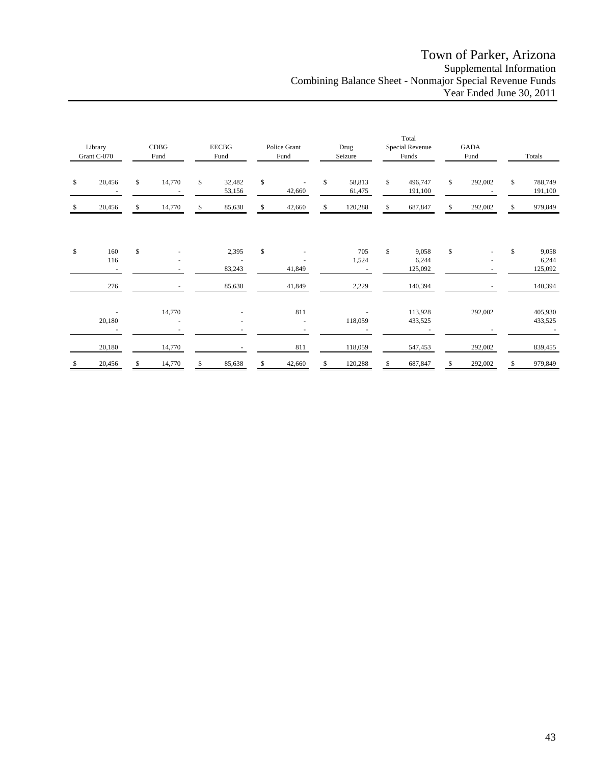# Town of Parker, Arizona

## Supplemental Information

## Combining Balance Sheet - Nonmajor Special Revenue Funds

## Year Ended June 30, 2011

| Library Grant C-070 | CDBG Fund | EECBG Fund | Police Grant Fund | Drug Seizure | Total Special Revenue Funds | GADA Fund | Totals |
|---|---|---|---|---|---|---|---|
| $ 20,456 | $ 14,770 | $ 32,482 | $ - | $ 58,813 | $ 496,747 | $ 292,002 | $ 788,749 |
| - | - | 53,156 | 42,660 | 61,475 | 191,100 | - | 191,100 |
| $ 20,456 | $ 14,770 | $ 85,638 | $ 42,660 | $ 120,288 | $ 687,847 | $ 292,002 | $ 979,849 |
| | | | | | | | |
| $ 160 | $ - | 2,395 | $ - | 705 | $ 9,058 | $ - | $ 9,058 |
| 116 | - | - | - | 1,524 | 6,244 | - | 6,244 |
| - | - | 83,243 | 41,849 | - | 125,092 | - | 125,092 |
| 276 | - | 85,638 | 41,849 | 2,229 | 140,394 | - | 140,394 |
| | | | | | | | |
| - | 14,770 | - | 811 | - | 113,928 | 292,002 | 405,930 |
| 20,180 | - | - | - | 118,059 | 433,525 | | 433,525 |
| - | - | - | - | - | - | - | - |
| 20,180 | 14,770 | - | 811 | 118,059 | 547,453 | 292,002 | 839,455 |
| $ 20,456 | $ 14,770 | $ 85,638 | $ 42,660 | $ 120,288 | $ 687,847 | $ 292,002 | $ 979,849 |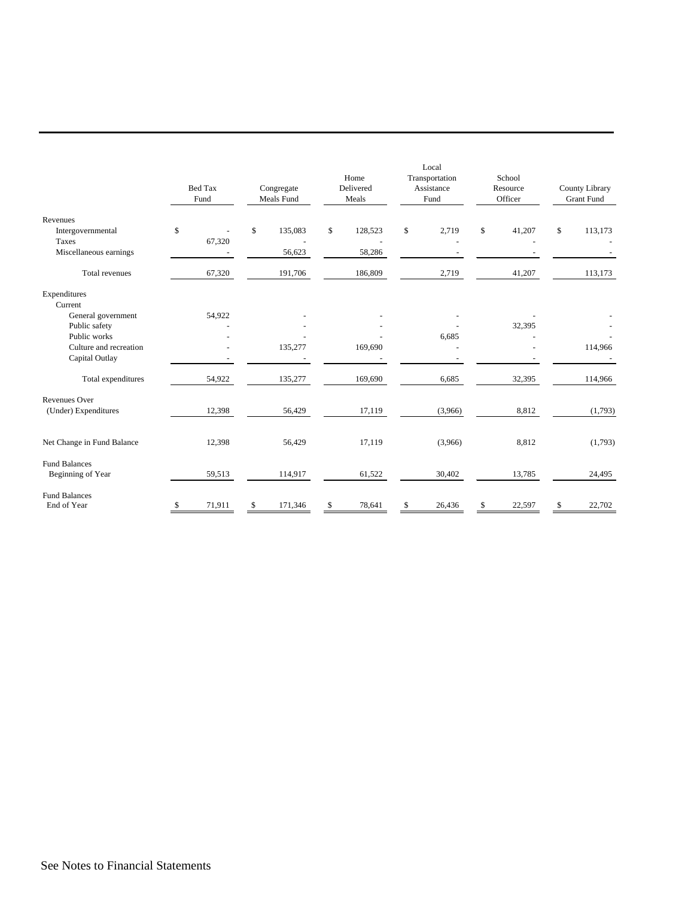| | Bed Tax Fund | Congregate Meals Fund | Home Delivered Meals | Local Transportation Assistance Fund | School Resource Officer | County Library Grant Fund |
|---|---|---|---|---|---|---|
| Revenues | | | | | | |
| Intergovernmental | $ - | $ 135,083 | $ 128,523 | $ 2,719 | $ 41,207 | $ 113,173 |
| Taxes | 67,320 | - | - | - | - | - |
| Miscellaneous earnings | - | 56,623 | 58,286 | - | - | - |
| Total revenues | 67,320 | 191,706 | 186,809 | 2,719 | 41,207 | 113,173 |
| Expenditures | | | | | | |
| Current | | | | | | |
| General government | 54,922 | - | - | - | - | - |
| Public safety | - | - | - | - | 32,395 | - |
| Public works | - | - | - | 6,685 | - | - |
| Culture and recreation | - | 135,277 | 169,690 | - | - | 114,966 |
| Capital Outlay | - | - | - | - | - | - |
| Total expenditures | 54,922 | 135,277 | 169,690 | 6,685 | 32,395 | 114,966 |
| Revenues Over (Under) Expenditures | 12,398 | 56,429 | 17,119 | (3,966) | 8,812 | (1,793) |
| Net Change in Fund Balance | 12,398 | 56,429 | 17,119 | (3,966) | 8,812 | (1,793) |
| Fund Balances Beginning of Year | 59,513 | 114,917 | 61,522 | 30,402 | 13,785 | 24,495 |
| Fund Balances End of Year | $ 71,911 | $ 171,346 | $ 78,641 | $ 26,436 | $ 22,597 | $ 22,702 |

See Notes to Financial Statements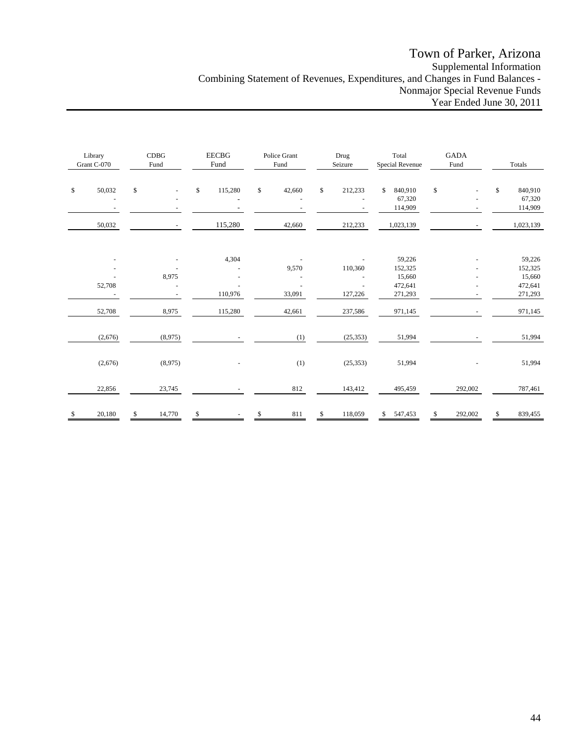# Town of Parker, Arizona

Supplemental Information

Combining Statement of Revenues, Expenditures, and Changes in Fund Balances - Nonmajor Special Revenue Funds

Year Ended June 30, 2011

| Library Grant C-070 | CDBG Fund | EECBG Fund | Police Grant Fund | Drug Seizure | Total Special Revenue | GADA Fund | Totals |
|---|---|---|---|---|---|---|---|
| $ 50,032 | $ - | $ 115,280 | $ 42,660 | $ 212,233 | $ 840,910 | $ - | $ 840,910 |
| - | - | - | - | - | 67,320 | - | 67,320 |
| - | - | - | - | - | 114,909 | - | 114,909 |
| 50,032 | - | 115,280 | 42,660 | 212,233 | 1,023,139 | - | 1,023,139 |
| | | | | | | | |
| - | - | 4,304 | - | - | 59,226 | - | 59,226 |
| - | - | - | 9,570 | 110,360 | 152,325 | - | 152,325 |
| - | 8,975 | - | - | - | 15,660 | - | 15,660 |
| 52,708 | - | - | - | - | 472,641 | - | 472,641 |
| - | - | 110,976 | 33,091 | 127,226 | 271,293 | - | 271,293 |
| 52,708 | 8,975 | 115,280 | 42,661 | 237,586 | 971,145 | - | 971,145 |
| (2,676) | (8,975) | - | (1) | (25,353) | 51,994 | - | 51,994 |
| (2,676) | (8,975) | - | (1) | (25,353) | 51,994 | - | 51,994 |
| 22,856 | 23,745 | - | 812 | 143,412 | 495,459 | 292,002 | 787,461 |
| $ 20,180 | $ 14,770 | $ - | $ 811 | $ 118,059 | $ 547,453 | $ 292,002 | $ 839,455 |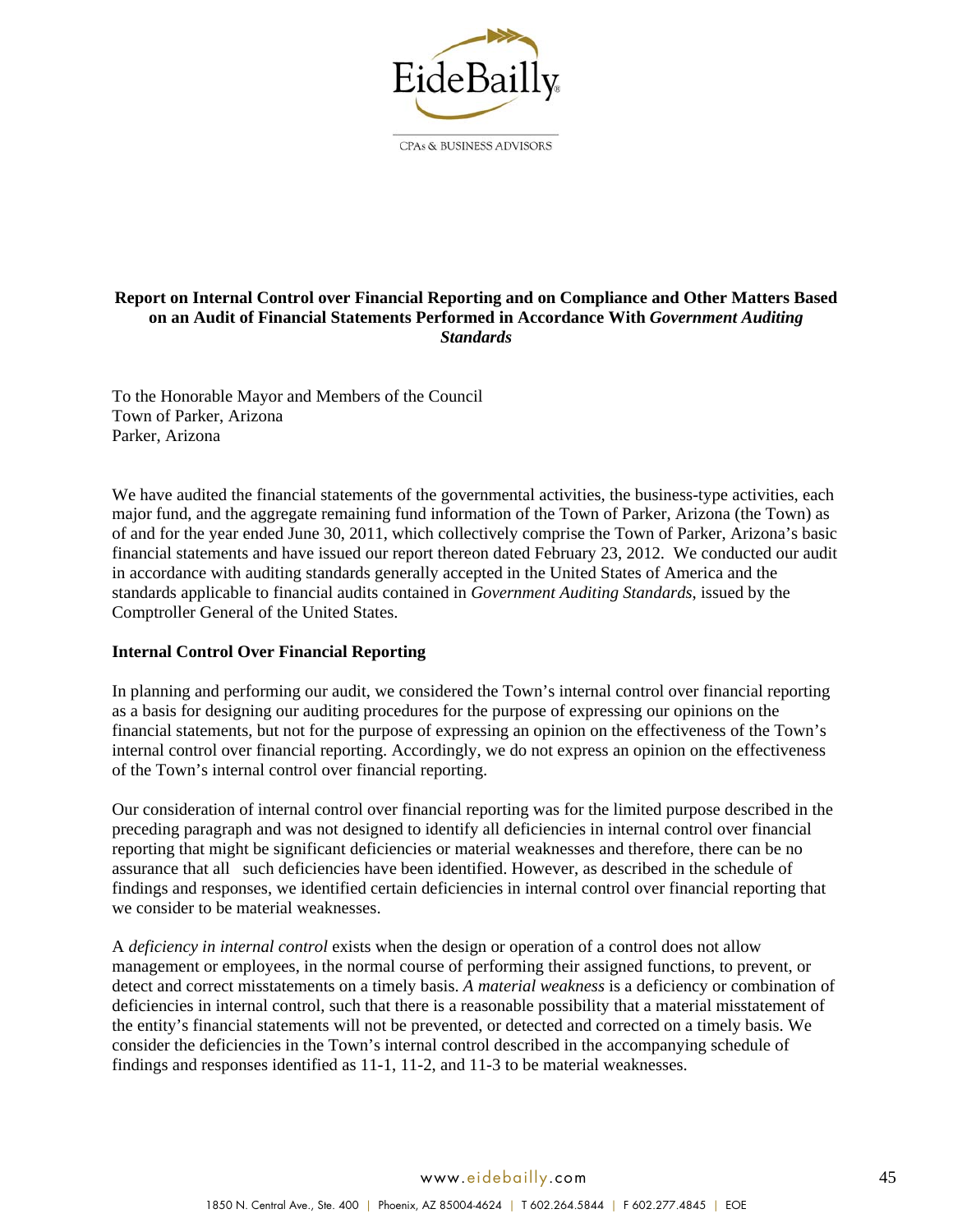EideBailly

CPAs & BUSINESS ADVISORS

**Report on Internal Control over Financial Reporting and on Compliance and Other Matters Based on an Audit of Financial Statements Performed in Accordance With *Government Auditing Standards***

To the Honorable Mayor and Members of the Council
Town of Parker, Arizona
Parker, Arizona

We have audited the financial statements of the governmental activities, the business-type activities, each major fund, and the aggregate remaining fund information of the Town of Parker, Arizona (the Town) as of and for the year ended June 30, 2011, which collectively comprise the Town of Parker, Arizona's basic financial statements and have issued our report thereon dated February 23, 2012. We conducted our audit in accordance with auditing standards generally accepted in the United States of America and the standards applicable to financial audits contained in *Government Auditing Standards*, issued by the Comptroller General of the United States.

**Internal Control Over Financial Reporting**

In planning and performing our audit, we considered the Town's internal control over financial reporting as a basis for designing our auditing procedures for the purpose of expressing our opinions on the financial statements, but not for the purpose of expressing an opinion on the effectiveness of the Town's internal control over financial reporting. Accordingly, we do not express an opinion on the effectiveness of the Town's internal control over financial reporting.

Our consideration of internal control over financial reporting was for the limited purpose described in the preceding paragraph and was not designed to identify all deficiencies in internal control over financial reporting that might be significant deficiencies or material weaknesses and therefore, there can be no assurance that all such deficiencies have been identified. However, as described in the schedule of findings and responses, we identified certain deficiencies in internal control over financial reporting that we consider to be material weaknesses.

A *deficiency in internal control* exists when the design or operation of a control does not allow management or employees, in the normal course of performing their assigned functions, to prevent, or detect and correct misstatements on a timely basis. *A material weakness* is a deficiency or combination of deficiencies in internal control, such that there is a reasonable possibility that a material misstatement of the entity's financial statements will not be prevented, or detected and corrected on a timely basis. We consider the deficiencies in the Town's internal control described in the accompanying schedule of findings and responses identified as 11-1, 11-2, and 11-3 to be material weaknesses.

www.eidebailly.com

1850 N. Central Ave., Ste. 400 | Phoenix, AZ 85004-4624 | T 602.264.5844 | F 602.277.4845 | EOE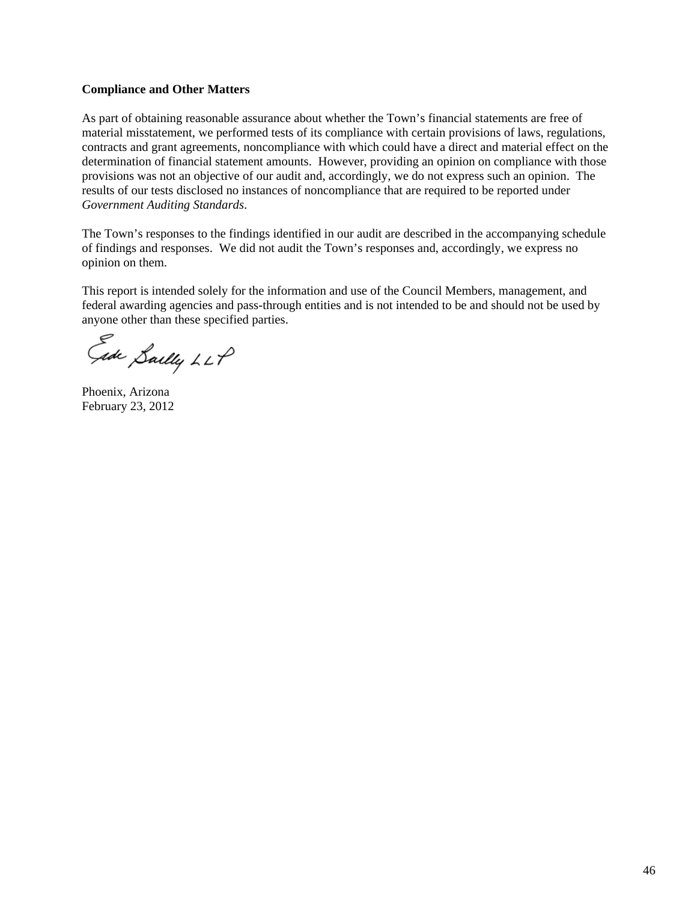**Compliance and Other Matters**

As part of obtaining reasonable assurance about whether the Town's financial statements are free of material misstatement, we performed tests of its compliance with certain provisions of laws, regulations, contracts and grant agreements, noncompliance with which could have a direct and material effect on the determination of financial statement amounts. However, providing an opinion on compliance with those provisions was not an objective of our audit and, accordingly, we do not express such an opinion. The results of our tests disclosed no instances of noncompliance that are required to be reported under *Government Auditing Standards*.

The Town's responses to the findings identified in our audit are described in the accompanying schedule of findings and responses. We did not audit the Town's responses and, accordingly, we express no opinion on them.

This report is intended solely for the information and use of the Council Members, management, and federal awarding agencies and pass-through entities and is not intended to be and should not be used by anyone other than these specified parties.

Eide Bailly LLP

Phoenix, Arizona
February 23, 2012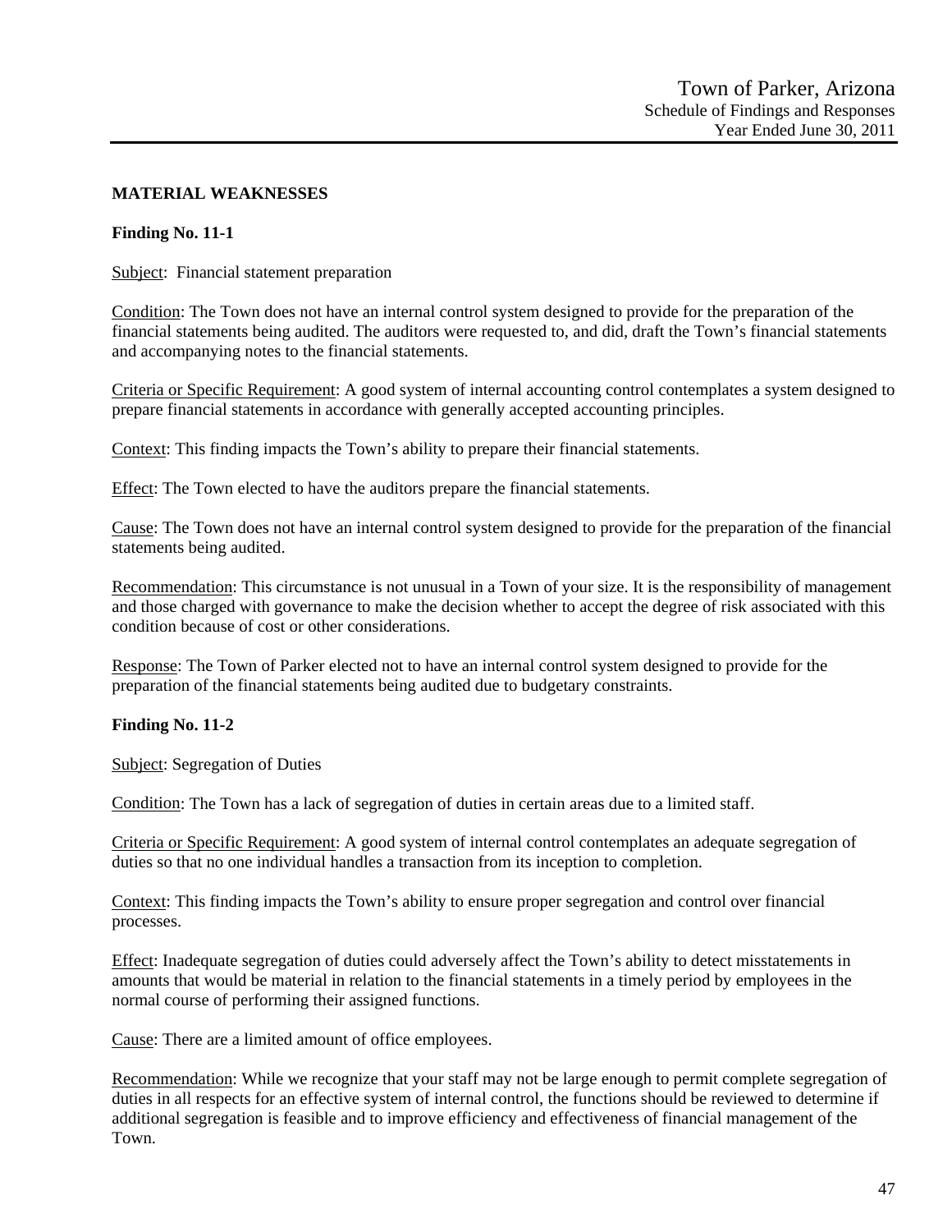## MATERIAL WEAKNESSES

### Finding No. 11-1

Subject: Financial statement preparation

Condition: The Town does not have an internal control system designed to provide for the preparation of the financial statements being audited. The auditors were requested to, and did, draft the Town's financial statements and accompanying notes to the financial statements.

Criteria or Specific Requirement: A good system of internal accounting control contemplates a system designed to prepare financial statements in accordance with generally accepted accounting principles.

Context: This finding impacts the Town's ability to prepare their financial statements.

Effect: The Town elected to have the auditors prepare the financial statements.

Cause: The Town does not have an internal control system designed to provide for the preparation of the financial statements being audited.

Recommendation: This circumstance is not unusual in a Town of your size. It is the responsibility of management and those charged with governance to make the decision whether to accept the degree of risk associated with this condition because of cost or other considerations.

Response: The Town of Parker elected not to have an internal control system designed to provide for the preparation of the financial statements being audited due to budgetary constraints.

### Finding No. 11-2

Subject: Segregation of Duties

Condition: The Town has a lack of segregation of duties in certain areas due to a limited staff.

Criteria or Specific Requirement: A good system of internal control contemplates an adequate segregation of duties so that no one individual handles a transaction from its inception to completion.

Context: This finding impacts the Town's ability to ensure proper segregation and control over financial processes.

Effect: Inadequate segregation of duties could adversely affect the Town's ability to detect misstatements in amounts that would be material in relation to the financial statements in a timely period by employees in the normal course of performing their assigned functions.

Cause: There are a limited amount of office employees.

Recommendation: While we recognize that your staff may not be large enough to permit complete segregation of duties in all respects for an effective system of internal control, the functions should be reviewed to determine if additional segregation is feasible and to improve efficiency and effectiveness of financial management of the Town.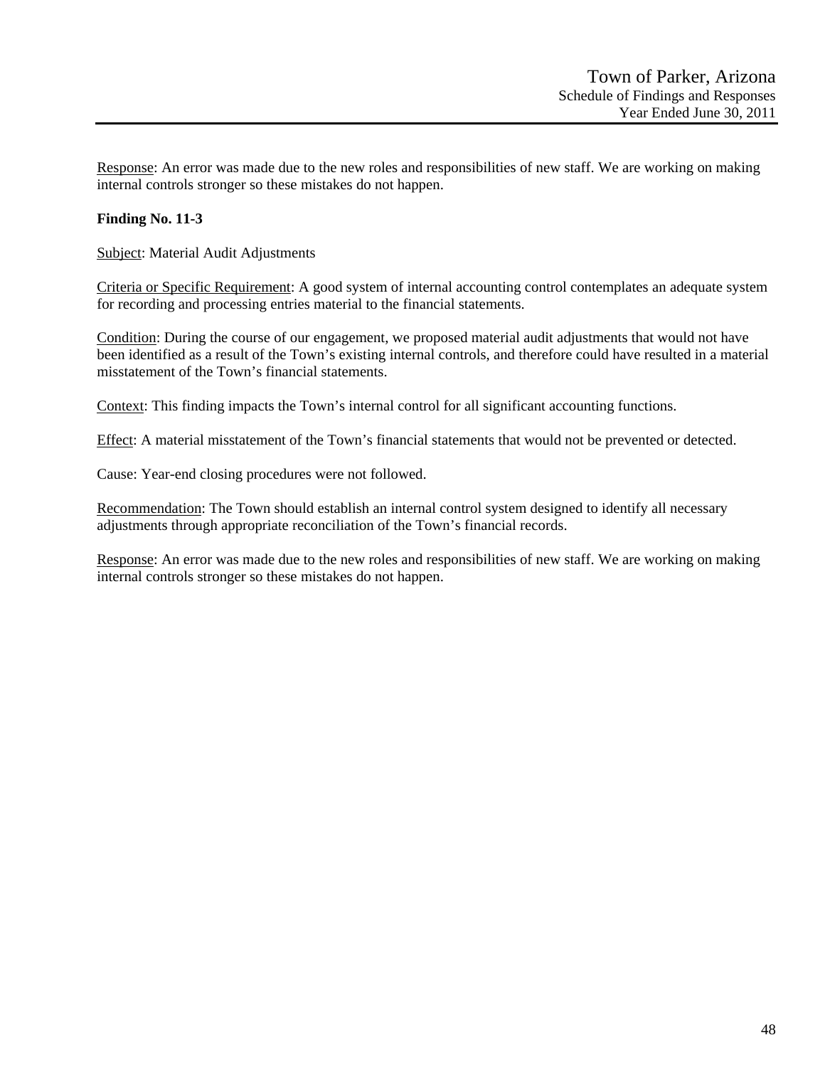Response: An error was made due to the new roles and responsibilities of new staff. We are working on making internal controls stronger so these mistakes do not happen.

**Finding No. 11-3**

Subject: Material Audit Adjustments

Criteria or Specific Requirement: A good system of internal accounting control contemplates an adequate system for recording and processing entries material to the financial statements.

Condition: During the course of our engagement, we proposed material audit adjustments that would not have been identified as a result of the Town's existing internal controls, and therefore could have resulted in a material misstatement of the Town's financial statements.

Context: This finding impacts the Town's internal control for all significant accounting functions.

Effect: A material misstatement of the Town's financial statements that would not be prevented or detected.

Cause: Year-end closing procedures were not followed.

Recommendation: The Town should establish an internal control system designed to identify all necessary adjustments through appropriate reconciliation of the Town's financial records.

Response: An error was made due to the new roles and responsibilities of new staff. We are working on making internal controls stronger so these mistakes do not happen.